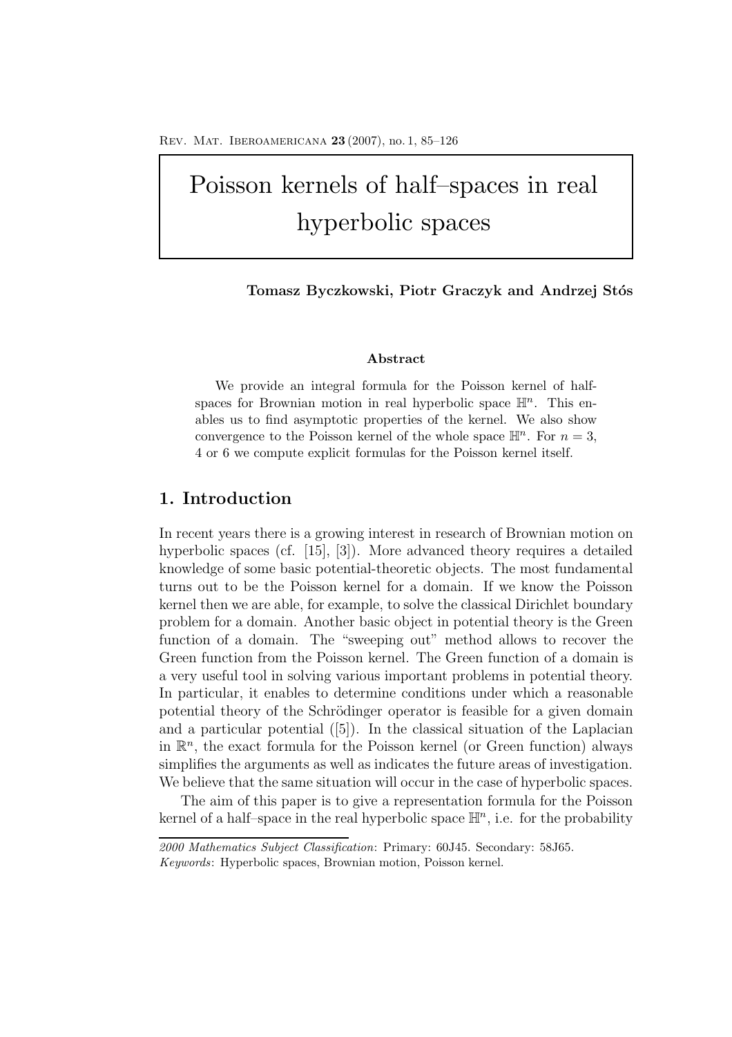# Poisson kernels of half–spaces in real hyperbolic spaces

**Tomasz Byczkowski, Piotr Graczyk and Andrzej Stós**

### Abstract

We provide an integral formula for the Poisson kernel of half-spaces for Brownian motion in real hyperbolic space $\mathbb{H}^n$. This enables us to find asymptotic properties of the kernel. We also show convergence to the Poisson kernel of the whole space $\mathbb{H}^n$. For $n = 3$, 4 or 6 we compute explicit formulas for the Poisson kernel itself.

## 1. Introduction

In recent years there is a growing interest in research of Brownian motion on hyperbolic spaces (cf. [15], [3]). More advanced theory requires a detailed knowledge of some basic potential-theoretic objects. The most fundamental turns out to be the Poisson kernel for a domain. If we know the Poisson kernel then we are able, for example, to solve the classical Dirichlet boundary problem for a domain. Another basic object in potential theory is the Green function of a domain. The "sweeping out" method allows to recover the Green function from the Poisson kernel. The Green function of a domain is a very useful tool in solving various important problems in potential theory. In particular, it enables to determine conditions under which a reasonable potential theory of the Schrödinger operator is feasible for a given domain and a particular potential ([5]). In the classical situation of the Laplacian in $\mathbb{R}^n$, the exact formula for the Poisson kernel (or Green function) always simplifies the arguments as well as indicates the future areas of investigation. We believe that the same situation will occur in the case of hyperbolic spaces.

The aim of this paper is to give a representation formula for the Poisson kernel of a half–space in the real hyperbolic space $\mathbb{H}^n$, i.e. for the probability

*2000 Mathematics Subject Classification*: Primary: 60J45. Secondary: 58J65.
*Keywords*: Hyperbolic spaces, Brownian motion, Poisson kernel.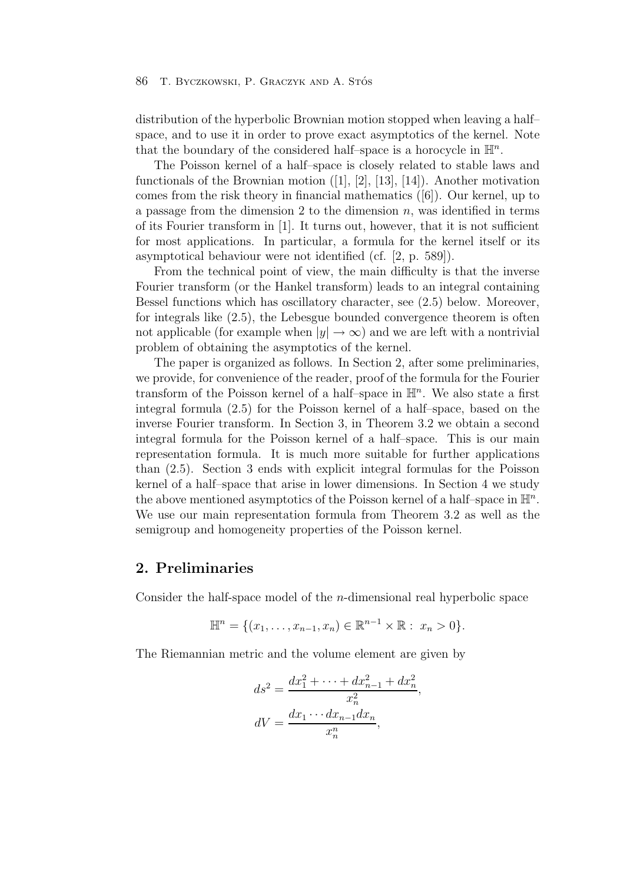distribution of the hyperbolic Brownian motion stopped when leaving a half–space, and to use it in order to prove exact asymptotics of the kernel. Note that the boundary of the considered half–space is a horocycle in $\mathbb{H}^n$.

The Poisson kernel of a half–space is closely related to stable laws and functionals of the Brownian motion ([1], [2], [13], [14]). Another motivation comes from the risk theory in financial mathematics ([6]). Our kernel, up to a passage from the dimension 2 to the dimension $n$, was identified in terms of its Fourier transform in [1]. It turns out, however, that it is not sufficient for most applications. In particular, a formula for the kernel itself or its asymptotical behaviour were not identified (cf. [2, p. 589]).

From the technical point of view, the main difficulty is that the inverse Fourier transform (or the Hankel transform) leads to an integral containing Bessel functions which has oscillatory character, see (2.5) below. Moreover, for integrals like (2.5), the Lebesgue bounded convergence theorem is often not applicable (for example when $|y| \to \infty$) and we are left with a nontrivial problem of obtaining the asymptotics of the kernel.

The paper is organized as follows. In Section 2, after some preliminaries, we provide, for convenience of the reader, proof of the formula for the Fourier transform of the Poisson kernel of a half–space in $\mathbb{H}^n$. We also state a first integral formula (2.5) for the Poisson kernel of a half–space, based on the inverse Fourier transform. In Section 3, in Theorem 3.2 we obtain a second integral formula for the Poisson kernel of a half–space. This is our main representation formula. It is much more suitable for further applications than (2.5). Section 3 ends with explicit integral formulas for the Poisson kernel of a half–space that arise in lower dimensions. In Section 4 we study the above mentioned asymptotics of the Poisson kernel of a half–space in $\mathbb{H}^n$. We use our main representation formula from Theorem 3.2 as well as the semigroup and homogeneity properties of the Poisson kernel.

## 2. Preliminaries

Consider the half-space model of the $n$-dimensional real hyperbolic space

$$\mathbb{H}^n = \{(x_1, \ldots, x_{n-1}, x_n) \in \mathbb{R}^{n-1} \times \mathbb{R} : \ x_n > 0\}.$$

The Riemannian metric and the volume element are given by

$$ds^2 = \frac{dx_1^2 + \cdots + dx_{n-1}^2 + dx_n^2}{x_n^2},$$

$$dV = \frac{dx_1 \cdots dx_{n-1} dx_n}{x_n^n},$$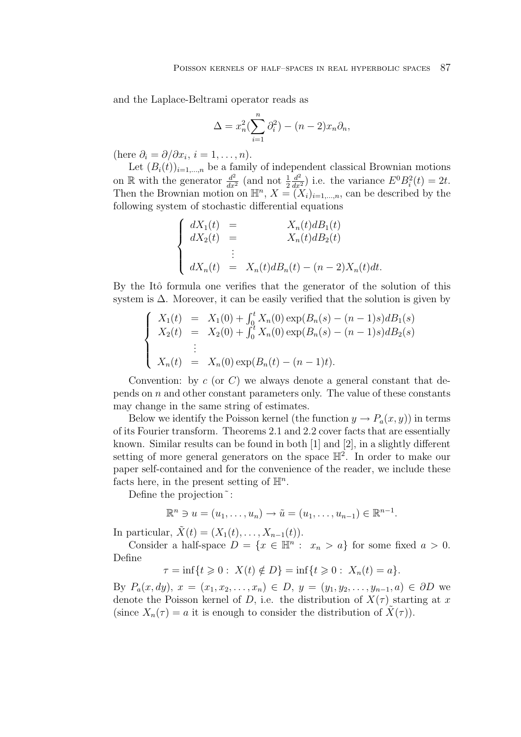and the Laplace-Beltrami operator reads as

$$\Delta = x_n^2 (\sum_{i=1}^{n} \partial_i^2) - (n-2) x_n \partial_n,$$

(here $\partial_i = \partial/\partial x_i$, $i = 1, \ldots, n$).

Let $(B_i(t))_{i=1,\ldots,n}$ be a family of independent classical Brownian motions on $\mathbb{R}$ with the generator $\frac{d^2}{dx^2}$ (and not $\frac{1}{2}\frac{d^2}{dx^2}$) i.e. the variance $E^0 B_i^2(t) = 2t$. Then the Brownian motion on $\mathbb{H}^n$, $X = (X_i)_{i=1,\ldots,n}$, can be described by the following system of stochastic differential equations

$$\begin{cases} dX_1(t) &= \quad X_n(t) dB_1(t) \\ dX_2(t) &= \quad X_n(t) dB_2(t) \\ \quad \vdots & \\ dX_n(t) &= X_n(t) dB_n(t) - (n-2) X_n(t) dt. \end{cases}$$

By the Itô formula one verifies that the generator of the solution of this system is $\Delta$. Moreover, it can be easily verified that the solution is given by

$$\begin{cases} X_1(t) &= X_1(0) + \int_0^t X_n(0) \exp(B_n(s) - (n-1)s) dB_1(s) \\ X_2(t) &= X_2(0) + \int_0^t X_n(0) \exp(B_n(s) - (n-1)s) dB_2(s) \\ \quad \vdots & \\ X_n(t) &= X_n(0) \exp(B_n(t) - (n-1)t). \end{cases}$$

Convention: by $c$ (or $C$) we always denote a general constant that depends on $n$ and other constant parameters only. The value of these constants may change in the same string of estimates.

Below we identify the Poisson kernel (the function $y \to P_a(x, y)$) in terms of its Fourier transform. Theorems 2.1 and 2.2 cover facts that are essentially known. Similar results can be found in both [1] and [2], in a slightly different setting of more general generators on the space $\mathbb{H}^2$. In order to make our paper self-contained and for the convenience of the reader, we include these facts here, in the present setting of $\mathbb{H}^n$.

Define the projection $\tilde{}$ :

$$\mathbb{R}^n \ni u = (u_1, \ldots, u_n) \to \tilde{u} = (u_1, \ldots, u_{n-1}) \in \mathbb{R}^{n-1}.$$

In particular, $\tilde{X}(t) = (X_1(t), \ldots, X_{n-1}(t))$.

Consider a half-space $D = \{x \in \mathbb{H}^n : \ x_n > a\}$ for some fixed $a > 0$. Define

$$\tau = \inf\{t \geqslant 0 : \ X(t) \notin D\} = \inf\{t \geqslant 0 : \ X_n(t) = a\}.$$

By $P_a(x, dy)$, $x = (x_1, x_2, \ldots, x_n) \in D$, $y = (y_1, y_2, \ldots, y_{n-1}, a) \in \partial D$ we denote the Poisson kernel of $D$, i.e. the distribution of $X(\tau)$ starting at $x$ (since $X_n(\tau) = a$ it is enough to consider the distribution of $\tilde{X}(\tau)$).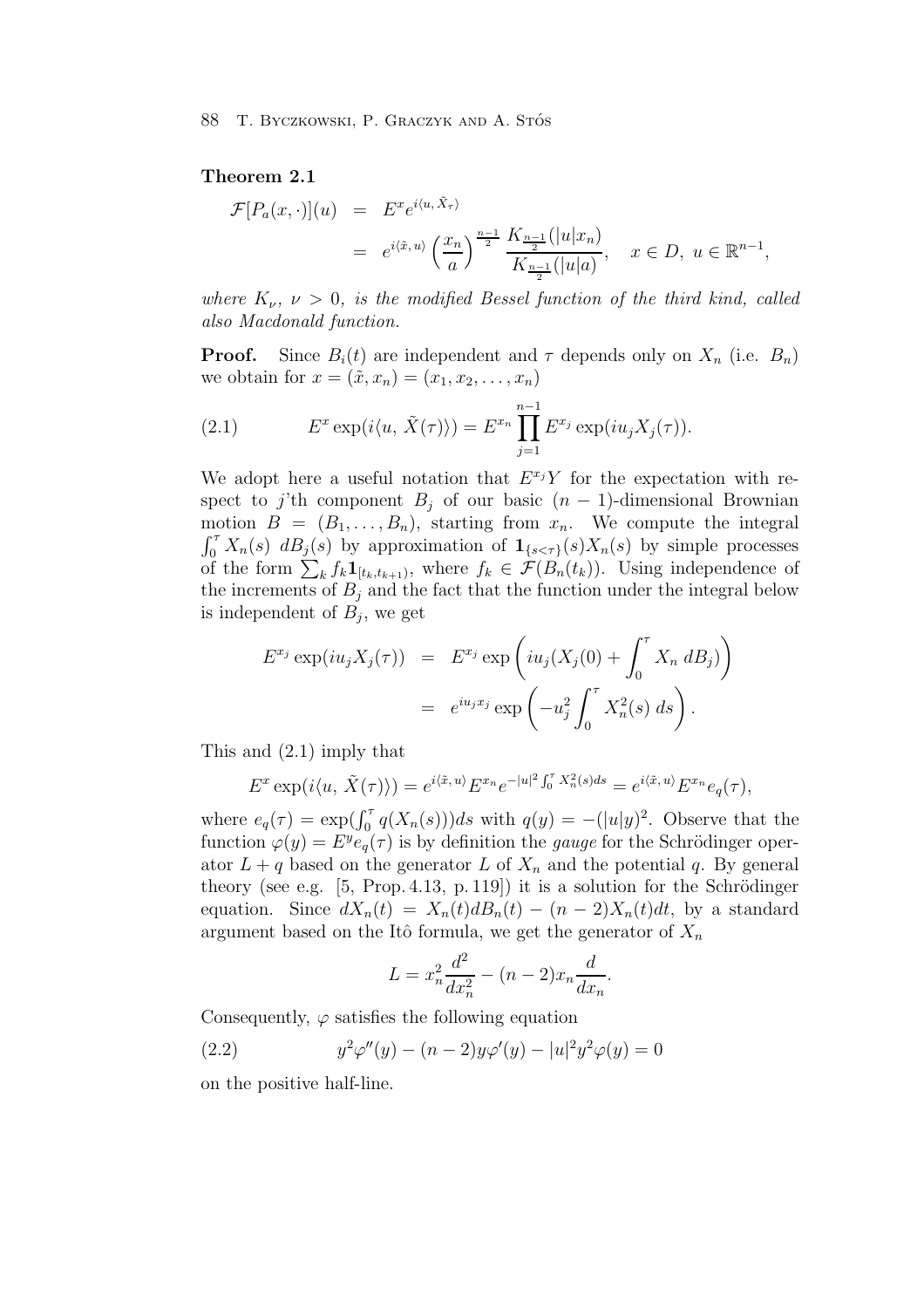**Theorem 2.1**

$$
\begin{aligned}
\mathcal{F}[P_a(x,\cdot)](u) &= E^x e^{i\langle u,\,\tilde{X}_\tau\rangle} \\
&= e^{i\langle \tilde{x},\,u\rangle}\left(\frac{x_n}{a}\right)^{\frac{n-1}{2}} \frac{K_{\frac{n-1}{2}}(|u|x_n)}{K_{\frac{n-1}{2}}(|u|a)}, \quad x \in D,\ u \in \mathbb{R}^{n-1},
\end{aligned}
$$

*where $K_\nu$, $\nu > 0$, is the modified Bessel function of the third kind, called also Macdonald function.*

**Proof.** Since $B_i(t)$ are independent and $\tau$ depends only on $X_n$ (i.e. $B_n$) we obtain for $x = (\tilde{x}, x_n) = (x_1, x_2, \ldots, x_n)$

$$
E^x \exp(i\langle u,\,\tilde{X}(\tau)\rangle) = E^{x_n} \prod_{j=1}^{n-1} E^{x_j} \exp(iu_j X_j(\tau)). \tag{2.1}
$$

We adopt here a useful notation that $E^{x_j} Y$ for the expectation with respect to $j$'th component $B_j$ of our basic $(n-1)$-dimensional Brownian motion $B = (B_1, \ldots, B_n)$, starting from $x_n$. We compute the integral $\int_0^\tau X_n(s)\ dB_j(s)$ by approximation of $\mathbf{1}_{\{s<\tau\}}(s)X_n(s)$ by simple processes of the form $\sum_k f_k \mathbf{1}_{[t_k, t_{k+1})}$, where $f_k \in \mathcal{F}(B_n(t_k))$. Using independence of the increments of $B_j$ and the fact that the function under the integral below is independent of $B_j$, we get

$$
\begin{aligned}
E^{x_j} \exp(iu_j X_j(\tau)) &= E^{x_j} \exp\left(iu_j(X_j(0) + \int_0^\tau X_n\ dB_j)\right) \\
&= e^{iu_j x_j} \exp\left(-u_j^2 \int_0^\tau X_n^2(s)\ ds\right).
\end{aligned}
$$

This and (2.1) imply that

$$
E^x \exp(i\langle u,\,\tilde{X}(\tau)\rangle) = e^{i\langle \tilde{x},\,u\rangle} E^{x_n} e^{-|u|^2 \int_0^\tau X_n^2(s) ds} = e^{i\langle \tilde{x},\,u\rangle} E^{x_n} e_q(\tau),
$$

where $e_q(\tau) = \exp(\int_0^\tau q(X_n(s)))ds$ with $q(y) = -(|u|y)^2$. Observe that the function $\varphi(y) = E^y e_q(\tau)$ is by definition the *gauge* for the Schrödinger operator $L + q$ based on the generator $L$ of $X_n$ and the potential $q$. By general theory (see e.g. [5, Prop. 4.13, p. 119]) it is a solution for the Schrödinger equation. Since $dX_n(t) = X_n(t)dB_n(t) - (n-2)X_n(t)dt$, by a standard argument based on the Itô formula, we get the generator of $X_n$

$$
L = x_n^2 \frac{d^2}{dx_n^2} - (n-2)x_n \frac{d}{dx_n}.
$$

Consequently, $\varphi$ satisfies the following equation

$$
y^2\varphi''(y) - (n-2)y\varphi'(y) - |u|^2 y^2 \varphi(y) = 0 \tag{2.2}
$$

on the positive half-line.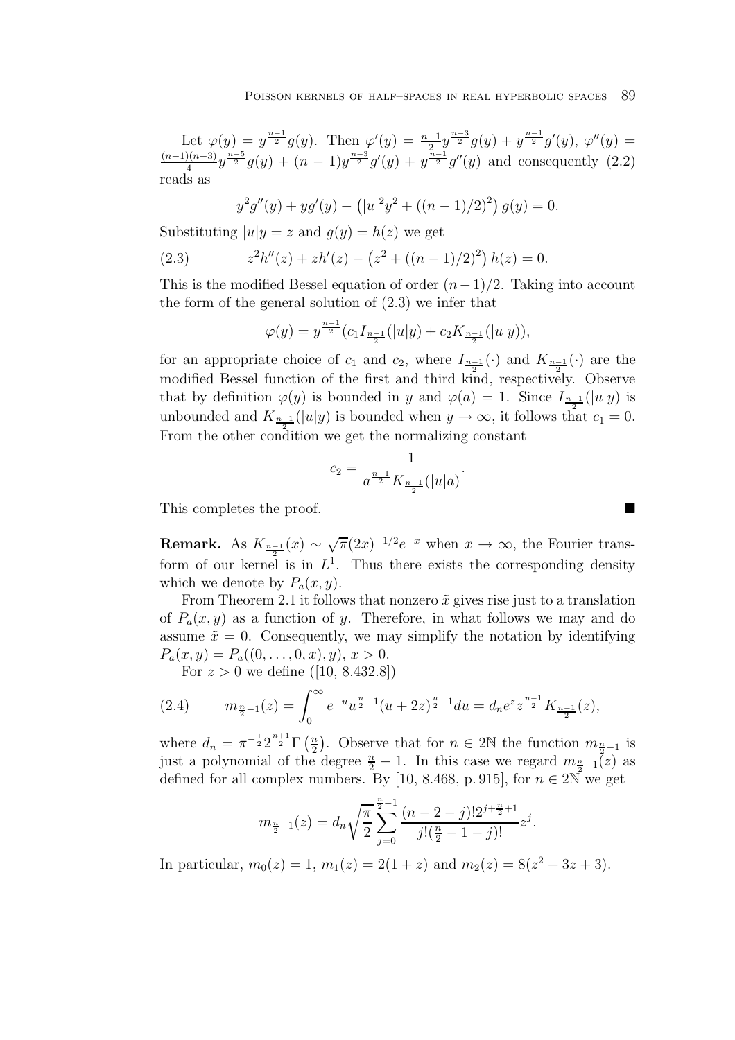Let $\varphi(y) = y^{\frac{n-1}{2}} g(y)$. Then $\varphi'(y) = \frac{n-1}{2} y^{\frac{n-3}{2}} g(y) + y^{\frac{n-1}{2}} g'(y)$, $\varphi''(y) = \frac{(n-1)(n-3)}{4} y^{\frac{n-5}{2}} g(y) + (n-1) y^{\frac{n-3}{2}} g'(y) + y^{\frac{n-1}{2}} g''(y)$ and consequently (2.2) reads as

$$y^2 g''(y) + y g'(y) - \left(|u|^2 y^2 + ((n-1)/2)^2\right) g(y) = 0.$$

Substituting $|u|y = z$ and $g(y) = h(z)$ we get

$$z^2 h''(z) + z h'(z) - \left(z^2 + ((n-1)/2)^2\right) h(z) = 0. \tag{2.3}$$

This is the modified Bessel equation of order $(n-1)/2$. Taking into account the form of the general solution of (2.3) we infer that

$$\varphi(y) = y^{\frac{n-1}{2}} (c_1 I_{\frac{n-1}{2}}(|u|y) + c_2 K_{\frac{n-1}{2}}(|u|y)),$$

for an appropriate choice of $c_1$ and $c_2$, where $I_{\frac{n-1}{2}}(\cdot)$ and $K_{\frac{n-1}{2}}(\cdot)$ are the modified Bessel function of the first and third kind, respectively. Observe that by definition $\varphi(y)$ is bounded in $y$ and $\varphi(a) = 1$. Since $I_{\frac{n-1}{2}}(|u|y)$ is unbounded and $K_{\frac{n-1}{2}}(|u|y)$ is bounded when $y \to \infty$, it follows that $c_1 = 0$. From the other condition we get the normalizing constant

$$c_2 = \frac{1}{a^{\frac{n-1}{2}} K_{\frac{n-1}{2}}(|u|a)}.$$

This completes the proof. ∎

**Remark.** As $K_{\frac{n-1}{2}}(x) \sim \sqrt{\pi}(2x)^{-1/2} e^{-x}$ when $x \to \infty$, the Fourier transform of our kernel is in $L^1$. Thus there exists the corresponding density which we denote by $P_a(x, y)$.

From Theorem 2.1 it follows that nonzero $\tilde{x}$ gives rise just to a translation of $P_a(x, y)$ as a function of $y$. Therefore, in what follows we may and do assume $\tilde{x} = 0$. Consequently, we may simplify the notation by identifying $P_a(x, y) = P_a((0, \ldots, 0, x), y)$, $x > 0$.

For $z > 0$ we define ([10, 8.432.8])

$$m_{\frac{n}{2}-1}(z) = \int_0^\infty e^{-u} u^{\frac{n}{2}-1} (u + 2z)^{\frac{n}{2}-1} du = d_n e^z z^{\frac{n-1}{2}} K_{\frac{n-1}{2}}(z), \tag{2.4}$$

where $d_n = \pi^{-\frac{1}{2}} 2^{\frac{n+1}{2}} \Gamma\left(\frac{n}{2}\right)$. Observe that for $n \in 2\mathbb{N}$ the function $m_{\frac{n}{2}-1}$ is just a polynomial of the degree $\frac{n}{2} - 1$. In this case we regard $m_{\frac{n}{2}-1}(z)$ as defined for all complex numbers. By [10, 8.468, p. 915], for $n \in 2\mathbb{N}$ we get

$$m_{\frac{n}{2}-1}(z) = d_n \sqrt{\frac{\pi}{2}} \sum_{j=0}^{\frac{n}{2}-1} \frac{(n-2-j)! 2^{j+\frac{n}{2}+1}}{j! (\frac{n}{2} - 1 - j)!} z^j.$$

In particular, $m_0(z) = 1$, $m_1(z) = 2(1 + z)$ and $m_2(z) = 8(z^2 + 3z + 3)$.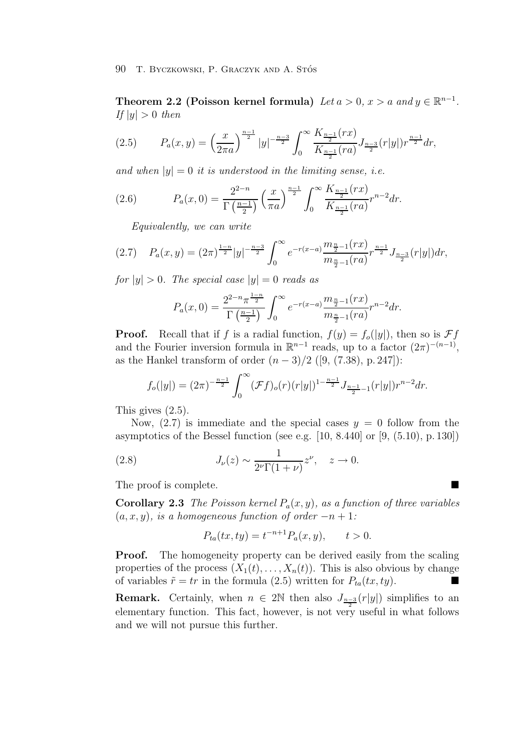**Theorem 2.2 (Poisson kernel formula)** *Let $a > 0$, $x > a$ and $y \in \mathbb{R}^{n-1}$. If $|y| > 0$ then*

$$P_a(x, y) = \left(\frac{x}{2\pi a}\right)^{\frac{n-1}{2}} |y|^{-\frac{n-3}{2}} \int_0^\infty \frac{K_{\frac{n-1}{2}}(rx)}{K_{\frac{n-1}{2}}(ra)} J_{\frac{n-3}{2}}(r|y|) r^{\frac{n-1}{2}} dr, \tag{2.5}$$

*and when $|y| = 0$ it is understood in the limiting sense, i.e.*

$$P_a(x, 0) = \frac{2^{2-n}}{\Gamma\left(\frac{n-1}{2}\right)} \left(\frac{x}{\pi a}\right)^{\frac{n-1}{2}} \int_0^\infty \frac{K_{\frac{n-1}{2}}(rx)}{K_{\frac{n-1}{2}}(ra)} r^{n-2} dr. \tag{2.6}$$

*Equivalently, we can write*

$$P_a(x, y) = (2\pi)^{\frac{1-n}{2}} |y|^{-\frac{n-3}{2}} \int_0^\infty e^{-r(x-a)} \frac{m_{\frac{n}{2}-1}(rx)}{m_{\frac{n}{2}-1}(ra)} r^{\frac{n-1}{2}} J_{\frac{n-3}{2}}(r|y|) dr, \tag{2.7}$$

*for $|y| > 0$. The special case $|y| = 0$ reads as*

$$P_a(x, 0) = \frac{2^{2-n} \pi^{\frac{1-n}{2}}}{\Gamma\left(\frac{n-1}{2}\right)} \int_0^\infty e^{-r(x-a)} \frac{m_{\frac{n}{2}-1}(rx)}{m_{\frac{n}{2}-1}(ra)} r^{n-2} dr.$$

**Proof.** Recall that if $f$ is a radial function, $f(y) = f_o(|y|)$, then so is $\mathcal{F}f$ and the Fourier inversion formula in $\mathbb{R}^{n-1}$ reads, up to a factor $(2\pi)^{-(n-1)}$, as the Hankel transform of order $(n-3)/2$ ([9, (7.38), p. 247]):

$$f_o(|y|) = (2\pi)^{-\frac{n-1}{2}} \int_0^\infty (\mathcal{F}f)_o(r) (r|y|)^{1-\frac{n-1}{2}} J_{\frac{n-1}{2}-1}(r|y|) r^{n-2} dr.$$

This gives (2.5).

Now, (2.7) is immediate and the special cases $y = 0$ follow from the asymptotics of the Bessel function (see e.g. [10, 8.440] or [9, (5.10), p. 130])

$$J_\nu(z) \sim \frac{1}{2^\nu \Gamma(1+\nu)} z^\nu, \quad z \to 0. \tag{2.8}$$

The proof is complete. ■

**Corollary 2.3** *The Poisson kernel $P_a(x, y)$, as a function of three variables $(a, x, y)$, is a homogeneous function of order $-n+1$:*

$$P_{ta}(tx, ty) = t^{-n+1} P_a(x, y), \qquad t > 0.$$

**Proof.** The homogeneity property can be derived easily from the scaling properties of the process $(X_1(t), \ldots, X_n(t))$. This is also obvious by change of variables $\tilde{r} = tr$ in the formula (2.5) written for $P_{ta}(tx, ty)$. ■

**Remark.** Certainly, when $n \in 2\mathbb{N}$ then also $J_{\frac{n-3}{2}}(r|y|)$ simplifies to an elementary function. This fact, however, is not very useful in what follows and we will not pursue this further.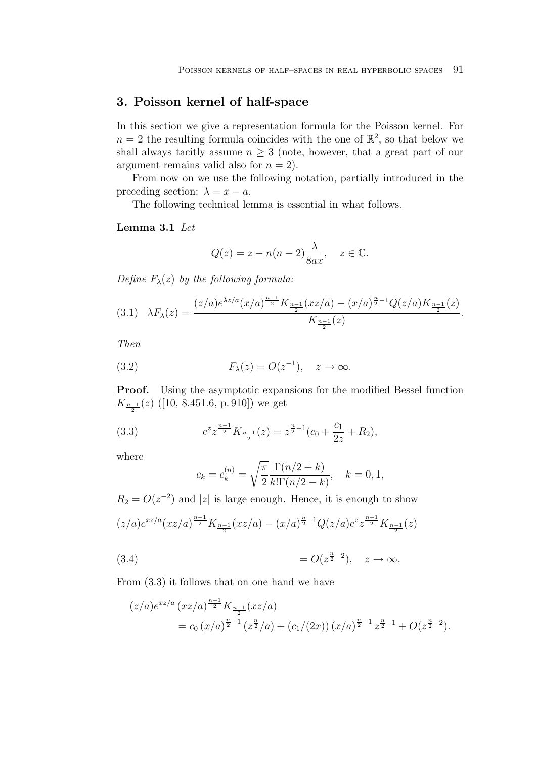## 3. Poisson kernel of half-space

In this section we give a representation formula for the Poisson kernel. For $n = 2$ the resulting formula coincides with the one of $\mathbb{R}^2$, so that below we shall always tacitly assume $n \geq 3$ (note, however, that a great part of our argument remains valid also for $n = 2$).

From now on we use the following notation, partially introduced in the preceding section: $\lambda = x - a$.

The following technical lemma is essential in what follows.

**Lemma 3.1** *Let*

$$Q(z) = z - n(n-2)\frac{\lambda}{8ax}, \quad z \in \mathbb{C}.$$

*Define $F_\lambda(z)$ by the following formula:*

$$\lambda F_\lambda(z) = \frac{(z/a)e^{\lambda z/a}(x/a)^{\frac{n-1}{2}} K_{\frac{n-1}{2}}(xz/a) - (x/a)^{\frac{n}{2}-1} Q(z/a) K_{\frac{n-1}{2}}(z)}{K_{\frac{n-1}{2}}(z)}. \tag{3.1}$$

*Then*

$$F_\lambda(z) = O(z^{-1}), \quad z \to \infty. \tag{3.2}$$

**Proof.** Using the asymptotic expansions for the modified Bessel function $K_{\frac{n-1}{2}}(z)$ ([10, 8.451.6, p. 910]) we get

$$e^z z^{\frac{n-1}{2}} K_{\frac{n-1}{2}}(z) = z^{\frac{n}{2}-1}(c_0 + \frac{c_1}{2z} + R_2), \tag{3.3}$$

where

$$c_k = c_k^{(n)} = \sqrt{\frac{\pi}{2}} \frac{\Gamma(n/2 + k)}{k!\Gamma(n/2 - k)}, \quad k = 0, 1,$$

$R_2 = O(z^{-2})$ and $|z|$ is large enough. Hence, it is enough to show

$$(z/a)e^{xz/a}(xz/a)^{\frac{n-1}{2}} K_{\frac{n-1}{2}}(xz/a) - (x/a)^{\frac{n}{2}-1} Q(z/a) e^z z^{\frac{n-1}{2}} K_{\frac{n-1}{2}}(z)$$

$$= O(z^{\frac{n}{2}-2}), \quad z \to \infty. \tag{3.4}$$

From (3.3) it follows that on one hand we have

$$\begin{aligned}
&(z/a)e^{xz/a}\,(xz/a)^{\frac{n-1}{2}} K_{\frac{n-1}{2}}(xz/a) \\
&\qquad = c_0\,(x/a)^{\frac{n}{2}-1}\,(z^{\frac{n}{2}}/a) + (c_1/(2x))\,(x/a)^{\frac{n}{2}-1}\,z^{\frac{n}{2}-1} + O(z^{\frac{n}{2}-2}).
\end{aligned}$$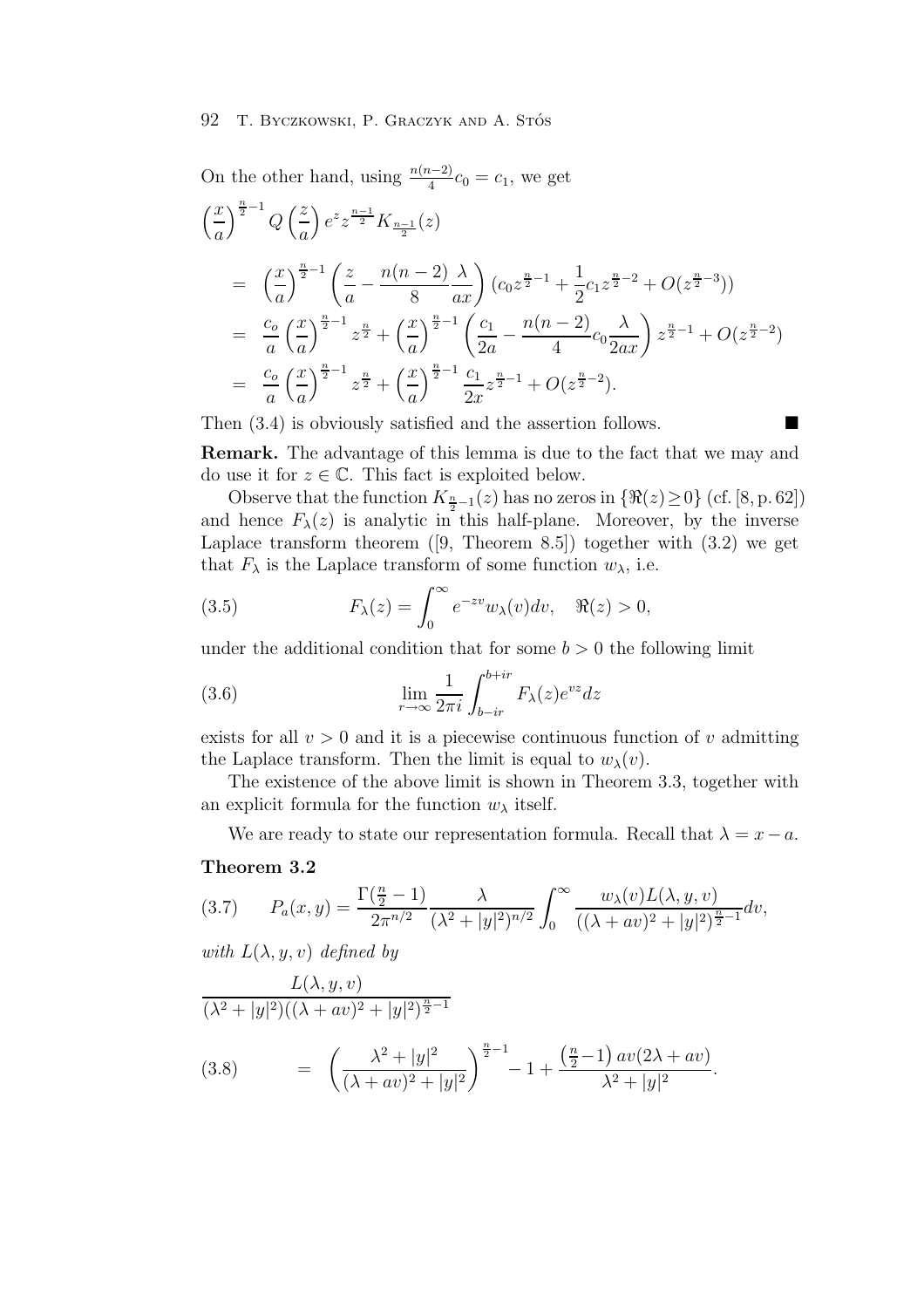On the other hand, using $\frac{n(n-2)}{4}c_0 = c_1$, we get

$$
\begin{aligned}
&\left(\frac{x}{a}\right)^{\frac{n}{2}-1} Q\left(\frac{z}{a}\right) e^z z^{\frac{n-1}{2}} K_{\frac{n-1}{2}}(z) \\
&= \left(\frac{x}{a}\right)^{\frac{n}{2}-1} \left(\frac{z}{a} - \frac{n(n-2)}{8}\frac{\lambda}{ax}\right)\left(c_0 z^{\frac{n}{2}-1} + \frac{1}{2}c_1 z^{\frac{n}{2}-2} + O(z^{\frac{n}{2}-3})\right) \\
&= \frac{c_o}{a}\left(\frac{x}{a}\right)^{\frac{n}{2}-1} z^{\frac{n}{2}} + \left(\frac{x}{a}\right)^{\frac{n}{2}-1}\left(\frac{c_1}{2a} - \frac{n(n-2)}{4}c_0\frac{\lambda}{2ax}\right) z^{\frac{n}{2}-1} + O(z^{\frac{n}{2}-2}) \\
&= \frac{c_o}{a}\left(\frac{x}{a}\right)^{\frac{n}{2}-1} z^{\frac{n}{2}} + \left(\frac{x}{a}\right)^{\frac{n}{2}-1} \frac{c_1}{2x} z^{\frac{n}{2}-1} + O(z^{\frac{n}{2}-2}).
\end{aligned}
$$

Then (3.4) is obviously satisfied and the assertion follows. ■

**Remark.** The advantage of this lemma is due to the fact that we may and do use it for $z \in \mathbb{C}$. This fact is exploited below.

Observe that the function $K_{\frac{n}{2}-1}(z)$ has no zeros in $\{\Re(z) \geq 0\}$ (cf. [8, p. 62]) and hence $F_\lambda(z)$ is analytic in this half-plane. Moreover, by the inverse Laplace transform theorem ([9, Theorem 8.5]) together with (3.2) we get that $F_\lambda$ is the Laplace transform of some function $w_\lambda$, i.e.

$$
F_\lambda(z) = \int_0^\infty e^{-zv} w_\lambda(v)dv, \quad \Re(z) > 0, \tag{3.5}
$$

under the additional condition that for some $b > 0$ the following limit

$$
\lim_{r\to\infty} \frac{1}{2\pi i}\int_{b-ir}^{b+ir} F_\lambda(z) e^{vz} dz \tag{3.6}
$$

exists for all $v > 0$ and it is a piecewise continuous function of $v$ admitting the Laplace transform. Then the limit is equal to $w_\lambda(v)$.

The existence of the above limit is shown in Theorem 3.3, together with an explicit formula for the function $w_\lambda$ itself.

We are ready to state our representation formula. Recall that $\lambda = x - a$.

**Theorem 3.2**

$$
P_a(x,y) = \frac{\Gamma(\frac{n}{2}-1)}{2\pi^{n/2}} \frac{\lambda}{(\lambda^2 + |y|^2)^{n/2}} \int_0^\infty \frac{w_\lambda(v) L(\lambda, y, v)}{((\lambda + av)^2 + |y|^2)^{\frac{n}{2}-1}} dv, \tag{3.7}
$$

*with $L(\lambda, y, v)$ defined by*

$$
\frac{L(\lambda, y, v)}{(\lambda^2+|y|^2)((\lambda+av)^2+|y|^2)^{\frac{n}{2}-1}} = \left(\frac{\lambda^2+|y|^2}{(\lambda+av)^2+|y|^2}\right)^{\frac{n}{2}-1} - 1 + \frac{\left(\frac{n}{2}-1\right)av(2\lambda+av)}{\lambda^2+|y|^2}. \tag{3.8}
$$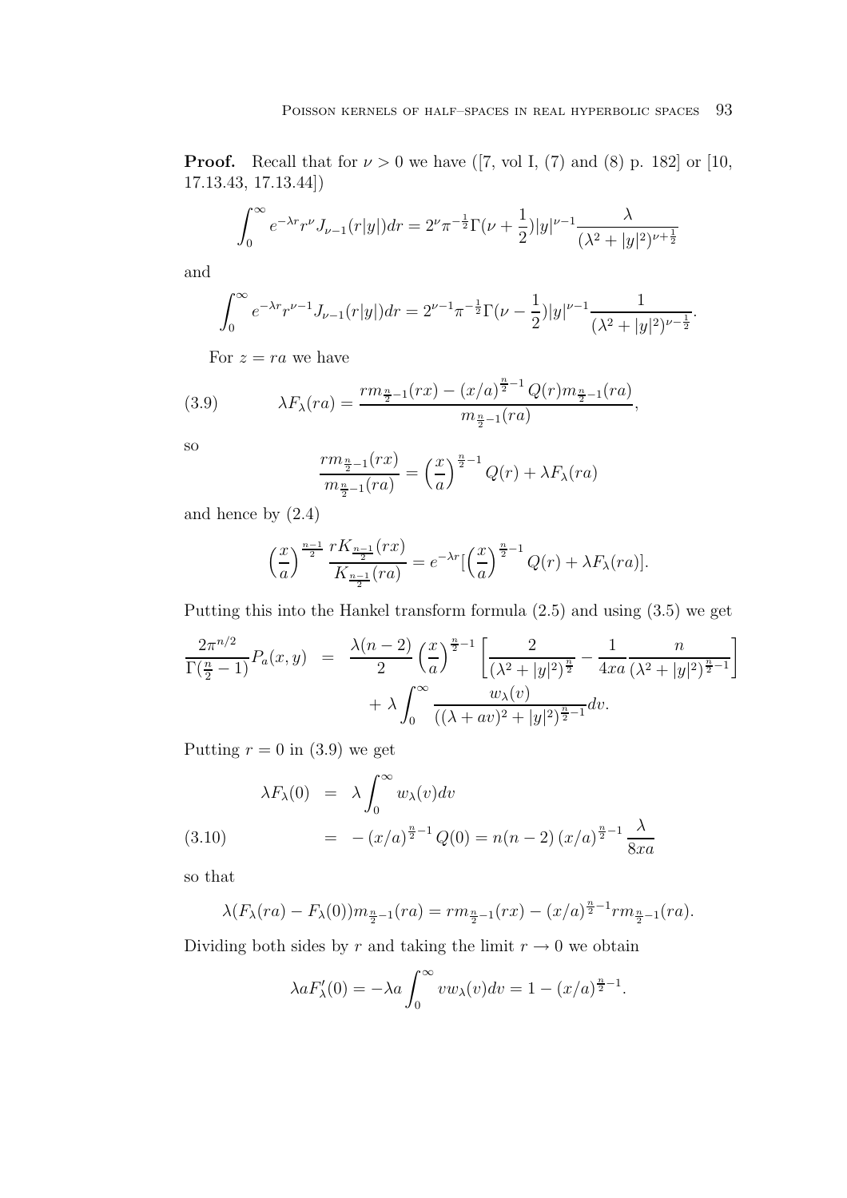**Proof.** Recall that for $\nu > 0$ we have ([7, vol I, (7) and (8) p. 182] or [10, 17.13.43, 17.13.44])

$$\int_0^\infty e^{-\lambda r} r^\nu J_{\nu-1}(r|y|)dr = 2^\nu \pi^{-\frac{1}{2}} \Gamma(\nu + \frac{1}{2})|y|^{\nu-1} \frac{\lambda}{(\lambda^2 + |y|^2)^{\nu+\frac{1}{2}}}$$

and

$$\int_0^\infty e^{-\lambda r} r^{\nu-1} J_{\nu-1}(r|y|)dr = 2^{\nu-1} \pi^{-\frac{1}{2}} \Gamma(\nu - \frac{1}{2})|y|^{\nu-1} \frac{1}{(\lambda^2 + |y|^2)^{\nu-\frac{1}{2}}}.$$

For $z = ra$ we have

$$\lambda F_\lambda(ra) = \frac{r m_{\frac{n}{2}-1}(rx) - (x/a)^{\frac{n}{2}-1} Q(r) m_{\frac{n}{2}-1}(ra)}{m_{\frac{n}{2}-1}(ra)}, \tag{3.9}$$

so

$$\frac{r m_{\frac{n}{2}-1}(rx)}{m_{\frac{n}{2}-1}(ra)} = \left(\frac{x}{a}\right)^{\frac{n}{2}-1} Q(r) + \lambda F_\lambda(ra)$$

and hence by (2.4)

$$\left(\frac{x}{a}\right)^{\frac{n-1}{2}} \frac{r K_{\frac{n-1}{2}}(rx)}{K_{\frac{n-1}{2}}(ra)} = e^{-\lambda r}[\left(\frac{x}{a}\right)^{\frac{n}{2}-1} Q(r) + \lambda F_\lambda(ra)].$$

Putting this into the Hankel transform formula (2.5) and using (3.5) we get

$$\begin{aligned} \frac{2\pi^{n/2}}{\Gamma(\frac{n}{2}-1)} P_a(x,y) &= \frac{\lambda(n-2)}{2} \left(\frac{x}{a}\right)^{\frac{n}{2}-1} \left[ \frac{2}{(\lambda^2 + |y|^2)^{\frac{n}{2}}} - \frac{1}{4xa} \frac{n}{(\lambda^2 + |y|^2)^{\frac{n}{2}-1}} \right] \\ &\quad + \lambda \int_0^\infty \frac{w_\lambda(v)}{((\lambda + av)^2 + |y|^2)^{\frac{n}{2}-1}} dv. \end{aligned}$$

Putting $r = 0$ in (3.9) we get

$$\begin{aligned} \lambda F_\lambda(0) &= \lambda \int_0^\infty w_\lambda(v) dv \\ &= -(x/a)^{\frac{n}{2}-1} Q(0) = n(n-2)\,(x/a)^{\frac{n}{2}-1} \frac{\lambda}{8xa} \end{aligned} \tag{3.10}$$

so that

$$\lambda(F_\lambda(ra) - F_\lambda(0)) m_{\frac{n}{2}-1}(ra) = r m_{\frac{n}{2}-1}(rx) - (x/a)^{\frac{n}{2}-1} r m_{\frac{n}{2}-1}(ra).$$

Dividing both sides by $r$ and taking the limit $r \to 0$ we obtain

$$\lambda a F_\lambda'(0) = -\lambda a \int_0^\infty v w_\lambda(v) dv = 1 - (x/a)^{\frac{n}{2}-1}.$$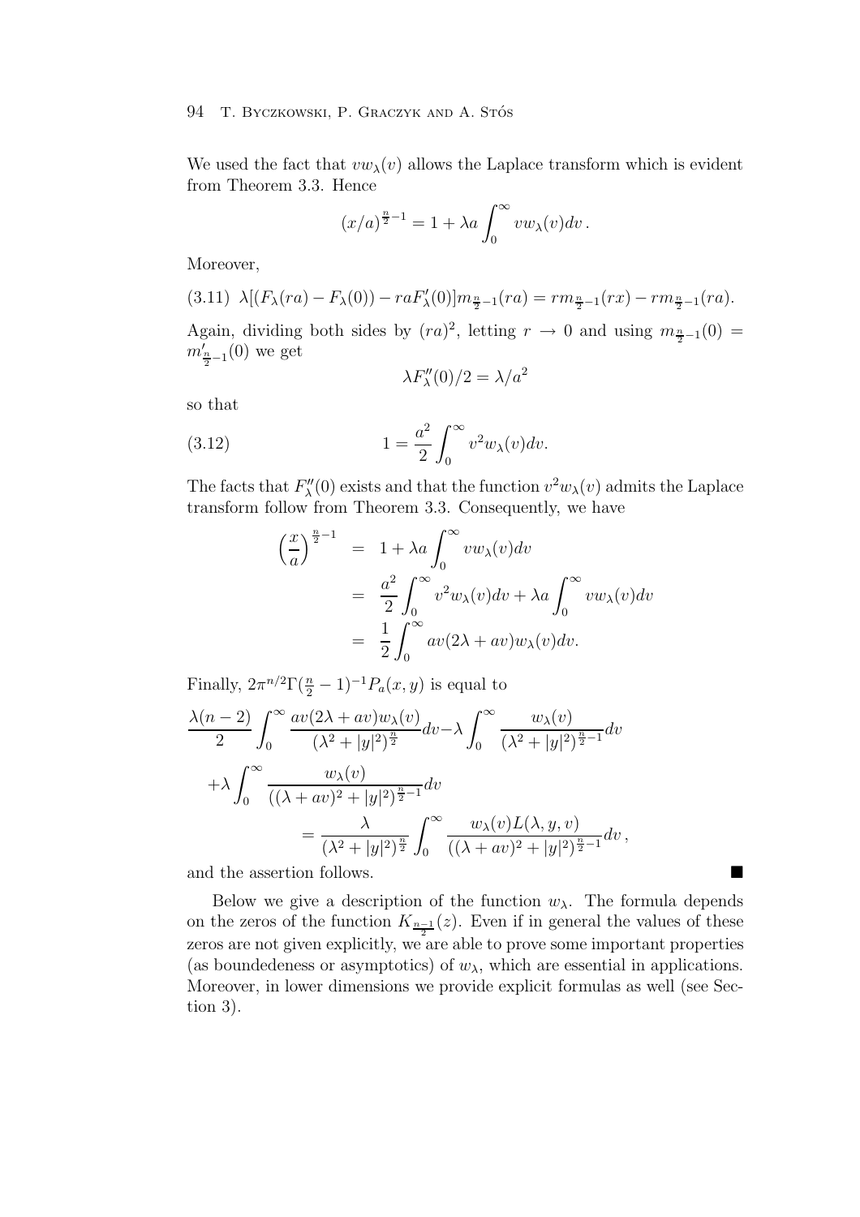We used the fact that $vw_\lambda(v)$ allows the Laplace transform which is evident from Theorem 3.3. Hence

$$(x/a)^{\frac{n}{2}-1} = 1 + \lambda a \int_0^\infty v w_\lambda(v) dv \,.$$

Moreover,

$$\lambda[(F_\lambda(ra) - F_\lambda(0)) - raF'_\lambda(0)] m_{\frac{n}{2}-1}(ra) = rm_{\frac{n}{2}-1}(rx) - rm_{\frac{n}{2}-1}(ra). \tag{3.11}$$

Again, dividing both sides by $(ra)^2$, letting $r \to 0$ and using $m_{\frac{n}{2}-1}(0) = m'_{\frac{n}{2}-1}(0)$ we get

$$\lambda F''_\lambda(0)/2 = \lambda/a^2$$

so that

$$1 = \frac{a^2}{2} \int_0^\infty v^2 w_\lambda(v) dv. \tag{3.12}$$

The facts that $F''_\lambda(0)$ exists and that the function $v^2 w_\lambda(v)$ admits the Laplace transform follow from Theorem 3.3. Consequently, we have

$$\begin{aligned}
\left(\frac{x}{a}\right)^{\frac{n}{2}-1} &= 1 + \lambda a \int_0^\infty v w_\lambda(v) dv \\
&= \frac{a^2}{2} \int_0^\infty v^2 w_\lambda(v) dv + \lambda a \int_0^\infty v w_\lambda(v) dv \\
&= \frac{1}{2} \int_0^\infty av(2\lambda + av) w_\lambda(v) dv.
\end{aligned}$$

Finally, $2\pi^{n/2}\Gamma(\frac{n}{2}-1)^{-1} P_a(x,y)$ is equal to

$$\begin{aligned}
&\frac{\lambda(n-2)}{2} \int_0^\infty \frac{av(2\lambda + av) w_\lambda(v)}{(\lambda^2 + |y|^2)^{\frac{n}{2}}} dv - \lambda \int_0^\infty \frac{w_\lambda(v)}{(\lambda^2 + |y|^2)^{\frac{n}{2}-1}} dv \\
&\quad + \lambda \int_0^\infty \frac{w_\lambda(v)}{((\lambda + av)^2 + |y|^2)^{\frac{n}{2}-1}} dv \\
&\qquad = \frac{\lambda}{(\lambda^2 + |y|^2)^{\frac{n}{2}}} \int_0^\infty \frac{w_\lambda(v) L(\lambda, y, v)}{((\lambda + av)^2 + |y|^2)^{\frac{n}{2}-1}} dv \,,
\end{aligned}$$

and the assertion follows. ■

Below we give a description of the function $w_\lambda$. The formula depends on the zeros of the function $K_{\frac{n-1}{2}}(z)$. Even if in general the values of these zeros are not given explicitly, we are able to prove some important properties (as boundedeness or asymptotics) of $w_\lambda$, which are essential in applications. Moreover, in lower dimensions we provide explicit formulas as well (see Section 3).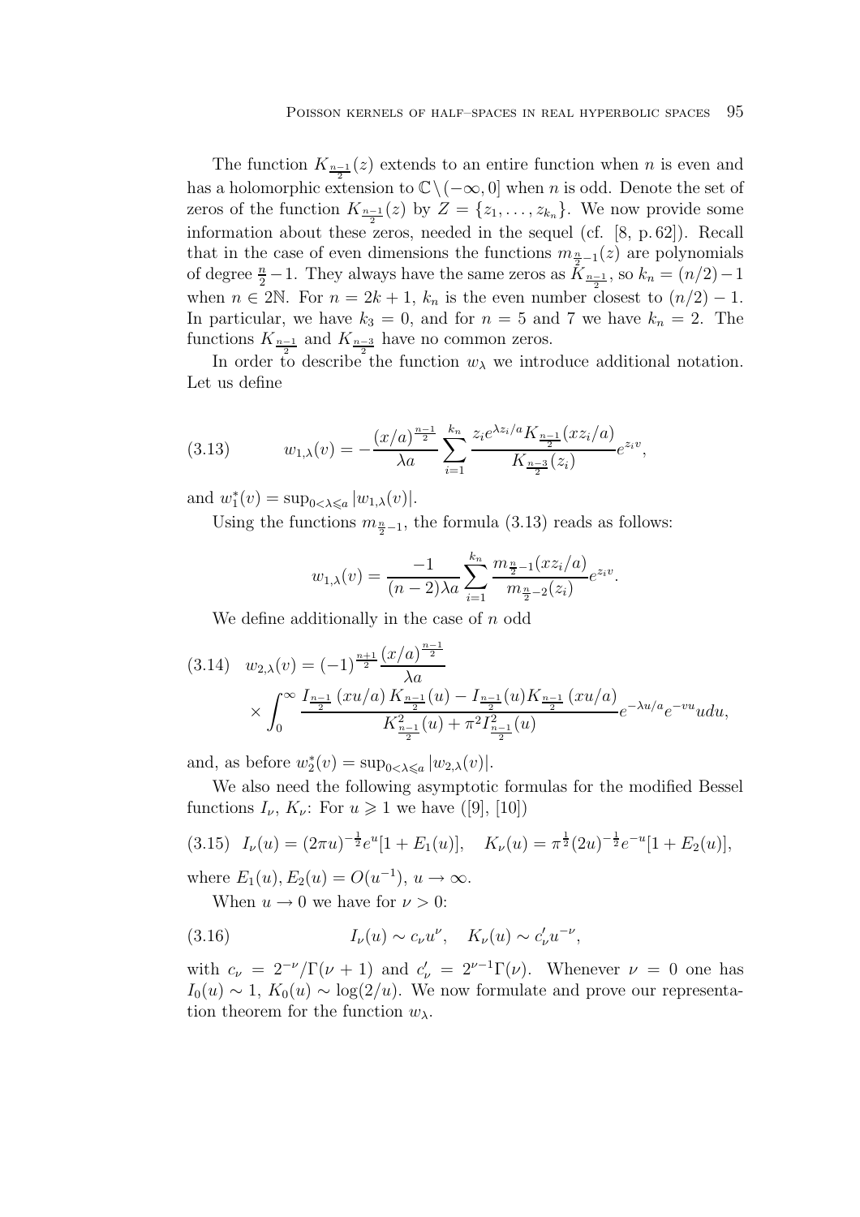The function $K_{\frac{n-1}{2}}(z)$ extends to an entire function when $n$ is even and has a holomorphic extension to $\mathbb{C}\setminus(-\infty,0]$ when $n$ is odd. Denote the set of zeros of the function $K_{\frac{n-1}{2}}(z)$ by $Z=\{z_1,\ldots,z_{k_n}\}$. We now provide some information about these zeros, needed in the sequel (cf. [8, p. 62]). Recall that in the case of even dimensions the functions $m_{\frac{n}{2}-1}(z)$ are polynomials of degree $\frac{n}{2}-1$. They always have the same zeros as $K_{\frac{n-1}{2}}$, so $k_n=(n/2)-1$ when $n\in 2\mathbb{N}$. For $n=2k+1$, $k_n$ is the even number closest to $(n/2)-1$. In particular, we have $k_3=0$, and for $n=5$ and $7$ we have $k_n=2$. The functions $K_{\frac{n-1}{2}}$ and $K_{\frac{n-3}{2}}$ have no common zeros.

In order to describe the function $w_\lambda$ we introduce additional notation. Let us define

$$w_{1,\lambda}(v)=-\frac{(x/a)^{\frac{n-1}{2}}}{\lambda a}\sum_{i=1}^{k_n}\frac{z_i e^{\lambda z_i/a}K_{\frac{n-1}{2}}(xz_i/a)}{K_{\frac{n-3}{2}}(z_i)}e^{z_i v}, \tag{3.13}$$

and $w_1^*(v)=\sup_{0<\lambda\leqslant a}|w_{1,\lambda}(v)|$.

Using the functions $m_{\frac{n}{2}-1}$, the formula (3.13) reads as follows:

$$w_{1,\lambda}(v)=\frac{-1}{(n-2)\lambda a}\sum_{i=1}^{k_n}\frac{m_{\frac{n}{2}-1}(xz_i/a)}{m_{\frac{n}{2}-2}(z_i)}e^{z_i v}.$$

We define additionally in the case of $n$ odd

$$\begin{aligned}w_{2,\lambda}(v)&=(-1)^{\frac{n+1}{2}}\frac{(x/a)^{\frac{n-1}{2}}}{\lambda a}\\&\quad\times\int_0^\infty\frac{I_{\frac{n-1}{2}}(xu/a)\,K_{\frac{n-1}{2}}(u)-I_{\frac{n-1}{2}}(u)K_{\frac{n-1}{2}}(xu/a)}{K^2_{\frac{n-1}{2}}(u)+\pi^2 I^2_{\frac{n-1}{2}}(u)}e^{-\lambda u/a}e^{-vu}u\,du,\end{aligned} \tag{3.14}$$

and, as before $w_2^*(v)=\sup_{0<\lambda\leqslant a}|w_{2,\lambda}(v)|$.

We also need the following asymptotic formulas for the modified Bessel functions $I_\nu$, $K_\nu$: For $u\geqslant 1$ we have ([9], [10])

$$I_\nu(u)=(2\pi u)^{-\frac12}e^u[1+E_1(u)],\quad K_\nu(u)=\pi^{\frac12}(2u)^{-\frac12}e^{-u}[1+E_2(u)], \tag{3.15}$$

where $E_1(u),E_2(u)=O(u^{-1})$, $u\to\infty$.

When $u\to 0$ we have for $\nu>0$:

$$I_\nu(u)\sim c_\nu u^\nu,\quad K_\nu(u)\sim c'_\nu u^{-\nu}, \tag{3.16}$$

with $c_\nu=2^{-\nu}/\Gamma(\nu+1)$ and $c'_\nu=2^{\nu-1}\Gamma(\nu)$. Whenever $\nu=0$ one has $I_0(u)\sim 1$, $K_0(u)\sim\log(2/u)$. We now formulate and prove our representation theorem for the function $w_\lambda$.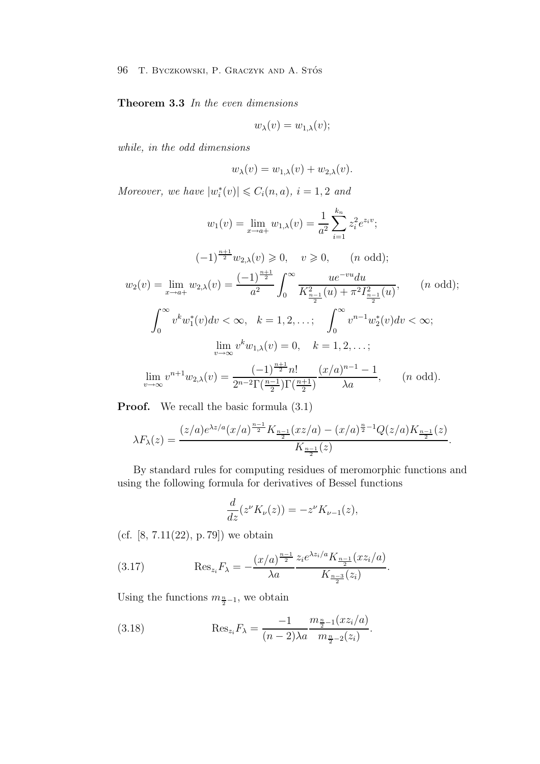**Theorem 3.3** *In the even dimensions*

$$w_\lambda(v) = w_{1,\lambda}(v);$$

*while, in the odd dimensions*

$$w_\lambda(v) = w_{1,\lambda}(v) + w_{2,\lambda}(v).$$

*Moreover, we have* $|w_i^*(v)| \leqslant C_i(n,a)$, $i = 1,2$ *and*

$$w_1(v) = \lim_{x \to a+} w_{1,\lambda}(v) = \frac{1}{a^2} \sum_{i=1}^{k_n} z_i^2 e^{z_i v};$$

$$(-1)^{\frac{n+1}{2}} w_{2,\lambda}(v) \geqslant 0, \quad v \geqslant 0, \qquad (n \text{ odd});$$

$$w_2(v) = \lim_{x \to a+} w_{2,\lambda}(v) = \frac{(-1)^{\frac{n+1}{2}}}{a^2} \int_0^\infty \frac{u e^{-vu} du}{K^2_{\frac{n-1}{2}}(u) + \pi^2 I^2_{\frac{n-1}{2}}(u)}, \qquad (n \text{ odd});$$

$$\int_0^\infty v^k w_1^*(v) dv < \infty, \quad k = 1,2,\ldots; \quad \int_0^\infty v^{n-1} w_2^*(v) dv < \infty;$$

$$\lim_{v \to \infty} v^k w_{1,\lambda}(v) = 0, \quad k = 1,2,\ldots;$$

$$\lim_{v \to \infty} v^{n+1} w_{2,\lambda}(v) = \frac{(-1)^{\frac{n+1}{2}} n!}{2^{n-2}\Gamma(\frac{n-1}{2})\Gamma(\frac{n+1}{2})} \frac{(x/a)^{n-1} - 1}{\lambda a}, \qquad (n \text{ odd}).$$

**Proof.** We recall the basic formula (3.1)

$$\lambda F_\lambda(z) = \frac{(z/a)e^{\lambda z/a}(x/a)^{\frac{n-1}{2}} K_{\frac{n-1}{2}}(xz/a) - (x/a)^{\frac{n}{2}-1} Q(z/a) K_{\frac{n-1}{2}}(z)}{K_{\frac{n-1}{2}}(z)}.$$

By standard rules for computing residues of meromorphic functions and using the following formula for derivatives of Bessel functions

$$\frac{d}{dz}(z^\nu K_\nu(z)) = -z^\nu K_{\nu-1}(z),$$

(cf. [8, 7.11(22), p. 79]) we obtain

$$\text{Res}_{z_i} F_\lambda = -\frac{(x/a)^{\frac{n-1}{2}}}{\lambda a} \frac{z_i e^{\lambda z_i/a} K_{\frac{n-1}{2}}(xz_i/a)}{K_{\frac{n-3}{2}}(z_i)}. \tag{3.17}$$

Using the functions $m_{\frac{n}{2}-1}$, we obtain

$$\text{Res}_{z_i} F_\lambda = \frac{-1}{(n-2)\lambda a} \frac{m_{\frac{n}{2}-1}(xz_i/a)}{m_{\frac{n}{2}-2}(z_i)}. \tag{3.18}$$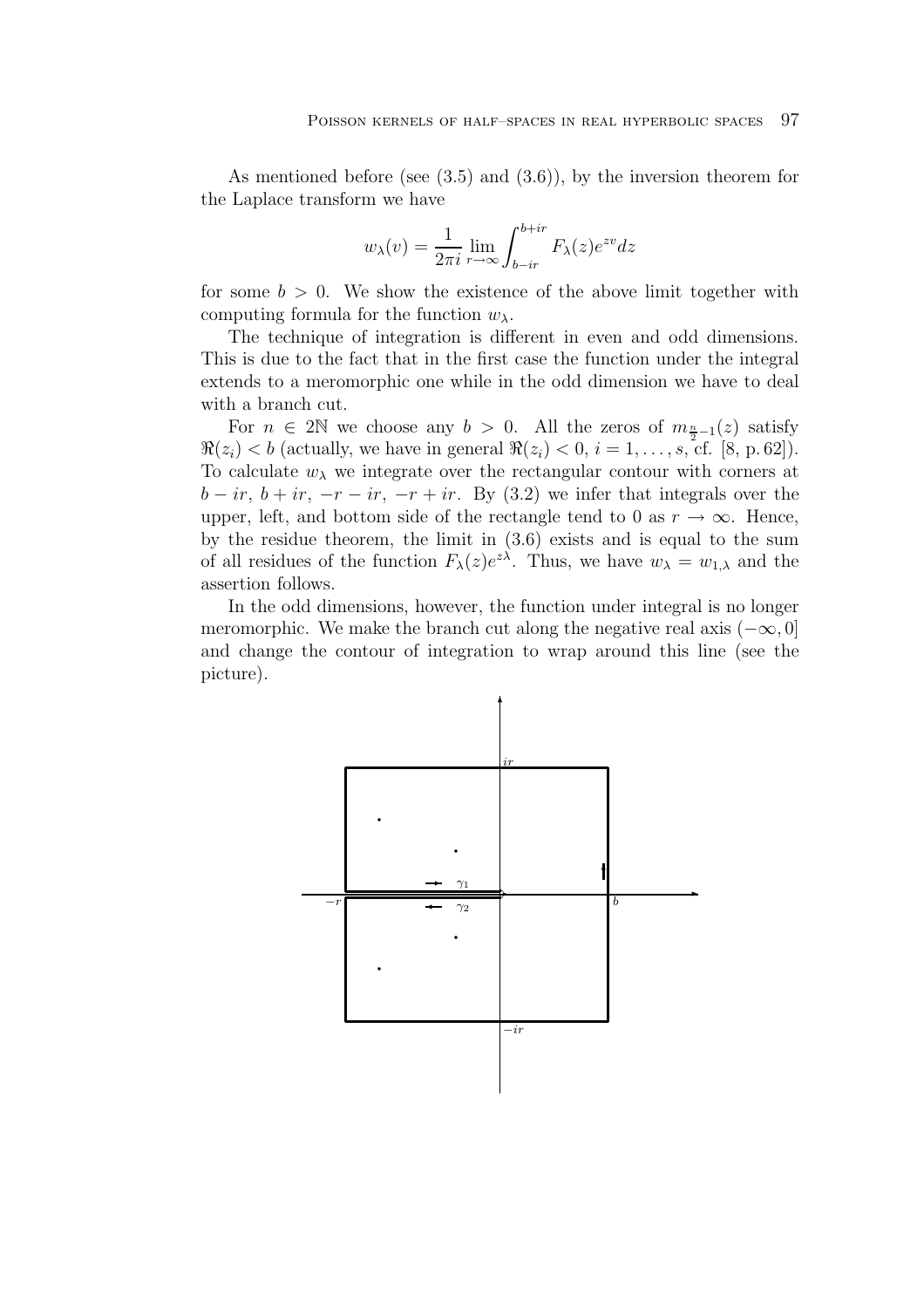As mentioned before (see (3.5) and (3.6)), by the inversion theorem for the Laplace transform we have

$$w_\lambda(v) = \frac{1}{2\pi i} \lim_{r\to\infty} \int_{b-ir}^{b+ir} F_\lambda(z) e^{zv} dz$$

for some $b > 0$. We show the existence of the above limit together with computing formula for the function $w_\lambda$.

The technique of integration is different in even and odd dimensions. This is due to the fact that in the first case the function under the integral extends to a meromorphic one while in the odd dimension we have to deal with a branch cut.

For $n \in 2\mathbb{N}$ we choose any $b > 0$. All the zeros of $m_{\frac{n}{2}-1}(z)$ satisfy $\Re(z_i) < b$ (actually, we have in general $\Re(z_i) < 0$, $i = 1, \ldots, s$, cf. [8, p. 62]). To calculate $w_\lambda$ we integrate over the rectangular contour with corners at $b - ir$, $b + ir$, $-r - ir$, $-r + ir$. By (3.2) we infer that integrals over the upper, left, and bottom side of the rectangle tend to 0 as $r \to \infty$. Hence, by the residue theorem, the limit in (3.6) exists and is equal to the sum of all residues of the function $F_\lambda(z)e^{z\lambda}$. Thus, we have $w_\lambda = w_{1,\lambda}$ and the assertion follows.

In the odd dimensions, however, the function under integral is no longer meromorphic. We make the branch cut along the negative real axis $(-\infty, 0]$ and change the contour of integration to wrap around this line (see the picture).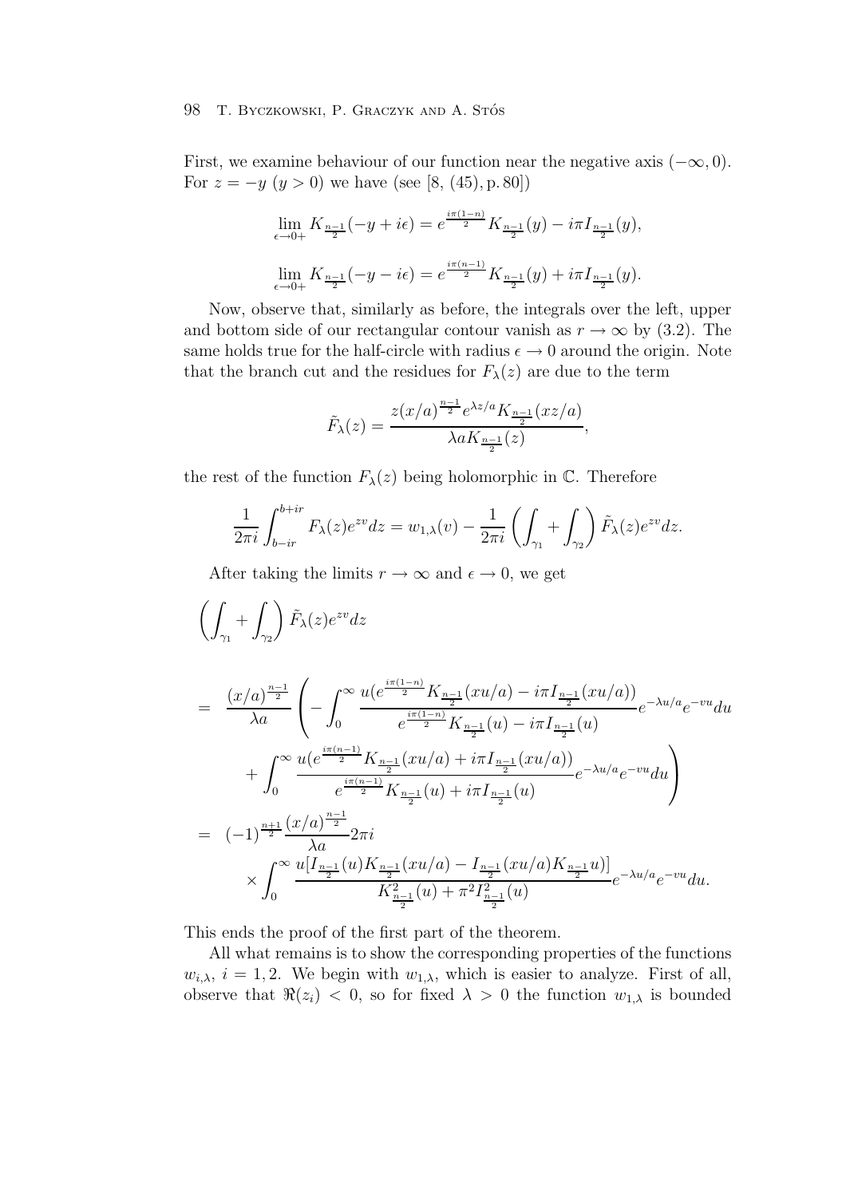First, we examine behaviour of our function near the negative axis $(-\infty, 0)$. For $z = -y$ $(y > 0)$ we have (see [8, (45), p. 80])

$$\lim_{\epsilon \to 0+} K_{\frac{n-1}{2}}(-y + i\epsilon) = e^{\frac{i\pi(1-n)}{2}} K_{\frac{n-1}{2}}(y) - i\pi I_{\frac{n-1}{2}}(y),$$

$$\lim_{\epsilon \to 0+} K_{\frac{n-1}{2}}(-y - i\epsilon) = e^{\frac{i\pi(n-1)}{2}} K_{\frac{n-1}{2}}(y) + i\pi I_{\frac{n-1}{2}}(y).$$

Now, observe that, similarly as before, the integrals over the left, upper and bottom side of our rectangular contour vanish as $r \to \infty$ by (3.2). The same holds true for the half-circle with radius $\epsilon \to 0$ around the origin. Note that the branch cut and the residues for $F_\lambda(z)$ are due to the term

$$\tilde{F}_\lambda(z) = \frac{z(x/a)^{\frac{n-1}{2}} e^{\lambda z/a} K_{\frac{n-1}{2}}(xz/a)}{\lambda a K_{\frac{n-1}{2}}(z)},$$

the rest of the function $F_\lambda(z)$ being holomorphic in $\mathbb{C}$. Therefore

$$\frac{1}{2\pi i} \int_{b-ir}^{b+ir} F_\lambda(z) e^{zv} dz = w_{1,\lambda}(v) - \frac{1}{2\pi i} \left( \int_{\gamma_1} + \int_{\gamma_2} \right) \tilde{F}_\lambda(z) e^{zv} dz.$$

After taking the limits $r \to \infty$ and $\epsilon \to 0$, we get

$$\begin{aligned}
&\left( \int_{\gamma_1} + \int_{\gamma_2} \right) \tilde{F}_\lambda(z) e^{zv} dz \\
&= \frac{(x/a)^{\frac{n-1}{2}}}{\lambda a} \Bigg( -\int_0^\infty \frac{u(e^{\frac{i\pi(1-n)}{2}} K_{\frac{n-1}{2}}(xu/a) - i\pi I_{\frac{n-1}{2}}(xu/a))}{e^{\frac{i\pi(1-n)}{2}} K_{\frac{n-1}{2}}(u) - i\pi I_{\frac{n-1}{2}}(u)} e^{-\lambda u/a} e^{-vu} du \\
&\qquad + \int_0^\infty \frac{u(e^{\frac{i\pi(n-1)}{2}} K_{\frac{n-1}{2}}(xu/a) + i\pi I_{\frac{n-1}{2}}(xu/a))}{e^{\frac{i\pi(n-1)}{2}} K_{\frac{n-1}{2}}(u) + i\pi I_{\frac{n-1}{2}}(u)} e^{-\lambda u/a} e^{-vu} du \Bigg) \\
&= (-1)^{\frac{n+1}{2}} \frac{(x/a)^{\frac{n-1}{2}}}{\lambda a} 2\pi i \\
&\qquad \times \int_0^\infty \frac{u[I_{\frac{n-1}{2}}(u) K_{\frac{n-1}{2}}(xu/a) - I_{\frac{n-1}{2}}(xu/a) K_{\frac{n-1}{2}} u)]}{K^2_{\frac{n-1}{2}}(u) + \pi^2 I^2_{\frac{n-1}{2}}(u)} e^{-\lambda u/a} e^{-vu} du.
\end{aligned}$$

This ends the proof of the first part of the theorem.

All what remains is to show the corresponding properties of the functions $w_{i,\lambda}$, $i = 1, 2$. We begin with $w_{1,\lambda}$, which is easier to analyze. First of all, observe that $\Re(z_i) < 0$, so for fixed $\lambda > 0$ the function $w_{1,\lambda}$ is bounded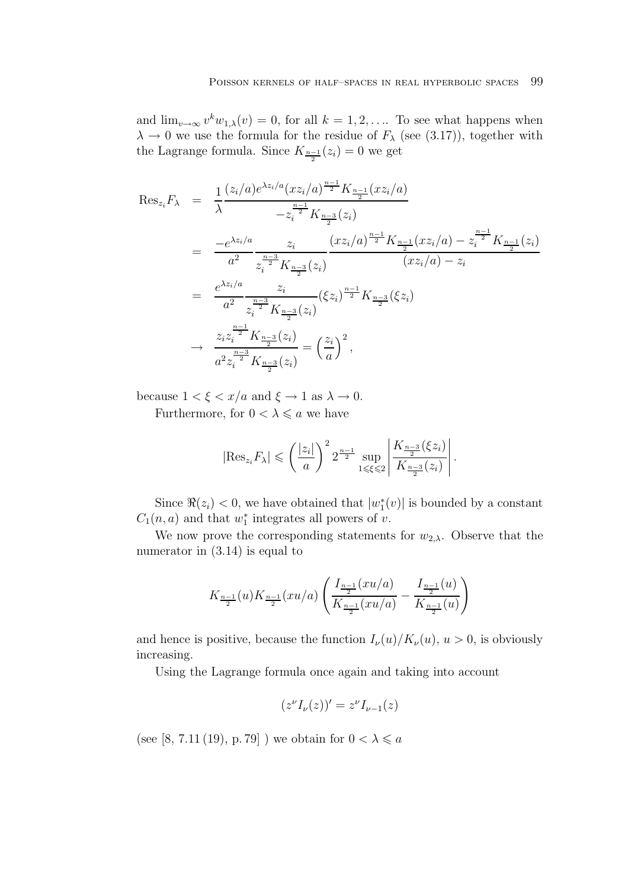and $\lim_{v\to\infty} v^k w_{1,\lambda}(v) = 0$, for all $k = 1, 2, \ldots$. To see what happens when $\lambda \to 0$ we use the formula for the residue of $F_\lambda$ (see (3.17)), together with the Lagrange formula. Since $K_{\frac{n-1}{2}}(z_i) = 0$ we get

$$
\begin{aligned}
\mathrm{Res}_{z_i} F_\lambda &= \frac{1}{\lambda} \frac{(z_i/a) e^{\lambda z_i/a} (x z_i/a)^{\frac{n-1}{2}} K_{\frac{n-1}{2}}(x z_i/a)}{-z_i^{\frac{n-1}{2}} K_{\frac{n-3}{2}}(z_i)} \\
&= \frac{-e^{\lambda z_i/a}}{a^2} \frac{z_i}{z_i^{\frac{n-3}{2}} K_{\frac{n-3}{2}}(z_i)} \frac{(x z_i/a)^{\frac{n-1}{2}} K_{\frac{n-1}{2}}(x z_i/a) - z_i^{\frac{n-1}{2}} K_{\frac{n-1}{2}}(z_i)}{(x z_i/a) - z_i} \\
&= \frac{e^{\lambda z_i/a}}{a^2} \frac{z_i}{z_i^{\frac{n-3}{2}} K_{\frac{n-3}{2}}(z_i)} (\xi z_i)^{\frac{n-1}{2}} K_{\frac{n-3}{2}}(\xi z_i) \\
&\to \frac{z_i z_i^{\frac{n-1}{2}} K_{\frac{n-3}{2}}(z_i)}{a^2 z_i^{\frac{n-3}{2}} K_{\frac{n-3}{2}}(z_i)} = \left(\frac{z_i}{a}\right)^2,
\end{aligned}
$$

because $1 < \xi < x/a$ and $\xi \to 1$ as $\lambda \to 0$.

Furthermore, for $0 < \lambda \leqslant a$ we have

$$
|\mathrm{Res}_{z_i} F_\lambda| \leqslant \left(\frac{|z_i|}{a}\right)^2 2^{\frac{n-1}{2}} \sup_{1 \leqslant \xi \leqslant 2} \left| \frac{K_{\frac{n-3}{2}}(\xi z_i)}{K_{\frac{n-3}{2}}(z_i)} \right|.
$$

Since $\Re(z_i) < 0$, we have obtained that $|w_1^*(v)|$ is bounded by a constant $C_1(n, a)$ and that $w_1^*$ integrates all powers of $v$.

We now prove the corresponding statements for $w_{2,\lambda}$. Observe that the numerator in (3.14) is equal to

$$
K_{\frac{n-1}{2}}(u) K_{\frac{n-1}{2}}(xu/a) \left( \frac{I_{\frac{n-1}{2}}(xu/a)}{K_{\frac{n-1}{2}}(xu/a)} - \frac{I_{\frac{n-1}{2}}(u)}{K_{\frac{n-1}{2}}(u)} \right)
$$

and hence is positive, because the function $I_\nu(u)/K_\nu(u)$, $u > 0$, is obviously increasing.

Using the Lagrange formula once again and taking into account

$$
(z^\nu I_\nu(z))' = z^\nu I_{\nu-1}(z)
$$

(see [8, 7.11 (19), p. 79] ) we obtain for $0 < \lambda \leqslant a$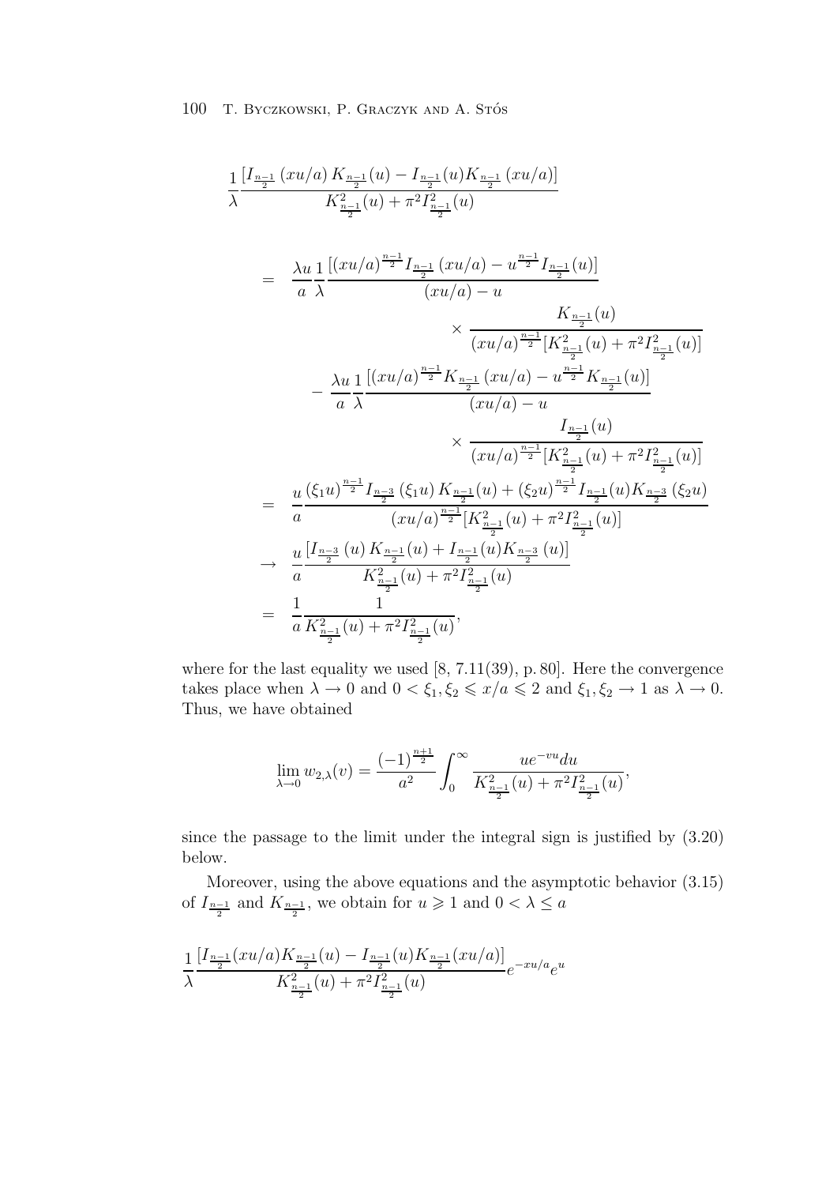$$
\begin{aligned}
&\frac{1}{\lambda}\frac{\left[I_{\frac{n-1}{2}}\left(xu/a\right)K_{\frac{n-1}{2}}(u)-I_{\frac{n-1}{2}}(u)K_{\frac{n-1}{2}}\left(xu/a\right)\right]}{K^2_{\frac{n-1}{2}}(u)+\pi^2 I^2_{\frac{n-1}{2}}(u)}\\
&= \frac{\lambda u}{a}\frac{1}{\lambda}\frac{\left[(xu/a)^{\frac{n-1}{2}}I_{\frac{n-1}{2}}\left(xu/a\right)-u^{\frac{n-1}{2}}I_{\frac{n-1}{2}}(u)\right]}{(xu/a)-u}\\
&\qquad\qquad\times\frac{K_{\frac{n-1}{2}}(u)}{(xu/a)^{\frac{n-1}{2}}\left[K^2_{\frac{n-1}{2}}(u)+\pi^2 I^2_{\frac{n-1}{2}}(u)\right]}\\
&\quad-\frac{\lambda u}{a}\frac{1}{\lambda}\frac{\left[(xu/a)^{\frac{n-1}{2}}K_{\frac{n-1}{2}}\left(xu/a\right)-u^{\frac{n-1}{2}}K_{\frac{n-1}{2}}(u)\right]}{(xu/a)-u}\\
&\qquad\qquad\times\frac{I_{\frac{n-1}{2}}(u)}{(xu/a)^{\frac{n-1}{2}}\left[K^2_{\frac{n-1}{2}}(u)+\pi^2 I^2_{\frac{n-1}{2}}(u)\right]}\\
&= \frac{u}{a}\frac{(\xi_1 u)^{\frac{n-1}{2}}I_{\frac{n-3}{2}}\left(\xi_1 u\right)K_{\frac{n-1}{2}}(u)+(\xi_2 u)^{\frac{n-1}{2}}I_{\frac{n-1}{2}}(u)K_{\frac{n-3}{2}}\left(\xi_2 u\right)}{(xu/a)^{\frac{n-1}{2}}\left[K^2_{\frac{n-1}{2}}(u)+\pi^2 I^2_{\frac{n-1}{2}}(u)\right]}\\
&\to \frac{u}{a}\frac{\left[I_{\frac{n-3}{2}}\left(u\right)K_{\frac{n-1}{2}}(u)+I_{\frac{n-1}{2}}(u)K_{\frac{n-3}{2}}\left(u\right)\right]}{K^2_{\frac{n-1}{2}}(u)+\pi^2 I^2_{\frac{n-1}{2}}(u)}\\
&= \frac{1}{a}\frac{1}{K^2_{\frac{n-1}{2}}(u)+\pi^2 I^2_{\frac{n-1}{2}}(u)},
\end{aligned}
$$

where for the last equality we used [8, 7.11(39), p. 80]. Here the convergence takes place when $\lambda \to 0$ and $0 < \xi_1, \xi_2 \leqslant x/a \leqslant 2$ and $\xi_1, \xi_2 \to 1$ as $\lambda \to 0$. Thus, we have obtained

$$
\lim_{\lambda\to 0} w_{2,\lambda}(v) = \frac{(-1)^{\frac{n+1}{2}}}{a^2}\int_0^\infty \frac{u e^{-vu}du}{K^2_{\frac{n-1}{2}}(u)+\pi^2 I^2_{\frac{n-1}{2}}(u)},
$$

since the passage to the limit under the integral sign is justified by (3.20) below.

Moreover, using the above equations and the asymptotic behavior (3.15) of $I_{\frac{n-1}{2}}$ and $K_{\frac{n-1}{2}}$, we obtain for $u \geqslant 1$ and $0 < \lambda \leq a$

$$
\frac{1}{\lambda}\frac{\left[I_{\frac{n-1}{2}}(xu/a)K_{\frac{n-1}{2}}(u)-I_{\frac{n-1}{2}}(u)K_{\frac{n-1}{2}}(xu/a)\right]}{K^2_{\frac{n-1}{2}}(u)+\pi^2 I^2_{\frac{n-1}{2}}(u)}e^{-xu/a}e^{u}
$$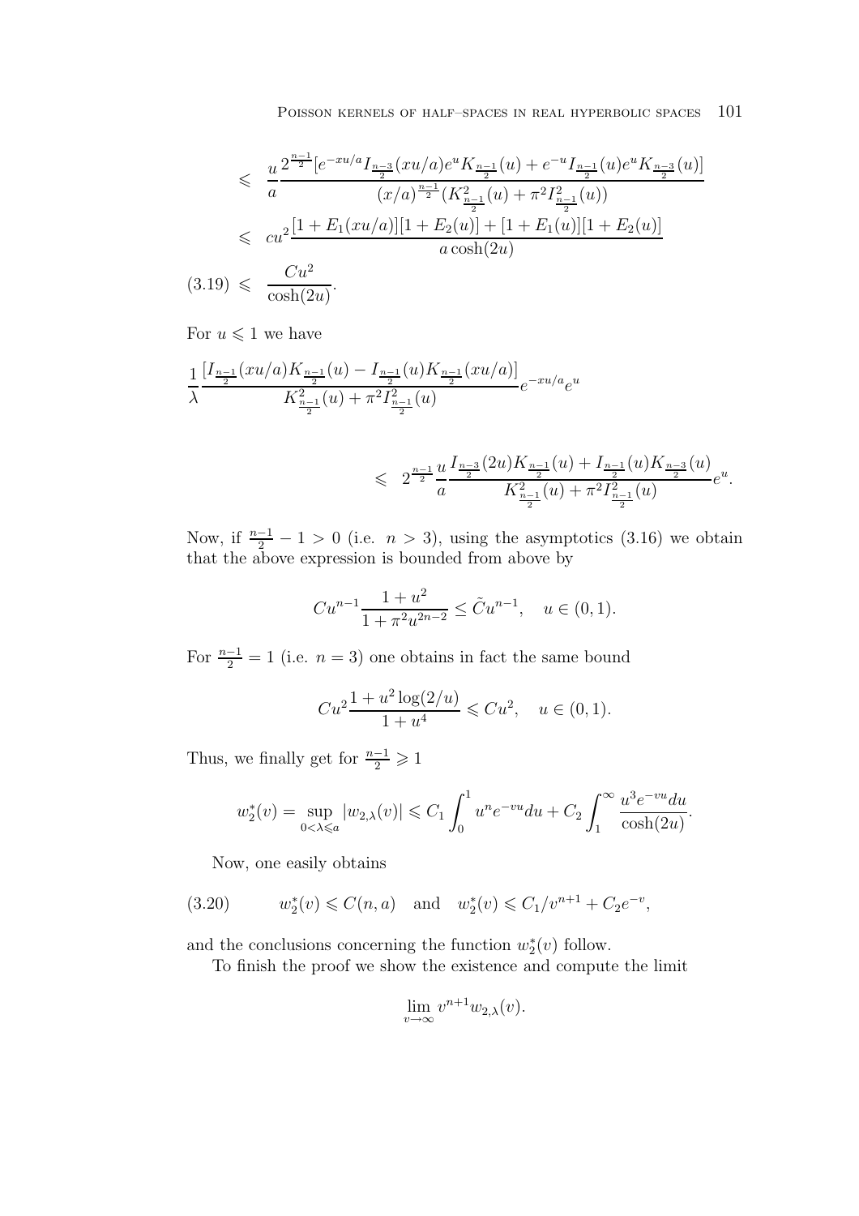$$
\begin{aligned}
&\leqslant \frac{u}{a}\frac{2^{\frac{n-1}{2}}[e^{-xu/a}I_{\frac{n-3}{2}}(xu/a)e^{u}K_{\frac{n-1}{2}}(u)+e^{-u}I_{\frac{n-1}{2}}(u)e^{u}K_{\frac{n-3}{2}}(u)]}{(x/a)^{\frac{n-1}{2}}(K^2_{\frac{n-1}{2}}(u)+\pi^2 I^2_{\frac{n-1}{2}}(u))}\\
&\leqslant cu^2\frac{[1+E_1(xu/a)][1+E_2(u)]+[1+E_1(u)][1+E_2(u)]}{a\cosh(2u)}\\
(3.19)\ &\leqslant \frac{Cu^2}{\cosh(2u)}.
\end{aligned}
$$

For $u \leqslant 1$ we have

$$
\frac{1}{\lambda}\frac{[I_{\frac{n-1}{2}}(xu/a)K_{\frac{n-1}{2}}(u)-I_{\frac{n-1}{2}}(u)K_{\frac{n-1}{2}}(xu/a)]}{K^2_{\frac{n-1}{2}}(u)+\pi^2 I^2_{\frac{n-1}{2}}(u)}e^{-xu/a}e^{u}
$$

$$
\leqslant 2^{\frac{n-1}{2}}\frac{u}{a}\frac{I_{\frac{n-3}{2}}(2u)K_{\frac{n-1}{2}}(u)+I_{\frac{n-1}{2}}(u)K_{\frac{n-3}{2}}(u)}{K^2_{\frac{n-1}{2}}(u)+\pi^2 I^2_{\frac{n-1}{2}}(u)}e^{u}.
$$

Now, if $\frac{n-1}{2}-1>0$ (i.e. $n>3$), using the asymptotics (3.16) we obtain that the above expression is bounded from above by

$$
Cu^{n-1}\frac{1+u^2}{1+\pi^2u^{2n-2}} \leq \tilde{C}u^{n-1}, \quad u\in(0,1).
$$

For $\frac{n-1}{2}=1$ (i.e. $n=3$) one obtains in fact the same bound

$$
Cu^2\frac{1+u^2\log(2/u)}{1+u^4} \leqslant Cu^2, \quad u\in(0,1).
$$

Thus, we finally get for $\frac{n-1}{2}\geqslant 1$

$$
w_2^*(v)=\sup_{0<\lambda\leqslant a}|w_{2,\lambda}(v)| \leqslant C_1\int_0^1 u^n e^{-vu}du + C_2\int_1^\infty \frac{u^3e^{-vu}du}{\cosh(2u)}.
$$

Now, one easily obtains

$$
(3.20) \qquad w_2^*(v)\leqslant C(n,a) \quad \text{and} \quad w_2^*(v)\leqslant C_1/v^{n+1}+C_2e^{-v},
$$

and the conclusions concerning the function $w_2^*(v)$ follow.

To finish the proof we show the existence and compute the limit

$$
\lim_{v\to\infty} v^{n+1}w_{2,\lambda}(v).
$$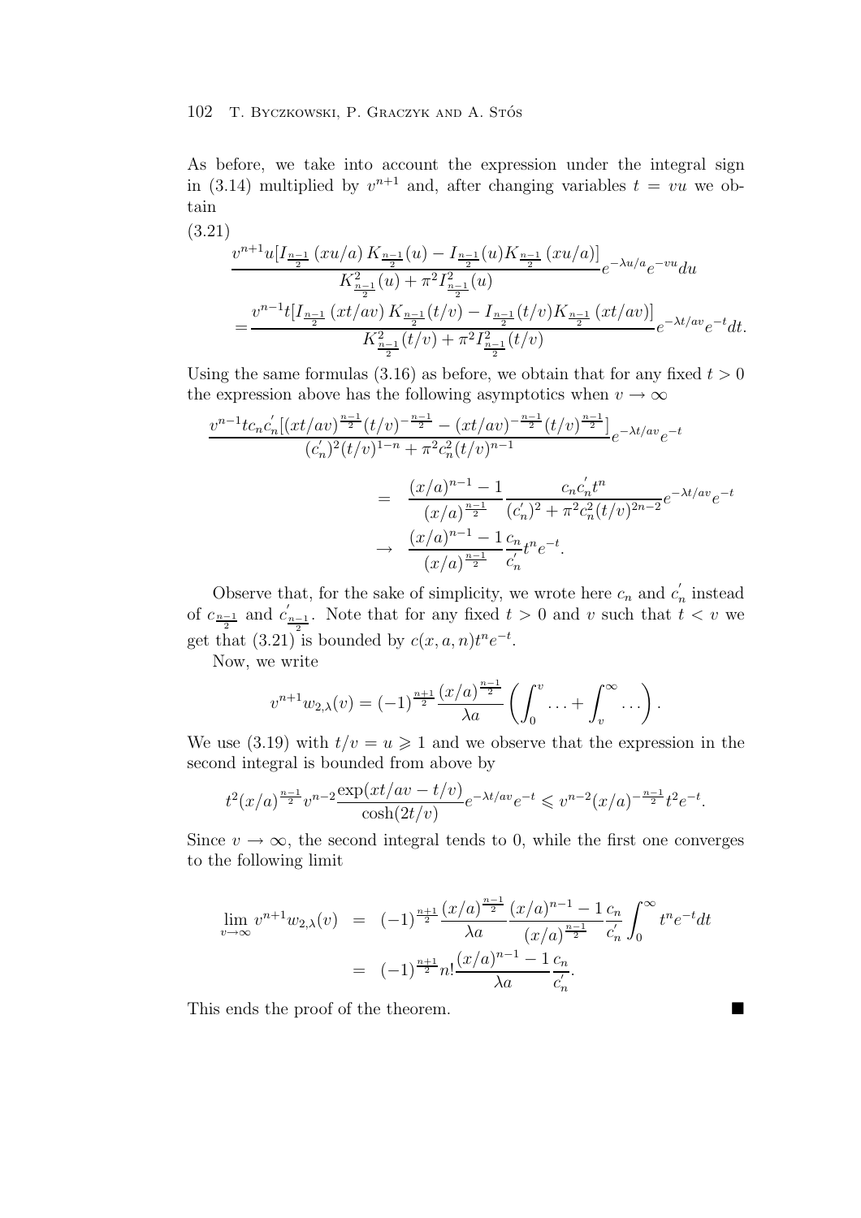As before, we take into account the expression under the integral sign in (3.14) multiplied by $v^{n+1}$ and, after changing variables $t = vu$ we obtain

(3.21)
$$
\begin{aligned}
&\frac{v^{n+1}u[I_{\frac{n-1}{2}}(xu/a)\,K_{\frac{n-1}{2}}(u) - I_{\frac{n-1}{2}}(u)K_{\frac{n-1}{2}}(xu/a)]}{K^2_{\frac{n-1}{2}}(u) + \pi^2 I^2_{\frac{n-1}{2}}(u)} e^{-\lambda u/a} e^{-vu} du \\
=&\frac{v^{n-1}t[I_{\frac{n-1}{2}}(xt/av)\,K_{\frac{n-1}{2}}(t/v) - I_{\frac{n-1}{2}}(t/v)K_{\frac{n-1}{2}}(xt/av)]}{K^2_{\frac{n-1}{2}}(t/v) + \pi^2 I^2_{\frac{n-1}{2}}(t/v)} e^{-\lambda t/av} e^{-t} dt.
\end{aligned}
$$

Using the same formulas (3.16) as before, we obtain that for any fixed $t > 0$ the expression above has the following asymptotics when $v \to \infty$

$$
\begin{aligned}
&\frac{v^{n-1}tc_n c_n'[(xt/av)^{\frac{n-1}{2}}(t/v)^{-\frac{n-1}{2}} - (xt/av)^{-\frac{n-1}{2}}(t/v)^{\frac{n-1}{2}}]}{(c_n')^2(t/v)^{1-n} + \pi^2 c_n^2 (t/v)^{n-1}} e^{-\lambda t/av} e^{-t} \\
&\qquad = \frac{(x/a)^{n-1} - 1}{(x/a)^{\frac{n-1}{2}}} \frac{c_n c_n' t^n}{(c_n')^2 + \pi^2 c_n^2 (t/v)^{2n-2}} e^{-\lambda t/av} e^{-t} \\
&\qquad \to \frac{(x/a)^{n-1} - 1}{(x/a)^{\frac{n-1}{2}}} \frac{c_n}{c_n'} t^n e^{-t}.
\end{aligned}
$$

Observe that, for the sake of simplicity, we wrote here $c_n$ and $c_n'$ instead of $c_{\frac{n-1}{2}}$ and $c'_{\frac{n-1}{2}}$. Note that for any fixed $t > 0$ and $v$ such that $t < v$ we get that (3.21) is bounded by $c(x, a, n)t^n e^{-t}$.

Now, we write

$$
v^{n+1} w_{2,\lambda}(v) = (-1)^{\frac{n+1}{2}} \frac{(x/a)^{\frac{n-1}{2}}}{\lambda a} \left( \int_0^v \ldots + \int_v^\infty \ldots \right).
$$

We use (3.19) with $t/v = u \geqslant 1$ and we observe that the expression in the second integral is bounded from above by

$$
t^2 (x/a)^{\frac{n-1}{2}} v^{n-2} \frac{\exp(xt/av - t/v)}{\cosh(2t/v)} e^{-\lambda t/av} e^{-t} \leqslant v^{n-2} (x/a)^{-\frac{n-1}{2}} t^2 e^{-t}.
$$

Since $v \to \infty$, the second integral tends to 0, while the first one converges to the following limit

$$
\begin{aligned}
\lim_{v\to\infty} v^{n+1} w_{2,\lambda}(v) &= (-1)^{\frac{n+1}{2}} \frac{(x/a)^{\frac{n-1}{2}}}{\lambda a} \frac{(x/a)^{n-1} - 1}{(x/a)^{\frac{n-1}{2}}} \frac{c_n}{c_n'} \int_0^\infty t^n e^{-t} dt \\
&= (-1)^{\frac{n+1}{2}} n! \frac{(x/a)^{n-1} - 1}{\lambda a} \frac{c_n}{c_n'}.
\end{aligned}
$$

This ends the proof of the theorem. ∎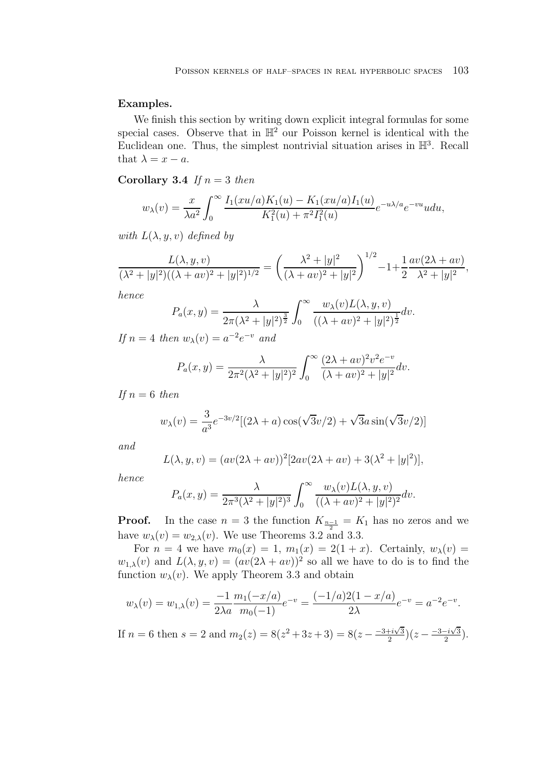**Examples.**

We finish this section by writing down explicit integral formulas for some special cases. Observe that in $\mathbb{H}^2$ our Poisson kernel is identical with the Euclidean one. Thus, the simplest nontrivial situation arises in $\mathbb{H}^3$. Recall that $\lambda = x - a$.

**Corollary 3.4** *If $n = 3$ then*

$$w_\lambda(v) = \frac{x}{\lambda a^2} \int_0^\infty \frac{I_1(xu/a)K_1(u) - K_1(xu/a)I_1(u)}{K_1^2(u) + \pi^2 I_1^2(u)} e^{-u\lambda/a} e^{-vu} u du,$$

*with $L(\lambda, y, v)$ defined by*

$$\frac{L(\lambda, y, v)}{(\lambda^2 + |y|^2)((\lambda + av)^2 + |y|^2)^{1/2}} = \left(\frac{\lambda^2 + |y|^2}{(\lambda + av)^2 + |y|^2}\right)^{1/2} - 1 + \frac{1}{2}\frac{av(2\lambda + av)}{\lambda^2 + |y|^2},$$

*hence*

$$P_a(x, y) = \frac{\lambda}{2\pi(\lambda^2 + |y|^2)^{\frac{3}{2}}} \int_0^\infty \frac{w_\lambda(v) L(\lambda, y, v)}{((\lambda + av)^2 + |y|^2)^{\frac{1}{2}}} dv.$$

*If $n = 4$ then $w_\lambda(v) = a^{-2}e^{-v}$ and*

$$P_a(x, y) = \frac{\lambda}{2\pi^2(\lambda^2 + |y|^2)^2} \int_0^\infty \frac{(2\lambda + av)^2 v^2 e^{-v}}{(\lambda + av)^2 + |y|^2} dv.$$

*If $n = 6$ then*

$$w_\lambda(v) = \frac{3}{a^3} e^{-3v/2}[(2\lambda + a)\cos(\sqrt{3}v/2) + \sqrt{3}a\sin(\sqrt{3}v/2)]$$

*and*

$$L(\lambda, y, v) = (av(2\lambda + av))^2[2av(2\lambda + av) + 3(\lambda^2 + |y|^2)],$$

*hence*

$$P_a(x, y) = \frac{\lambda}{2\pi^3(\lambda^2 + |y|^2)^3} \int_0^\infty \frac{w_\lambda(v) L(\lambda, y, v)}{((\lambda + av)^2 + |y|^2)^2} dv.$$

**Proof.** In the case $n = 3$ the function $K_{\frac{n-1}{2}} = K_1$ has no zeros and we have $w_\lambda(v) = w_{2,\lambda}(v)$. We use Theorems 3.2 and 3.3.

For $n = 4$ we have $m_0(x) = 1$, $m_1(x) = 2(1 + x)$. Certainly, $w_\lambda(v) = w_{1,\lambda}(v)$ and $L(\lambda, y, v) = (av(2\lambda + av))^2$ so all we have to do is to find the function $w_\lambda(v)$. We apply Theorem 3.3 and obtain

$$w_\lambda(v) = w_{1,\lambda}(v) = \frac{-1}{2\lambda a}\frac{m_1(-x/a)}{m_0(-1)} e^{-v} = \frac{(-1/a)2(1 - x/a)}{2\lambda} e^{-v} = a^{-2}e^{-v}.$$

If $n = 6$ then $s = 2$ and $m_2(z) = 8(z^2 + 3z + 3) = 8(z - \frac{-3+i\sqrt{3}}{2})(z - \frac{-3-i\sqrt{3}}{2})$.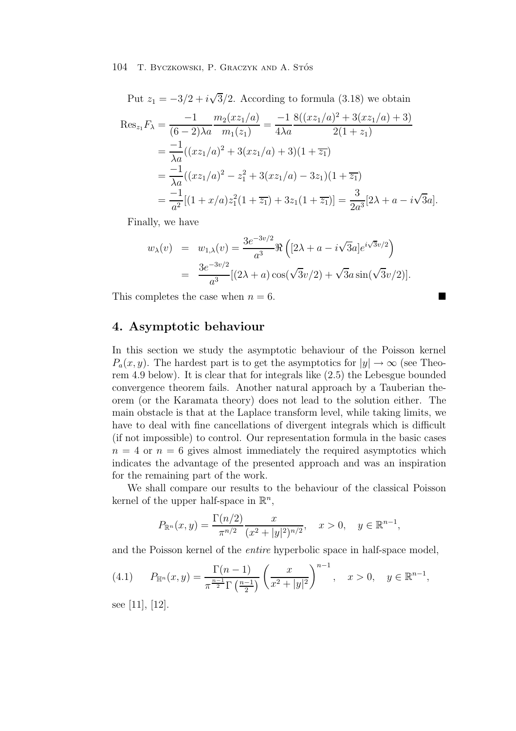Put $z_1 = -3/2 + i\sqrt{3}/2$. According to formula (3.18) we obtain

$$
\begin{aligned}
\mathrm{Res}_{z_1} F_\lambda &= \frac{-1}{(6-2)\lambda a} \frac{m_2(xz_1/a)}{m_1(z_1)} = \frac{-1}{4\lambda a} \frac{8((xz_1/a)^2 + 3(xz_1/a) + 3)}{2(1+z_1)} \\
&= \frac{-1}{\lambda a}((xz_1/a)^2 + 3(xz_1/a) + 3)(1 + \overline{z_1}) \\
&= \frac{-1}{\lambda a}((xz_1/a)^2 - z_1^2 + 3(xz_1/a) - 3z_1)(1 + \overline{z_1}) \\
&= \frac{-1}{a^2}[(1 + x/a)z_1^2(1 + \overline{z_1}) + 3z_1(1 + \overline{z_1})] = \frac{3}{2a^3}[2\lambda + a - i\sqrt{3}a].
\end{aligned}
$$

Finally, we have

$$
\begin{aligned}
w_\lambda(v) &= w_{1,\lambda}(v) = \frac{3e^{-3v/2}}{a^3} \Re\left( [2\lambda + a - i\sqrt{3}a] e^{i\sqrt{3}v/2} \right) \\
&= \frac{3e^{-3v/2}}{a^3} [(2\lambda + a)\cos(\sqrt{3}v/2) + \sqrt{3}a \sin(\sqrt{3}v/2)].
\end{aligned}
$$

This completes the case when $n = 6$. ∎

## 4. Asymptotic behaviour

In this section we study the asymptotic behaviour of the Poisson kernel $P_a(x,y)$. The hardest part is to get the asymptotics for $|y| \to \infty$ (see Theorem 4.9 below). It is clear that for integrals like (2.5) the Lebesgue bounded convergence theorem fails. Another natural approach by a Tauberian theorem (or the Karamata theory) does not lead to the solution either. The main obstacle is that at the Laplace transform level, while taking limits, we have to deal with fine cancellations of divergent integrals which is difficult (if not impossible) to control. Our representation formula in the basic cases $n = 4$ or $n = 6$ gives almost immediately the required asymptotics which indicates the advantage of the presented approach and was an inspiration for the remaining part of the work.

We shall compare our results to the behaviour of the classical Poisson kernel of the upper half-space in $\mathbb{R}^n$,

$$
P_{\mathbb{R}^n}(x,y) = \frac{\Gamma(n/2)}{\pi^{n/2}} \frac{x}{(x^2 + |y|^2)^{n/2}}, \quad x > 0, \quad y \in \mathbb{R}^{n-1},
$$

and the Poisson kernel of the *entire* hyperbolic space in half-space model,

$$
P_{\mathbb{H}^n}(x,y) = \frac{\Gamma(n-1)}{\pi^{\frac{n-1}{2}} \Gamma\left(\frac{n-1}{2}\right)} \left( \frac{x}{x^2 + |y|^2} \right)^{n-1}, \quad x > 0, \quad y \in \mathbb{R}^{n-1}, \tag{4.1}
$$

see [11], [12].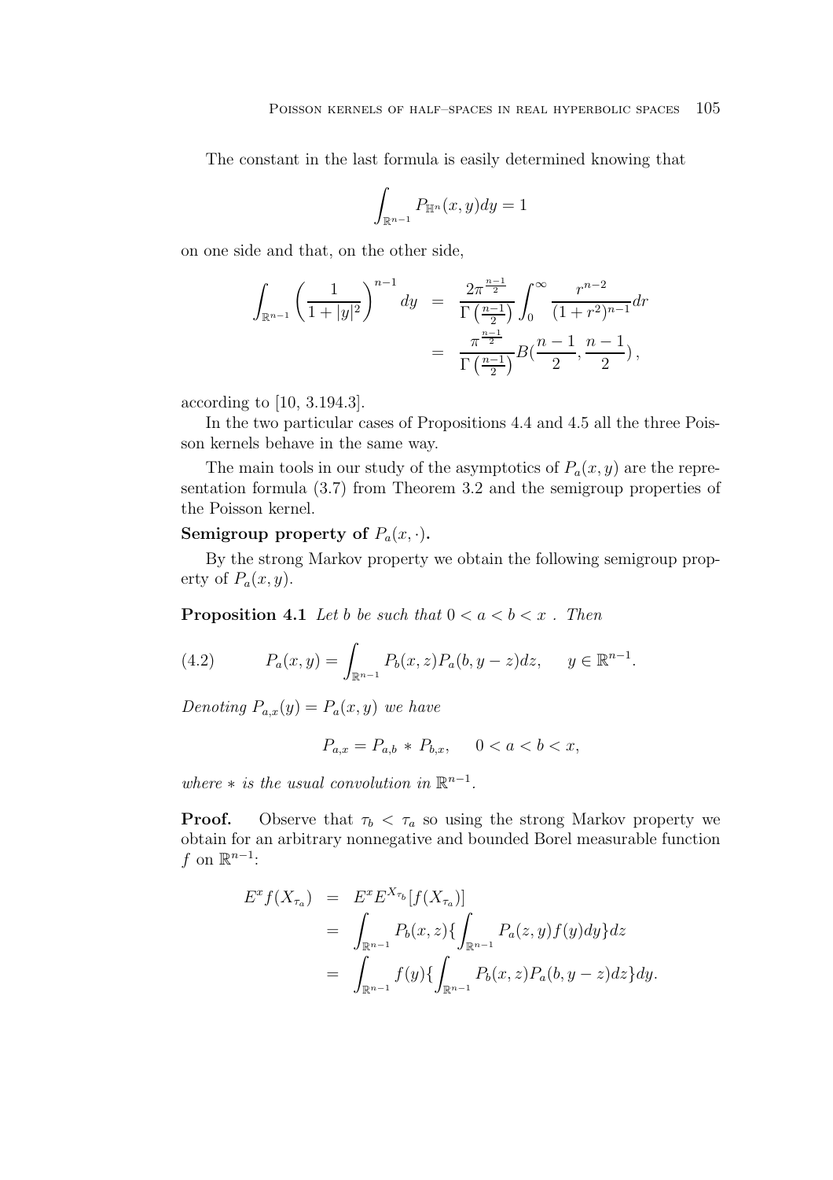The constant in the last formula is easily determined knowing that

$$\int_{\mathbb{R}^{n-1}} P_{\mathbb{H}^n}(x,y)dy = 1$$

on one side and that, on the other side,

$$\begin{aligned}
\int_{\mathbb{R}^{n-1}} \left(\frac{1}{1+|y|^2}\right)^{n-1} dy &= \frac{2\pi^{\frac{n-1}{2}}}{\Gamma\left(\frac{n-1}{2}\right)} \int_0^\infty \frac{r^{n-2}}{(1+r^2)^{n-1}} dr \\
&= \frac{\pi^{\frac{n-1}{2}}}{\Gamma\left(\frac{n-1}{2}\right)} B\left(\frac{n-1}{2}, \frac{n-1}{2}\right),
\end{aligned}$$

according to [10, 3.194.3].

In the two particular cases of Propositions 4.4 and 4.5 all the three Poisson kernels behave in the same way.

The main tools in our study of the asymptotics of $P_a(x,y)$ are the representation formula (3.7) from Theorem 3.2 and the semigroup properties of the Poisson kernel.

**Semigroup property of $P_a(x,\cdot)$.**

By the strong Markov property we obtain the following semigroup property of $P_a(x,y)$.

**Proposition 4.1** *Let $b$ be such that $0 < a < b < x$ . Then*

$$P_a(x,y) = \int_{\mathbb{R}^{n-1}} P_b(x,z) P_a(b, y-z) dz, \qquad y \in \mathbb{R}^{n-1}. \tag{4.2}$$

*Denoting $P_{a,x}(y) = P_a(x,y)$ we have*

$$P_{a,x} = P_{a,b} * P_{b,x}, \qquad 0 < a < b < x,$$

*where $*$ is the usual convolution in $\mathbb{R}^{n-1}$.*

**Proof.** Observe that $\tau_b < \tau_a$ so using the strong Markov property we obtain for an arbitrary nonnegative and bounded Borel measurable function $f$ on $\mathbb{R}^{n-1}$:

$$\begin{aligned}
E^x f(X_{\tau_a}) &= E^x E^{X_{\tau_b}}[f(X_{\tau_a})] \\
&= \int_{\mathbb{R}^{n-1}} P_b(x,z) \{\int_{\mathbb{R}^{n-1}} P_a(z,y) f(y) dy\} dz \\
&= \int_{\mathbb{R}^{n-1}} f(y) \{\int_{\mathbb{R}^{n-1}} P_b(x,z) P_a(b, y-z) dz\} dy.
\end{aligned}$$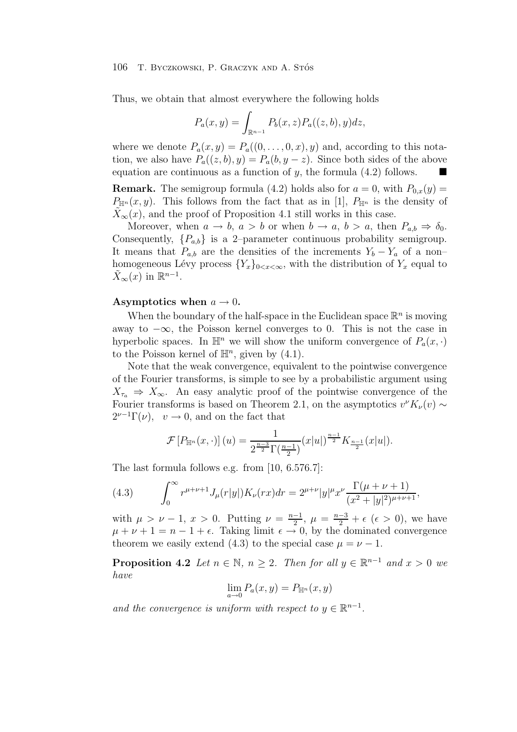Thus, we obtain that almost everywhere the following holds

$$P_a(x,y) = \int_{\mathbb{R}^{n-1}} P_b(x,z) P_a((z,b),y)dz,$$

where we denote $P_a(x,y) = P_a((0,\ldots,0,x),y)$ and, according to this notation, we also have $P_a((z,b),y) = P_a(b, y-z)$. Since both sides of the above equation are continuous as a function of $y$, the formula (4.2) follows. ■

**Remark.** The semigroup formula (4.2) holds also for $a = 0$, with $P_{0,x}(y) = P_{\mathbb{H}^n}(x,y)$. This follows from the fact that as in [1], $P_{\mathbb{H}^n}$ is the density of $\tilde{X}_\infty(x)$, and the proof of Proposition 4.1 still works in this case.

Moreover, when $a \to b$, $a > b$ or when $b \to a$, $b > a$, then $P_{a,b} \Rightarrow \delta_0$. Consequently, $\{P_{a,b}\}$ is a 2–parameter continuous probability semigroup. It means that $P_{a,b}$ are the densities of the increments $Y_b - Y_a$ of a non–homogeneous Lévy process $\{Y_x\}_{0<x<\infty}$, with the distribution of $Y_x$ equal to $\tilde{X}_\infty(x)$ in $\mathbb{R}^{n-1}$.

**Asymptotics when $a \to 0$.**

When the boundary of the half-space in the Euclidean space $\mathbb{R}^n$ is moving away to $-\infty$, the Poisson kernel converges to 0. This is not the case in hyperbolic spaces. In $\mathbb{H}^n$ we will show the uniform convergence of $P_a(x,\cdot)$ to the Poisson kernel of $\mathbb{H}^n$, given by (4.1).

Note that the weak convergence, equivalent to the pointwise convergence of the Fourier transforms, is simple to see by a probabilistic argument using $X_{\tau_a} \Rightarrow X_\infty$. An easy analytic proof of the pointwise convergence of the Fourier transforms is based on Theorem 2.1, on the asymptotics $v^\nu K_\nu(v) \sim 2^{\nu-1}\Gamma(\nu)$, $v \to 0$, and on the fact that

$$\mathcal{F}\left[P_{\mathbb{H}^n}(x,\cdot)\right](u) = \frac{1}{2^{\frac{n-3}{2}}\Gamma(\frac{n-1}{2})}(x|u|)^{\frac{n-1}{2}} K_{\frac{n-1}{2}}(x|u|).$$

The last formula follows e.g. from [10, 6.576.7]:

$$\int_0^\infty r^{\mu+\nu+1} J_\mu(r|y|) K_\nu(rx) dr = 2^{\mu+\nu}|y|^\mu x^\nu \frac{\Gamma(\mu+\nu+1)}{(x^2+|y|^2)^{\mu+\nu+1}}, \tag{4.3}$$

with $\mu > \nu - 1$, $x > 0$. Putting $\nu = \frac{n-1}{2}$, $\mu = \frac{n-3}{2} + \epsilon$ ($\epsilon > 0$), we have $\mu + \nu + 1 = n - 1 + \epsilon$. Taking limit $\epsilon \to 0$, by the dominated convergence theorem we easily extend (4.3) to the special case $\mu = \nu - 1$.

**Proposition 4.2** *Let $n \in \mathbb{N}$, $n \geq 2$. Then for all $y \in \mathbb{R}^{n-1}$ and $x > 0$ we have*

$$\lim_{a\to 0} P_a(x,y) = P_{\mathbb{H}^n}(x,y)$$

*and the convergence is uniform with respect to $y \in \mathbb{R}^{n-1}$.*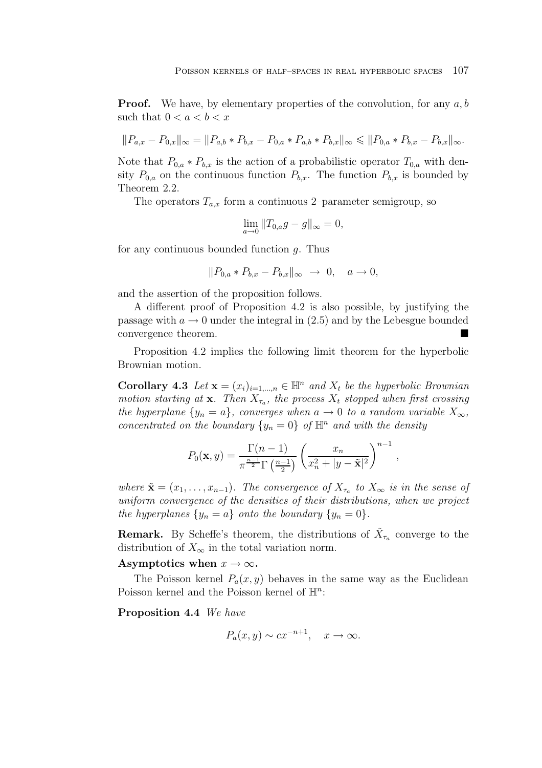**Proof.** We have, by elementary properties of the convolution, for any $a, b$ such that $0 < a < b < x$

$$\|P_{a,x} - P_{0,x}\|_\infty = \|P_{a,b} * P_{b,x} - P_{0,a} * P_{a,b} * P_{b,x}\|_\infty \leqslant \|P_{0,a} * P_{b,x} - P_{b,x}\|_\infty.$$

Note that $P_{0,a} * P_{b,x}$ is the action of a probabilistic operator $T_{0,a}$ with density $P_{0,a}$ on the continuous function $P_{b,x}$. The function $P_{b,x}$ is bounded by Theorem 2.2.

The operators $T_{a,x}$ form a continuous 2–parameter semigroup, so

$$\lim_{a \to 0} \|T_{0,a} g - g\|_\infty = 0,$$

for any continuous bounded function $g$. Thus

$$\|P_{0,a} * P_{b,x} - P_{b,x}\|_\infty \;\to\; 0, \quad a \to 0,$$

and the assertion of the proposition follows.

A different proof of Proposition 4.2 is also possible, by justifying the passage with $a \to 0$ under the integral in (2.5) and by the Lebesgue bounded convergence theorem. ■

Proposition 4.2 implies the following limit theorem for the hyperbolic Brownian motion.

**Corollary 4.3** *Let $\mathbf{x} = (x_i)_{i=1,\ldots,n} \in \mathbb{H}^n$ and $X_t$ be the hyperbolic Brownian motion starting at $\mathbf{x}$. Then $X_{\tau_a}$, the process $X_t$ stopped when first crossing the hyperplane $\{y_n = a\}$, converges when $a \to 0$ to a random variable $X_\infty$, concentrated on the boundary $\{y_n = 0\}$ of $\mathbb{H}^n$ and with the density*

$$P_0(\mathbf{x}, y) = \frac{\Gamma(n-1)}{\pi^{\frac{n-1}{2}} \Gamma\left(\frac{n-1}{2}\right)} \left( \frac{x_n}{x_n^2 + |y - \tilde{\mathbf{x}}|^2} \right)^{n-1},$$

*where $\tilde{\mathbf{x}} = (x_1, \ldots, x_{n-1})$. The convergence of $X_{\tau_a}$ to $X_\infty$ is in the sense of uniform convergence of the densities of their distributions, when we project the hyperplanes $\{y_n = a\}$ onto the boundary $\{y_n = 0\}$.*

**Remark.** By Scheffe's theorem, the distributions of $\tilde{X}_{\tau_a}$ converge to the distribution of $X_\infty$ in the total variation norm.

**Asymptotics when $x \to \infty$.**

The Poisson kernel $P_a(x, y)$ behaves in the same way as the Euclidean Poisson kernel and the Poisson kernel of $\mathbb{H}^n$:

**Proposition 4.4** *We have*

$$P_a(x, y) \sim c x^{-n+1}, \quad x \to \infty.$$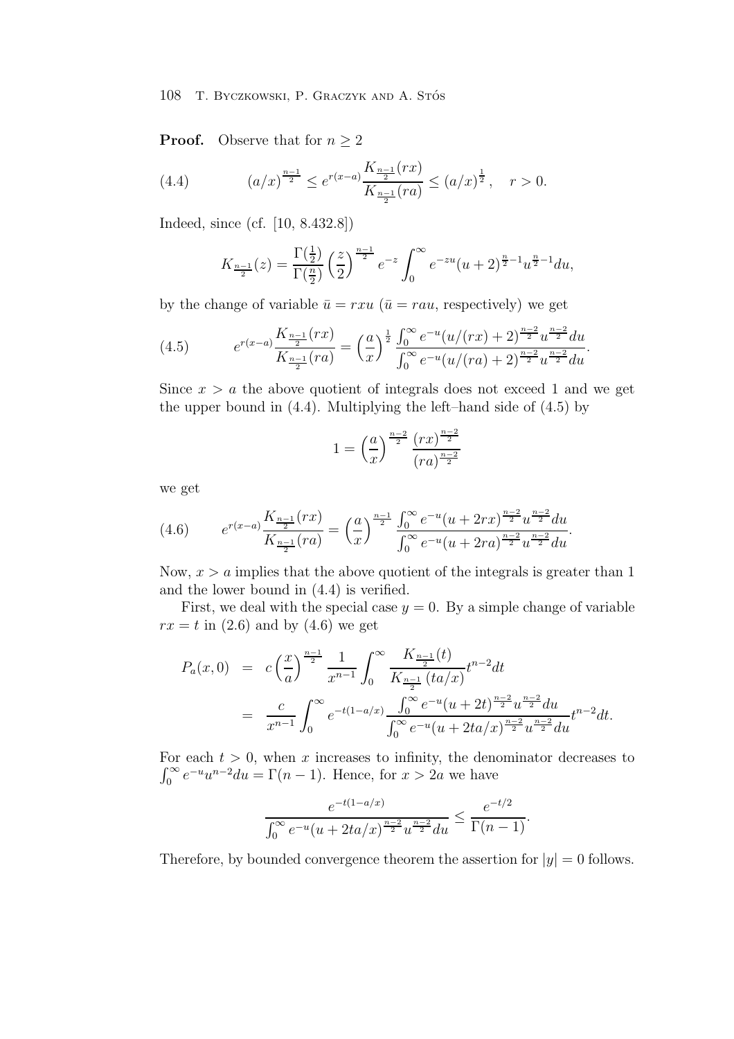**Proof.** Observe that for $n \geq 2$

$$(a/x)^{\frac{n-1}{2}} \leq e^{r(x-a)} \frac{K_{\frac{n-1}{2}}(rx)}{K_{\frac{n-1}{2}}(ra)} \leq (a/x)^{\frac{1}{2}}, \quad r > 0. \tag{4.4}$$

Indeed, since (cf. [10, 8.432.8])

$$K_{\frac{n-1}{2}}(z) = \frac{\Gamma(\frac{1}{2})}{\Gamma(\frac{n}{2})} \left(\frac{z}{2}\right)^{\frac{n-1}{2}} e^{-z} \int_0^\infty e^{-zu}(u+2)^{\frac{n}{2}-1} u^{\frac{n}{2}-1} du,$$

by the change of variable $\bar{u} = rxu$ ($\bar{u} = rau$, respectively) we get

$$e^{r(x-a)} \frac{K_{\frac{n-1}{2}}(rx)}{K_{\frac{n-1}{2}}(ra)} = \left(\frac{a}{x}\right)^{\frac{1}{2}} \frac{\int_0^\infty e^{-u}(u/(rx)+2)^{\frac{n-2}{2}} u^{\frac{n-2}{2}} du}{\int_0^\infty e^{-u}(u/(ra)+2)^{\frac{n-2}{2}} u^{\frac{n-2}{2}} du}. \tag{4.5}$$

Since $x > a$ the above quotient of integrals does not exceed 1 and we get the upper bound in (4.4). Multiplying the left–hand side of (4.5) by

$$1 = \left(\frac{a}{x}\right)^{\frac{n-2}{2}} \frac{(rx)^{\frac{n-2}{2}}}{(ra)^{\frac{n-2}{2}}}$$

we get

$$e^{r(x-a)} \frac{K_{\frac{n-1}{2}}(rx)}{K_{\frac{n-1}{2}}(ra)} = \left(\frac{a}{x}\right)^{\frac{n-1}{2}} \frac{\int_0^\infty e^{-u}(u+2rx)^{\frac{n-2}{2}} u^{\frac{n-2}{2}} du}{\int_0^\infty e^{-u}(u+2ra)^{\frac{n-2}{2}} u^{\frac{n-2}{2}} du}. \tag{4.6}$$

Now, $x > a$ implies that the above quotient of the integrals is greater than 1 and the lower bound in (4.4) is verified.

First, we deal with the special case $y = 0$. By a simple change of variable $rx = t$ in (2.6) and by (4.6) we get

$$\begin{aligned}
P_a(x,0) &= c\left(\frac{x}{a}\right)^{\frac{n-1}{2}} \frac{1}{x^{n-1}} \int_0^\infty \frac{K_{\frac{n-1}{2}}(t)}{K_{\frac{n-1}{2}}(ta/x)} t^{n-2} dt \\
&= \frac{c}{x^{n-1}} \int_0^\infty e^{-t(1-a/x)} \frac{\int_0^\infty e^{-u}(u+2t)^{\frac{n-2}{2}} u^{\frac{n-2}{2}} du}{\int_0^\infty e^{-u}(u+2ta/x)^{\frac{n-2}{2}} u^{\frac{n-2}{2}} du} t^{n-2} dt.
\end{aligned}$$

For each $t > 0$, when $x$ increases to infinity, the denominator decreases to $\int_0^\infty e^{-u} u^{n-2} du = \Gamma(n-1)$. Hence, for $x > 2a$ we have

$$\frac{e^{-t(1-a/x)}}{\int_0^\infty e^{-u}(u+2ta/x)^{\frac{n-2}{2}} u^{\frac{n-2}{2}} du} \leq \frac{e^{-t/2}}{\Gamma(n-1)}.$$

Therefore, by bounded convergence theorem the assertion for $|y| = 0$ follows.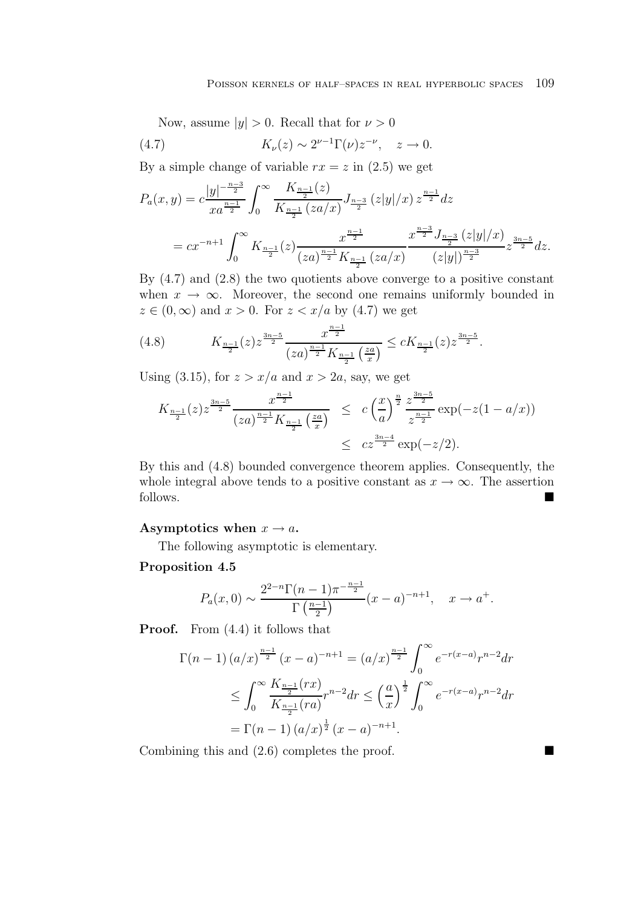Now, assume $|y| > 0$. Recall that for $\nu > 0$

$$K_\nu(z) \sim 2^{\nu-1}\Gamma(\nu) z^{-\nu}, \quad z \to 0. \tag{4.7}$$

By a simple change of variable $rx = z$ in (2.5) we get

$$\begin{aligned} P_a(x,y) &= c\frac{|y|^{-\frac{n-3}{2}}}{xa^{\frac{n-1}{2}}}\int_0^\infty \frac{K_{\frac{n-1}{2}}(z)}{K_{\frac{n-1}{2}}(za/x)} J_{\frac{n-3}{2}}(z|y|/x)\, z^{\frac{n-1}{2}} dz \\ &= cx^{-n+1}\int_0^\infty K_{\frac{n-1}{2}}(z)\frac{x^{\frac{n-1}{2}}}{(za)^{\frac{n-1}{2}} K_{\frac{n-1}{2}}(za/x)} \frac{x^{\frac{n-3}{2}} J_{\frac{n-3}{2}}(z|y|/x)}{(z|y|)^{\frac{n-3}{2}}} z^{\frac{3n-5}{2}} dz. \end{aligned}$$

By (4.7) and (2.8) the two quotients above converge to a positive constant when $x \to \infty$. Moreover, the second one remains uniformly bounded in $z \in (0,\infty)$ and $x > 0$. For $z < x/a$ by (4.7) we get

$$K_{\frac{n-1}{2}}(z) z^{\frac{3n-5}{2}} \frac{x^{\frac{n-1}{2}}}{(za)^{\frac{n-1}{2}} K_{\frac{n-1}{2}}\left(\frac{za}{x}\right)} \le cK_{\frac{n-1}{2}}(z) z^{\frac{3n-5}{2}}. \tag{4.8}$$

Using (3.15), for $z > x/a$ and $x > 2a$, say, we get

$$\begin{aligned} K_{\frac{n-1}{2}}(z) z^{\frac{3n-5}{2}} \frac{x^{\frac{n-1}{2}}}{(za)^{\frac{n-1}{2}} K_{\frac{n-1}{2}}\left(\frac{za}{x}\right)} &\le c\left(\frac{x}{a}\right)^{\frac{n}{2}} \frac{z^{\frac{3n-5}{2}}}{z^{\frac{n-1}{2}}} \exp(-z(1-a/x)) \\ &\le cz^{\frac{3n-4}{2}} \exp(-z/2). \end{aligned}$$

By this and (4.8) bounded convergence theorem applies. Consequently, the whole integral above tends to a positive constant as $x \to \infty$. The assertion follows. ∎

**Asymptotics when $x \to a$.**

The following asymptotic is elementary.

**Proposition 4.5**

$$P_a(x,0) \sim \frac{2^{2-n}\Gamma(n-1)\pi^{-\frac{n-1}{2}}}{\Gamma\left(\frac{n-1}{2}\right)} (x-a)^{-n+1}, \quad x \to a^+.$$

**Proof.** From (4.4) it follows that

$$\begin{aligned} \Gamma(n-1)\,(a/x)^{\frac{n-1}{2}}\,(x-a)^{-n+1} &= (a/x)^{\frac{n-1}{2}} \int_0^\infty e^{-r(x-a)} r^{n-2} dr \\ &\le \int_0^\infty \frac{K_{\frac{n-1}{2}}(rx)}{K_{\frac{n-1}{2}}(ra)} r^{n-2} dr \le \left(\frac{a}{x}\right)^{\frac{1}{2}} \int_0^\infty e^{-r(x-a)} r^{n-2} dr \\ &= \Gamma(n-1)\,(a/x)^{\frac{1}{2}}\,(x-a)^{-n+1}. \end{aligned}$$

Combining this and (2.6) completes the proof. ∎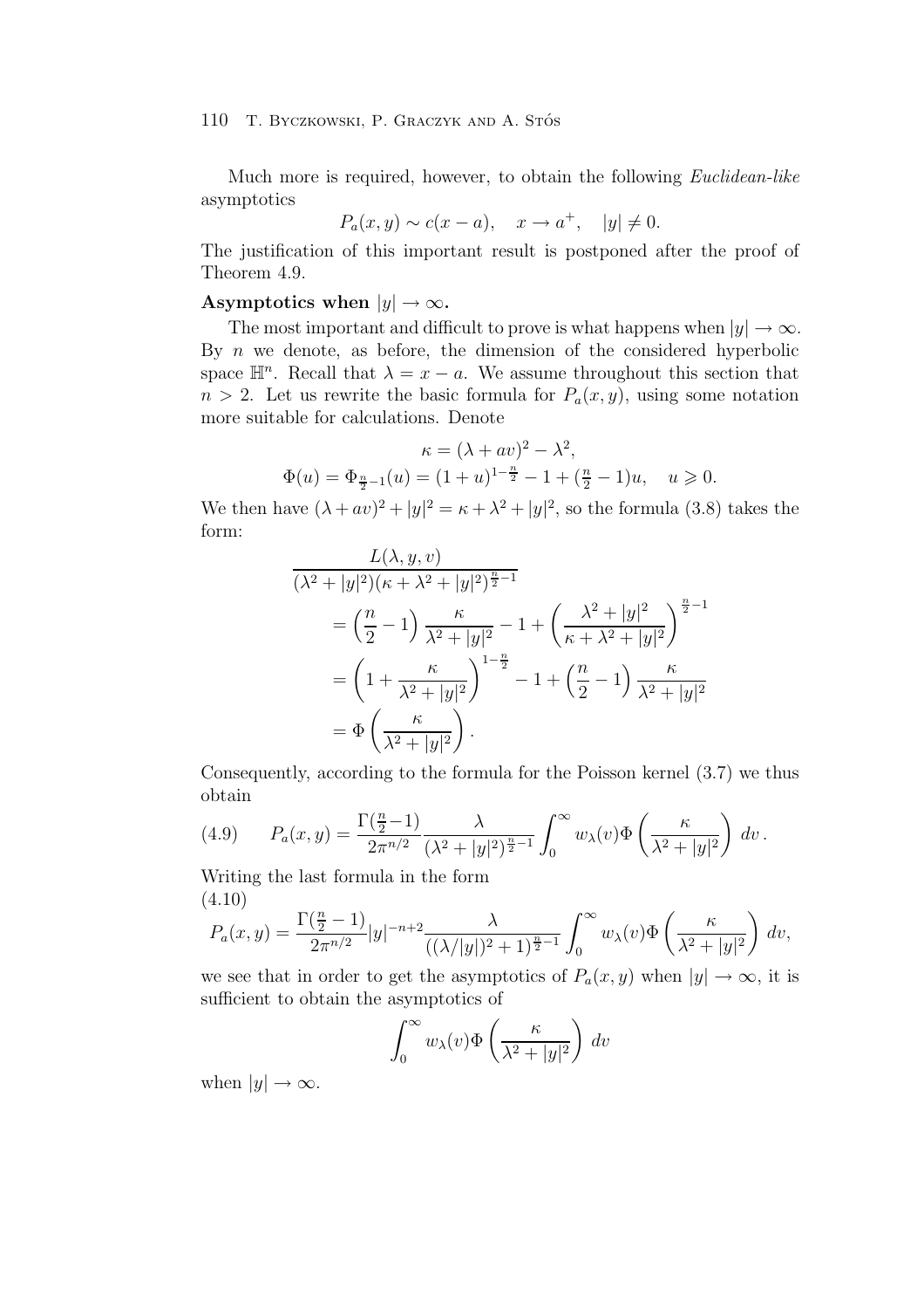Much more is required, however, to obtain the following *Euclidean-like* asymptotics

$$P_a(x, y) \sim c(x - a), \quad x \to a^+, \quad |y| \neq 0.$$

The justification of this important result is postponed after the proof of Theorem 4.9.

**Asymptotics when $|y| \to \infty$.**

The most important and difficult to prove is what happens when $|y| \to \infty$. By $n$ we denote, as before, the dimension of the considered hyperbolic space $\mathbb{H}^n$. Recall that $\lambda = x - a$. We assume throughout this section that $n > 2$. Let us rewrite the basic formula for $P_a(x, y)$, using some notation more suitable for calculations. Denote

$$\kappa = (\lambda + av)^2 - \lambda^2,$$

$$\Phi(u) = \Phi_{\frac{n}{2}-1}(u) = (1+u)^{1-\frac{n}{2}} - 1 + (\tfrac{n}{2} - 1)u, \quad u \geqslant 0.$$

We then have $(\lambda + av)^2 + |y|^2 = \kappa + \lambda^2 + |y|^2$, so the formula (3.8) takes the form:

$$\begin{aligned}
&\frac{L(\lambda, y, v)}{(\lambda^2 + |y|^2)(\kappa + \lambda^2 + |y|^2)^{\frac{n}{2}-1}} \\
&\quad = \left(\frac{n}{2} - 1\right) \frac{\kappa}{\lambda^2 + |y|^2} - 1 + \left(\frac{\lambda^2 + |y|^2}{\kappa + \lambda^2 + |y|^2}\right)^{\frac{n}{2}-1} \\
&\quad = \left(1 + \frac{\kappa}{\lambda^2 + |y|^2}\right)^{1-\frac{n}{2}} - 1 + \left(\frac{n}{2} - 1\right) \frac{\kappa}{\lambda^2 + |y|^2} \\
&\quad = \Phi\left(\frac{\kappa}{\lambda^2 + |y|^2}\right).
\end{aligned}$$

Consequently, according to the formula for the Poisson kernel (3.7) we thus obtain

$$P_a(x, y) = \frac{\Gamma(\frac{n}{2}-1)}{2\pi^{n/2}} \frac{\lambda}{(\lambda^2 + |y|^2)^{\frac{n}{2}-1}} \int_0^\infty w_\lambda(v) \Phi\left(\frac{\kappa}{\lambda^2 + |y|^2}\right) dv\,. \tag{4.9}$$

Writing the last formula in the form

$$P_a(x, y) = \frac{\Gamma(\frac{n}{2} - 1)}{2\pi^{n/2}} |y|^{-n+2} \frac{\lambda}{((\lambda/|y|)^2 + 1)^{\frac{n}{2}-1}} \int_0^\infty w_\lambda(v) \Phi\left(\frac{\kappa}{\lambda^2 + |y|^2}\right) dv, \tag{4.10}$$

we see that in order to get the asymptotics of $P_a(x, y)$ when $|y| \to \infty$, it is sufficient to obtain the asymptotics of

$$\int_0^\infty w_\lambda(v) \Phi\left(\frac{\kappa}{\lambda^2 + |y|^2}\right) dv$$

when $|y| \to \infty$.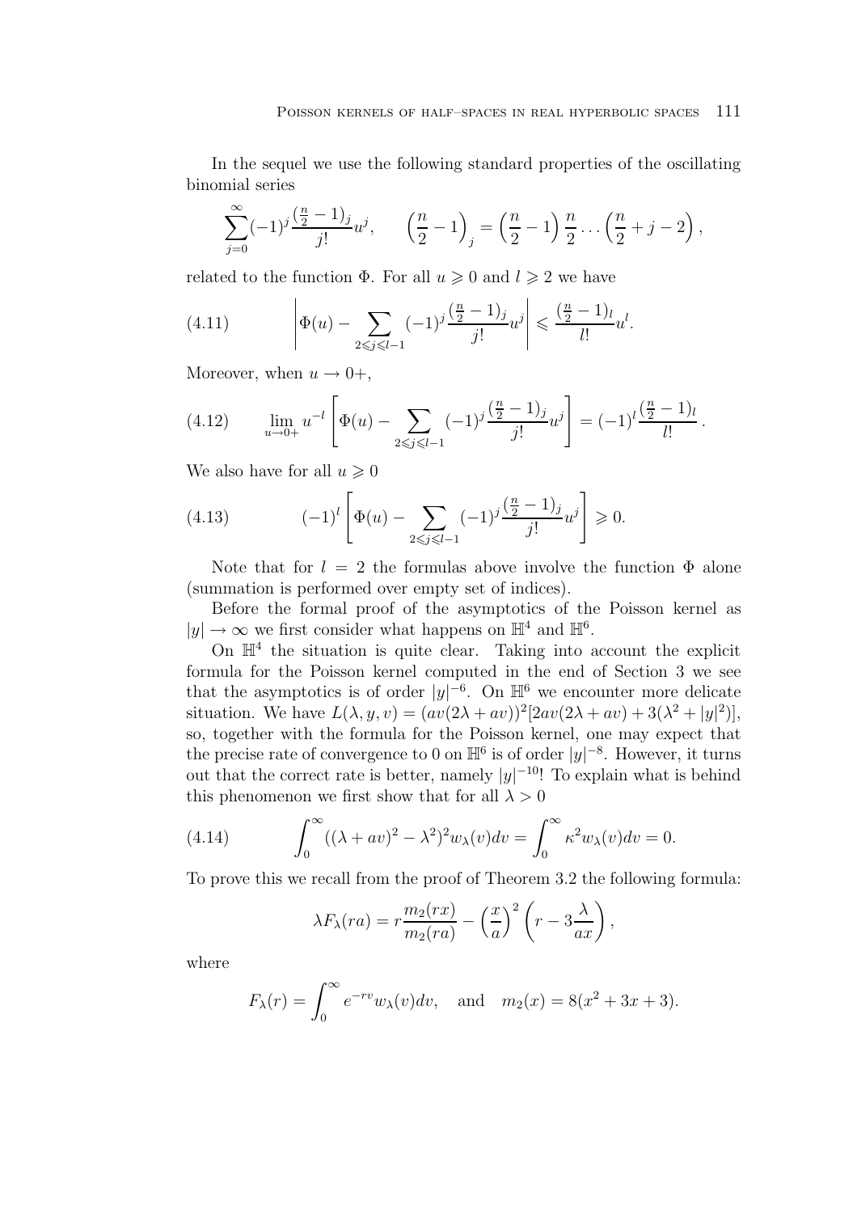In the sequel we use the following standard properties of the oscillating binomial series

$$\sum_{j=0}^{\infty}(-1)^j \frac{(\frac{n}{2}-1)_j}{j!}u^j, \qquad \left(\frac{n}{2}-1\right)_j = \left(\frac{n}{2}-1\right)\frac{n}{2}\dots\left(\frac{n}{2}+j-2\right),$$

related to the function $\Phi$. For all $u \geqslant 0$ and $l \geqslant 2$ we have

$$\left|\Phi(u) - \sum_{2\leqslant j \leqslant l-1}(-1)^j \frac{(\frac{n}{2}-1)_j}{j!}u^j\right| \leqslant \frac{(\frac{n}{2}-1)_l}{l!}u^l. \tag{4.11}$$

Moreover, when $u \to 0+$,

$$\lim_{u\to 0+} u^{-l}\left[\Phi(u) - \sum_{2\leqslant j \leqslant l-1}(-1)^j \frac{(\frac{n}{2}-1)_j}{j!}u^j\right] = (-1)^l \frac{(\frac{n}{2}-1)_l}{l!}. \tag{4.12}$$

We also have for all $u \geqslant 0$

$$(-1)^l\left[\Phi(u) - \sum_{2\leqslant j \leqslant l-1}(-1)^j \frac{(\frac{n}{2}-1)_j}{j!}u^j\right] \geqslant 0. \tag{4.13}$$

Note that for $l = 2$ the formulas above involve the function $\Phi$ alone (summation is performed over empty set of indices).

Before the formal proof of the asymptotics of the Poisson kernel as $|y| \to \infty$ we first consider what happens on $\mathbb{H}^4$ and $\mathbb{H}^6$.

On $\mathbb{H}^4$ the situation is quite clear. Taking into account the explicit formula for the Poisson kernel computed in the end of Section 3 we see that the asymptotics is of order $|y|^{-6}$. On $\mathbb{H}^6$ we encounter more delicate situation. We have $L(\lambda, y, v) = (av(2\lambda + av))^2[2av(2\lambda + av) + 3(\lambda^2 + |y|^2)]$, so, together with the formula for the Poisson kernel, one may expect that the precise rate of convergence to 0 on $\mathbb{H}^6$ is of order $|y|^{-8}$. However, it turns out that the correct rate is better, namely $|y|^{-10}$! To explain what is behind this phenomenon we first show that for all $\lambda > 0$

$$\int_0^\infty ((\lambda + av)^2 - \lambda^2)^2 w_\lambda(v)dv = \int_0^\infty \kappa^2 w_\lambda(v)dv = 0. \tag{4.14}$$

To prove this we recall from the proof of Theorem 3.2 the following formula:

$$\lambda F_\lambda(ra) = r\frac{m_2(rx)}{m_2(ra)} - \left(\frac{x}{a}\right)^2\left(r - 3\frac{\lambda}{ax}\right),$$

where

$$F_\lambda(r) = \int_0^\infty e^{-rv}w_\lambda(v)dv, \quad \text{and} \quad m_2(x) = 8(x^2 + 3x + 3).$$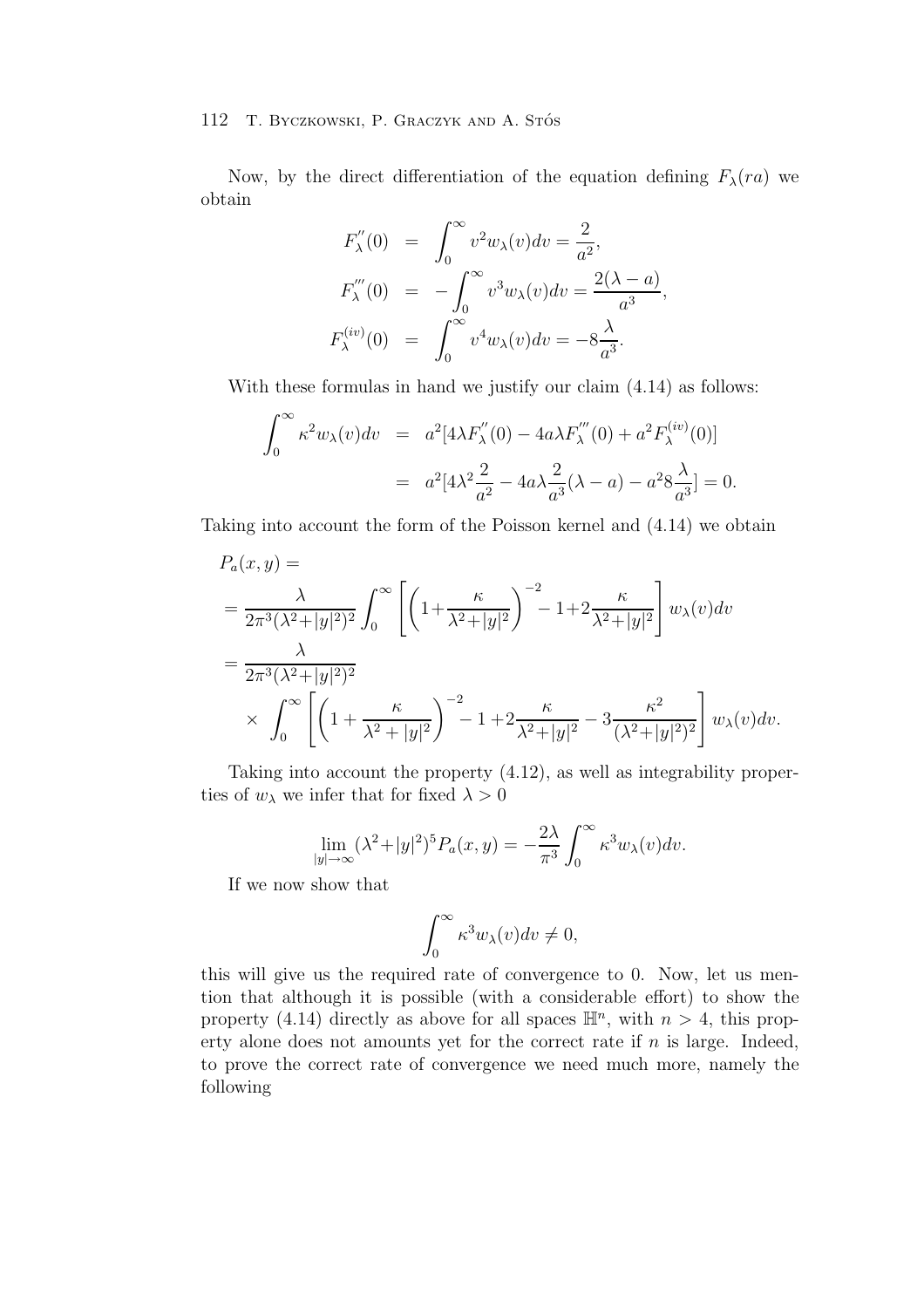Now, by the direct differentiation of the equation defining $F_\lambda(ra)$ we obtain

$$
\begin{aligned}
F_\lambda^{''}(0) &= \int_0^\infty v^2 w_\lambda(v)dv = \frac{2}{a^2}, \\
F_\lambda^{'''}(0) &= -\int_0^\infty v^3 w_\lambda(v)dv = \frac{2(\lambda - a)}{a^3}, \\
F_\lambda^{(iv)}(0) &= \int_0^\infty v^4 w_\lambda(v)dv = -8\frac{\lambda}{a^3}.
\end{aligned}
$$

With these formulas in hand we justify our claim (4.14) as follows:

$$
\begin{aligned}
\int_0^\infty \kappa^2 w_\lambda(v)dv &= a^2[4\lambda F_\lambda^{''}(0) - 4a\lambda F_\lambda^{'''}(0) + a^2 F_\lambda^{(iv)}(0)] \\
&= a^2[4\lambda^2 \frac{2}{a^2} - 4a\lambda\frac{2}{a^3}(\lambda - a) - a^2 8\frac{\lambda}{a^3}] = 0.
\end{aligned}
$$

Taking into account the form of the Poisson kernel and (4.14) we obtain

$$
\begin{aligned}
&P_a(x,y) = \\
&= \frac{\lambda}{2\pi^3(\lambda^2+|y|^2)^2}\int_0^\infty \left[\left(1+\frac{\kappa}{\lambda^2+|y|^2}\right)^{-2} - 1 + 2\frac{\kappa}{\lambda^2+|y|^2}\right] w_\lambda(v)dv \\
&= \frac{\lambda}{2\pi^3(\lambda^2+|y|^2)^2} \\
&\quad\times \int_0^\infty \left[\left(1+\frac{\kappa}{\lambda^2+|y|^2}\right)^{-2} - 1 + 2\frac{\kappa}{\lambda^2+|y|^2} - 3\frac{\kappa^2}{(\lambda^2+|y|^2)^2}\right] w_\lambda(v)dv.
\end{aligned}
$$

Taking into account the property (4.12), as well as integrability properties of $w_\lambda$ we infer that for fixed $\lambda > 0$

$$
\lim_{|y|\to\infty} (\lambda^2+|y|^2)^5 P_a(x,y) = -\frac{2\lambda}{\pi^3}\int_0^\infty \kappa^3 w_\lambda(v)dv.
$$

If we now show that

$$
\int_0^\infty \kappa^3 w_\lambda(v)dv \neq 0,
$$

this will give us the required rate of convergence to 0. Now, let us mention that although it is possible (with a considerable effort) to show the property (4.14) directly as above for all spaces $\mathbb{H}^n$, with $n > 4$, this property alone does not amounts yet for the correct rate if $n$ is large. Indeed, to prove the correct rate of convergence we need much more, namely the following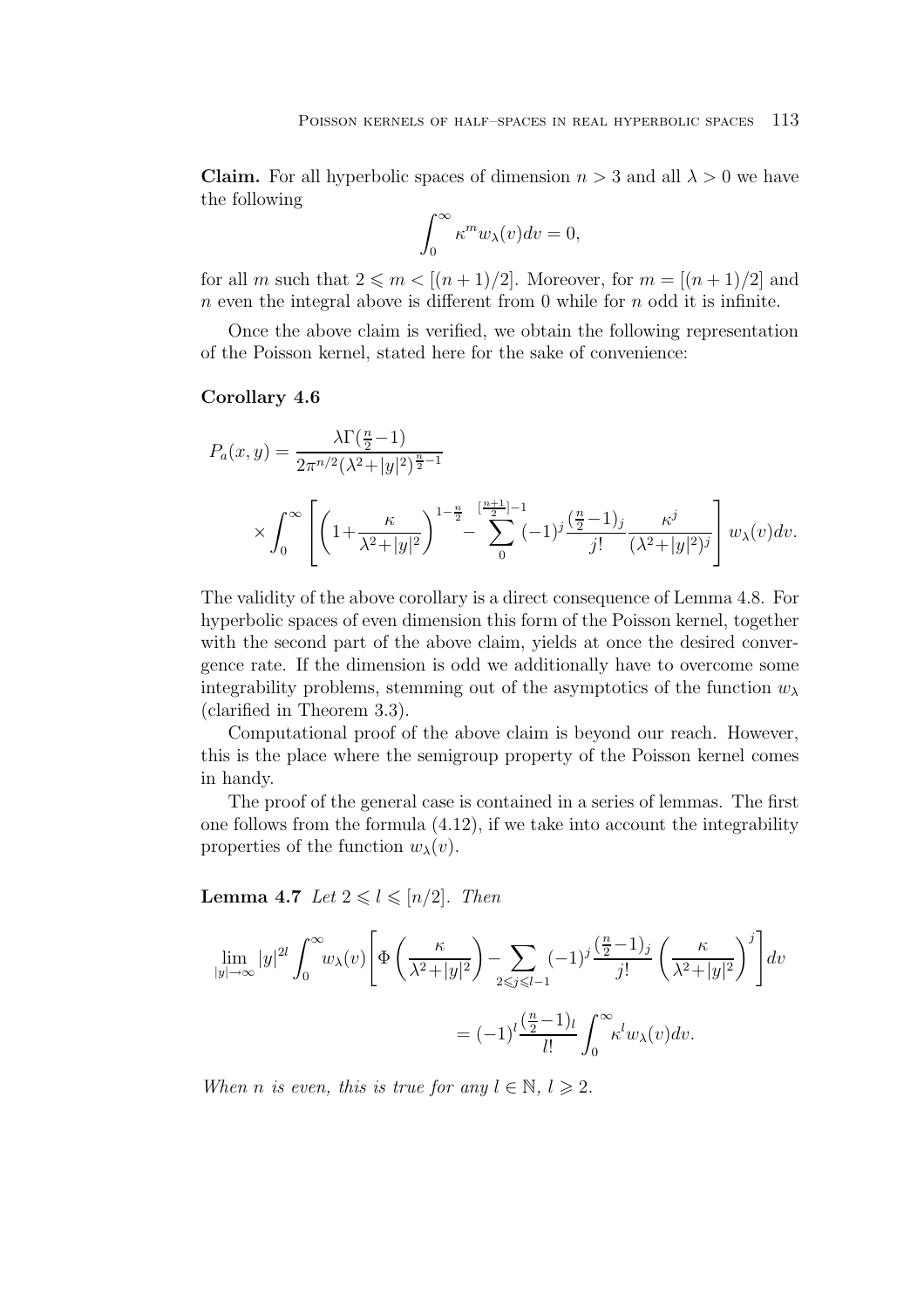**Claim.** For all hyperbolic spaces of dimension $n > 3$ and all $\lambda > 0$ we have the following

$$\int_0^\infty \kappa^m w_\lambda(v) dv = 0,$$

for all $m$ such that $2 \leqslant m < [(n+1)/2]$. Moreover, for $m = [(n+1)/2]$ and $n$ even the integral above is different from 0 while for $n$ odd it is infinite.

Once the above claim is verified, we obtain the following representation of the Poisson kernel, stated here for the sake of convenience:

**Corollary 4.6**

$$P_a(x,y) = \frac{\lambda \Gamma(\frac{n}{2}-1)}{2\pi^{n/2}(\lambda^2+|y|^2)^{\frac{n}{2}-1}}$$

$$\times \int_0^\infty \left[ \left(1 + \frac{\kappa}{\lambda^2+|y|^2}\right)^{1-\frac{n}{2}} - \sum_0^{[\frac{n+1}{2}]-1} (-1)^j \frac{(\frac{n}{2}-1)_j}{j!} \frac{\kappa^j}{(\lambda^2+|y|^2)^j} \right] w_\lambda(v) dv.$$

The validity of the above corollary is a direct consequence of Lemma 4.8. For hyperbolic spaces of even dimension this form of the Poisson kernel, together with the second part of the above claim, yields at once the desired convergence rate. If the dimension is odd we additionally have to overcome some integrability problems, stemming out of the asymptotics of the function $w_\lambda$ (clarified in Theorem 3.3).

Computational proof of the above claim is beyond our reach. However, this is the place where the semigroup property of the Poisson kernel comes in handy.

The proof of the general case is contained in a series of lemmas. The first one follows from the formula (4.12), if we take into account the integrability properties of the function $w_\lambda(v)$.

**Lemma 4.7** *Let $2 \leqslant l \leqslant [n/2]$. Then*

$$\lim_{|y|\to\infty} |y|^{2l} \int_0^\infty w_\lambda(v) \left[ \Phi\left(\frac{\kappa}{\lambda^2+|y|^2}\right) - \sum_{2\leqslant j \leqslant l-1} (-1)^j \frac{(\frac{n}{2}-1)_j}{j!} \left(\frac{\kappa}{\lambda^2+|y|^2}\right)^j \right] dv$$

$$= (-1)^l \frac{(\frac{n}{2}-1)_l}{l!} \int_0^\infty \kappa^l w_\lambda(v) dv.$$

*When $n$ is even, this is true for any $l \in \mathbb{N}$, $l \geqslant 2$.*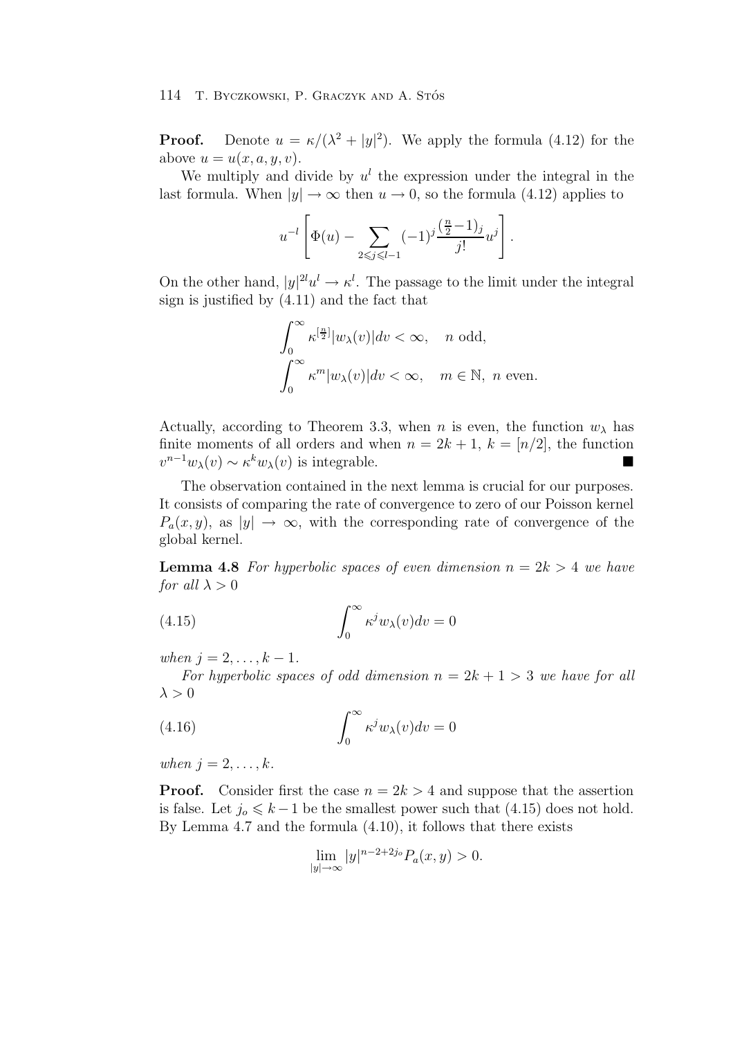**Proof.** Denote $u = \kappa/(\lambda^2 + |y|^2)$. We apply the formula (4.12) for the above $u = u(x, a, y, v)$.

We multiply and divide by $u^l$ the expression under the integral in the last formula. When $|y| \to \infty$ then $u \to 0$, so the formula (4.12) applies to

$$u^{-l}\left[\Phi(u) - \sum_{2\leqslant j\leqslant l-1}(-1)^j \frac{(\frac{n}{2}-1)_j}{j!}u^j\right].$$

On the other hand, $|y|^{2l}u^l \to \kappa^l$. The passage to the limit under the integral sign is justified by (4.11) and the fact that

$$\int_0^\infty \kappa^{[\frac{n}{2}]}|w_\lambda(v)|dv < \infty, \quad n \text{ odd},$$
$$\int_0^\infty \kappa^m|w_\lambda(v)|dv < \infty, \quad m \in \mathbb{N},\ n \text{ even}.$$

Actually, according to Theorem 3.3, when $n$ is even, the function $w_\lambda$ has finite moments of all orders and when $n = 2k+1$, $k = [n/2]$, the function $v^{n-1}w_\lambda(v) \sim \kappa^k w_\lambda(v)$ is integrable. ■

The observation contained in the next lemma is crucial for our purposes. It consists of comparing the rate of convergence to zero of our Poisson kernel $P_a(x, y)$, as $|y| \to \infty$, with the corresponding rate of convergence of the global kernel.

**Lemma 4.8** *For hyperbolic spaces of even dimension $n = 2k > 4$ we have for all $\lambda > 0$*

$$\int_0^\infty \kappa^j w_\lambda(v)dv = 0 \tag{4.15}$$

*when $j = 2, \ldots, k-1$.*

*For hyperbolic spaces of odd dimension $n = 2k+1 > 3$ we have for all $\lambda > 0$*

$$\int_0^\infty \kappa^j w_\lambda(v)dv = 0 \tag{4.16}$$

*when $j = 2, \ldots, k$.*

**Proof.** Consider first the case $n = 2k > 4$ and suppose that the assertion is false. Let $j_o \leqslant k-1$ be the smallest power such that (4.15) does not hold. By Lemma 4.7 and the formula (4.10), it follows that there exists

$$\lim_{|y|\to\infty} |y|^{n-2+2j_o}P_a(x, y) > 0.$$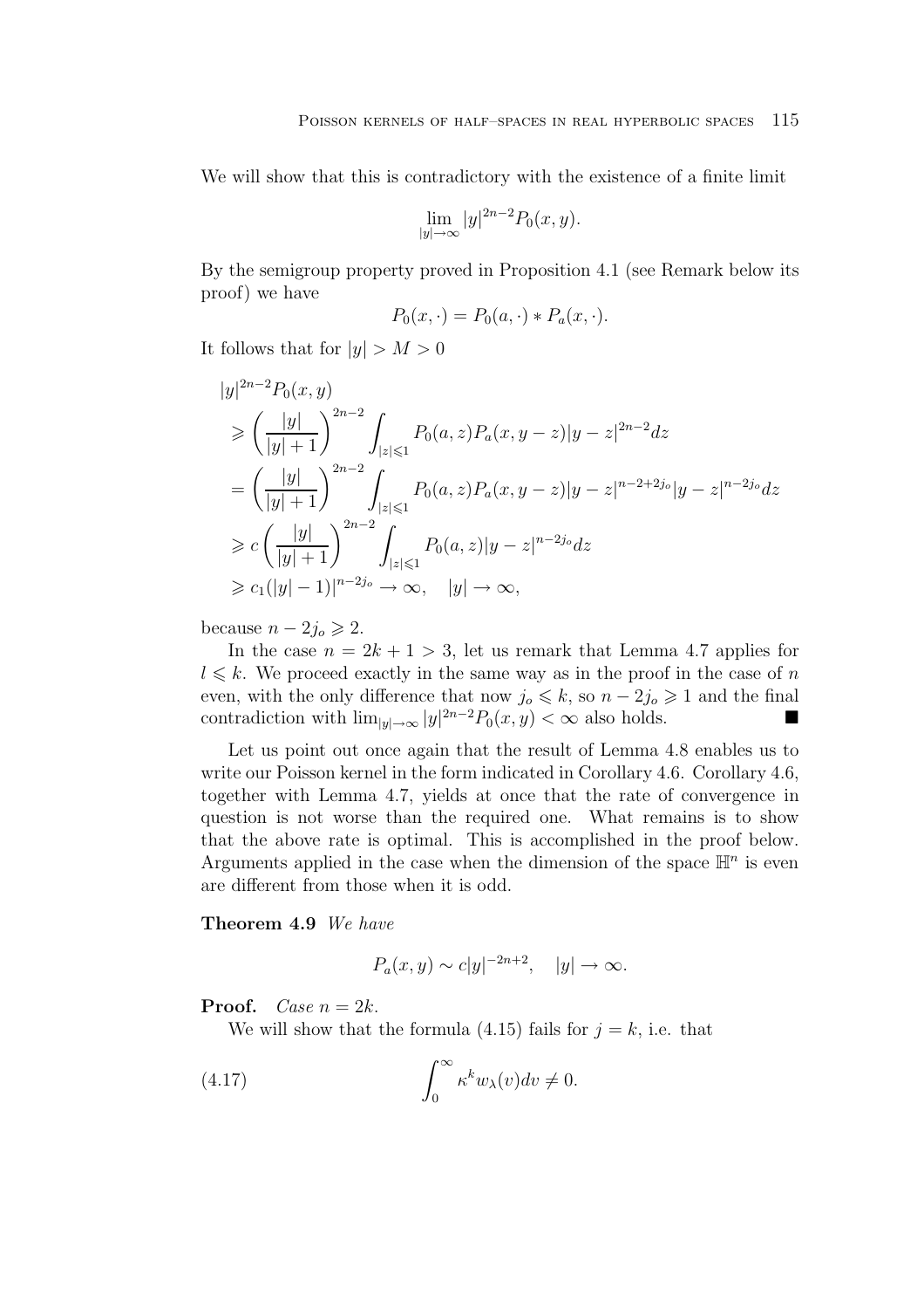We will show that this is contradictory with the existence of a finite limit

$$\lim_{|y|\to\infty} |y|^{2n-2} P_0(x, y).$$

By the semigroup property proved in Proposition 4.1 (see Remark below its proof) we have

$$P_0(x, \cdot) = P_0(a, \cdot) * P_a(x, \cdot).$$

It follows that for $|y| > M > 0$

$$\begin{aligned}
&|y|^{2n-2} P_0(x, y) \\
&\geqslant \left(\frac{|y|}{|y|+1}\right)^{2n-2} \int_{|z|\leqslant 1} P_0(a, z) P_a(x, y-z) |y-z|^{2n-2} dz \\
&= \left(\frac{|y|}{|y|+1}\right)^{2n-2} \int_{|z|\leqslant 1} P_0(a, z) P_a(x, y-z) |y-z|^{n-2+2j_o} |y-z|^{n-2j_o} dz \\
&\geqslant c \left(\frac{|y|}{|y|+1}\right)^{2n-2} \int_{|z|\leqslant 1} P_0(a, z) |y-z|^{n-2j_o} dz \\
&\geqslant c_1 (|y|-1)|^{n-2j_o} \to \infty, \quad |y| \to \infty,
\end{aligned}$$

because $n - 2j_o \geqslant 2$.

In the case $n = 2k+1 > 3$, let us remark that Lemma 4.7 applies for $l \leqslant k$. We proceed exactly in the same way as in the proof in the case of $n$ even, with the only difference that now $j_o \leqslant k$, so $n - 2j_o \geqslant 1$ and the final contradiction with $\lim_{|y|\to\infty} |y|^{2n-2} P_0(x, y) < \infty$ also holds. ■

Let us point out once again that the result of Lemma 4.8 enables us to write our Poisson kernel in the form indicated in Corollary 4.6. Corollary 4.6, together with Lemma 4.7, yields at once that the rate of convergence in question is not worse than the required one. What remains is to show that the above rate is optimal. This is accomplished in the proof below. Arguments applied in the case when the dimension of the space $\mathbb{H}^n$ is even are different from those when it is odd.

**Theorem 4.9** *We have*

$$P_a(x, y) \sim c|y|^{-2n+2}, \quad |y| \to \infty.$$

**Proof.** *Case $n = 2k$.*

We will show that the formula (4.15) fails for $j = k$, i.e. that

$$\int_0^\infty \kappa^k w_\lambda(v) dv \neq 0. \tag{4.17}$$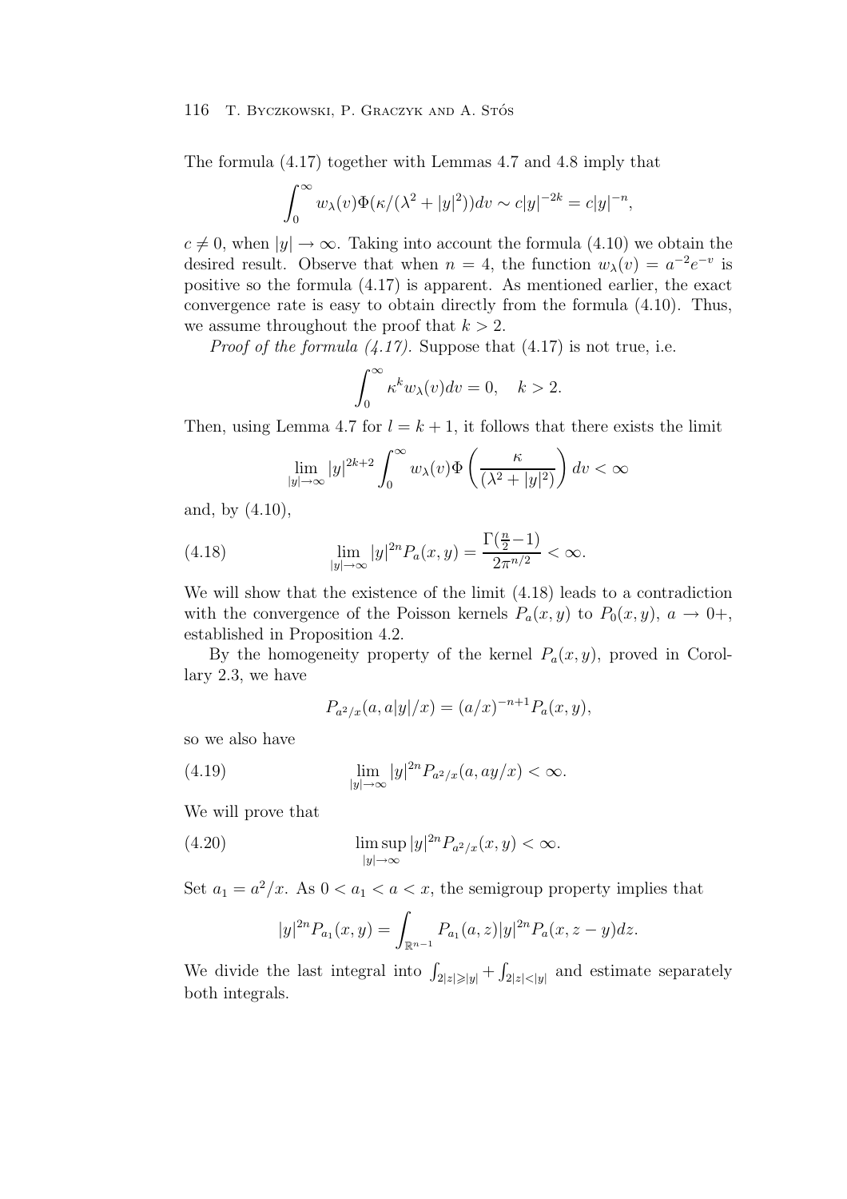The formula (4.17) together with Lemmas 4.7 and 4.8 imply that

$$\int_0^\infty w_\lambda(v)\Phi(\kappa/(\lambda^2+|y|^2))dv \sim c|y|^{-2k} = c|y|^{-n},$$

$c \neq 0$, when $|y| \to \infty$. Taking into account the formula (4.10) we obtain the desired result. Observe that when $n = 4$, the function $w_\lambda(v) = a^{-2}e^{-v}$ is positive so the formula (4.17) is apparent. As mentioned earlier, the exact convergence rate is easy to obtain directly from the formula (4.10). Thus, we assume throughout the proof that $k > 2$.

*Proof of the formula (4.17).* Suppose that (4.17) is not true, i.e.

$$\int_0^\infty \kappa^k w_\lambda(v)dv = 0, \quad k > 2.$$

Then, using Lemma 4.7 for $l = k+1$, it follows that there exists the limit

$$\lim_{|y|\to\infty} |y|^{2k+2} \int_0^\infty w_\lambda(v)\Phi\left(\frac{\kappa}{(\lambda^2+|y|^2)}\right)dv < \infty$$

and, by (4.10),

$$\lim_{|y|\to\infty} |y|^{2n} P_a(x,y) = \frac{\Gamma(\frac{n}{2}-1)}{2\pi^{n/2}} < \infty. \tag{4.18}$$

We will show that the existence of the limit (4.18) leads to a contradiction with the convergence of the Poisson kernels $P_a(x,y)$ to $P_0(x,y)$, $a \to 0+$, established in Proposition 4.2.

By the homogeneity property of the kernel $P_a(x,y)$, proved in Corollary 2.3, we have

$$P_{a^2/x}(a, a|y|/x) = (a/x)^{-n+1}P_a(x,y),$$

so we also have

$$\lim_{|y|\to\infty} |y|^{2n} P_{a^2/x}(a, ay/x) < \infty. \tag{4.19}$$

We will prove that

$$\limsup_{|y|\to\infty} |y|^{2n} P_{a^2/x}(x,y) < \infty. \tag{4.20}$$

Set $a_1 = a^2/x$. As $0 < a_1 < a < x$, the semigroup property implies that

$$|y|^{2n}P_{a_1}(x,y) = \int_{\mathbb{R}^{n-1}} P_{a_1}(a,z)|y|^{2n}P_a(x,z-y)dz.$$

We divide the last integral into $\int_{2|z|\geqslant|y|} + \int_{2|z|<|y|}$ and estimate separately both integrals.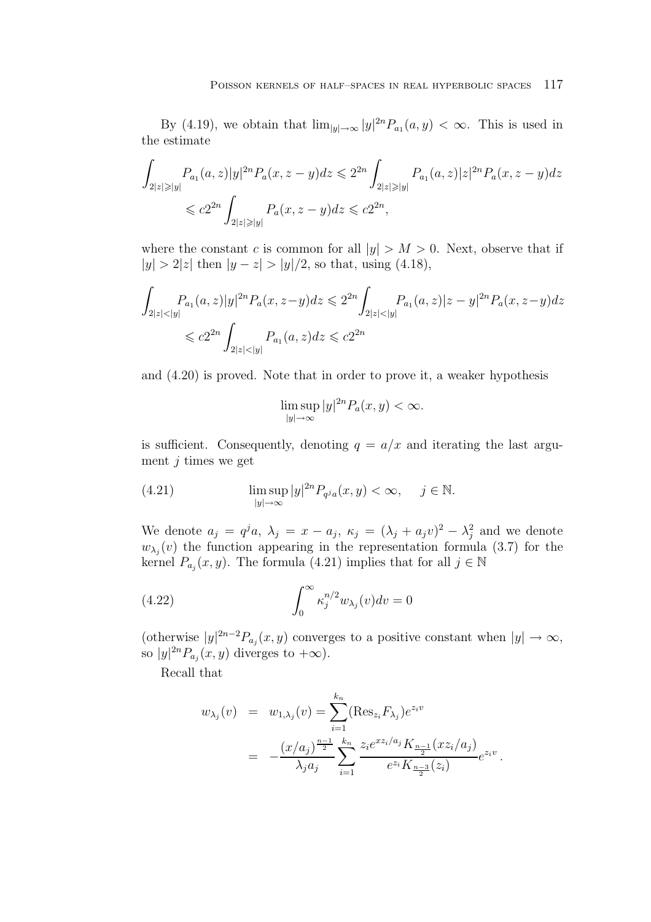By (4.19), we obtain that $\lim_{|y|\to\infty} |y|^{2n} P_{a_1}(a,y) < \infty$. This is used in the estimate

$$
\begin{aligned}
\int_{2|z|\geqslant|y|} P_{a_1}(a,z)|y|^{2n} P_a(x,z-y)dz &\leqslant 2^{2n}\int_{2|z|\geqslant|y|} P_{a_1}(a,z)|z|^{2n} P_a(x,z-y)dz \\
&\leqslant c2^{2n}\int_{2|z|\geqslant|y|} P_a(x,z-y)dz \leqslant c2^{2n},
\end{aligned}
$$

where the constant $c$ is common for all $|y| > M > 0$. Next, observe that if $|y| > 2|z|$ then $|y-z| > |y|/2$, so that, using (4.18),

$$
\begin{aligned}
\int_{2|z|<|y|} P_{a_1}(a,z)|y|^{2n} P_a(x,z-y)dz &\leqslant 2^{2n}\int_{2|z|<|y|} P_{a_1}(a,z)|z-y|^{2n} P_a(x,z-y)dz \\
&\leqslant c2^{2n}\int_{2|z|<|y|} P_{a_1}(a,z)dz \leqslant c2^{2n}
\end{aligned}
$$

and (4.20) is proved. Note that in order to prove it, a weaker hypothesis

$$
\limsup_{|y|\to\infty} |y|^{2n} P_a(x,y) < \infty.
$$

is sufficient. Consequently, denoting $q = a/x$ and iterating the last argument $j$ times we get

$$
\limsup_{|y|\to\infty} |y|^{2n} P_{q^j a}(x,y) < \infty, \qquad j\in\mathbb{N}. \tag{4.21}
$$

We denote $a_j = q^j a$, $\lambda_j = x - a_j$, $\kappa_j = (\lambda_j + a_j v)^2 - \lambda_j^2$ and we denote $w_{\lambda_j}(v)$ the function appearing in the representation formula (3.7) for the kernel $P_{a_j}(x,y)$. The formula (4.21) implies that for all $j\in\mathbb{N}$

$$
\int_0^\infty \kappa_j^{n/2} w_{\lambda_j}(v)dv = 0 \tag{4.22}
$$

(otherwise $|y|^{2n-2}P_{a_j}(x,y)$ converges to a positive constant when $|y|\to\infty$, so $|y|^{2n}P_{a_j}(x,y)$ diverges to $+\infty$).

Recall that

$$
\begin{aligned}
w_{\lambda_j}(v) &= w_{1,\lambda_j}(v) = \sum_{i=1}^{k_n} (\mathrm{Res}_{z_i} F_{\lambda_j}) e^{z_i v} \\
&= -\frac{(x/a_j)^{\frac{n-1}{2}}}{\lambda_j a_j} \sum_{i=1}^{k_n} \frac{z_i e^{x z_i/a_j} K_{\frac{n-1}{2}}(x z_i/a_j)}{e^{z_i} K_{\frac{n-3}{2}}(z_i)} e^{z_i v}.
\end{aligned}
$$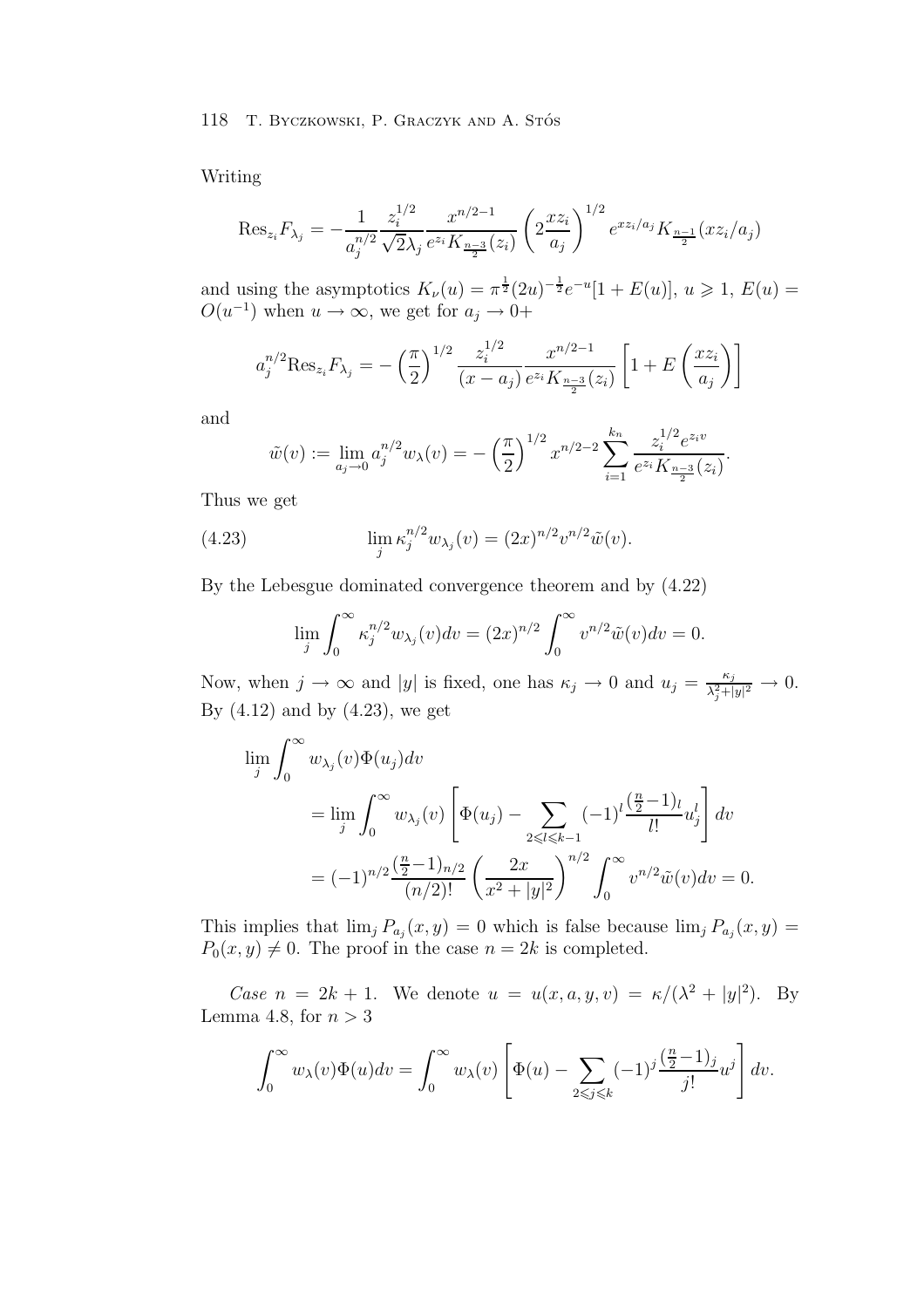Writing

$$\mathrm{Res}_{z_i} F_{\lambda_j} = -\frac{1}{a_j^{n/2}} \frac{z_i^{1/2}}{\sqrt{2}\lambda_j} \frac{x^{n/2-1}}{e^{z_i} K_{\frac{n-3}{2}}(z_i)} \left(2\frac{xz_i}{a_j}\right)^{1/2} e^{xz_i/a_j} K_{\frac{n-1}{2}}(xz_i/a_j)$$

and using the asymptotics $K_\nu(u) = \pi^{\frac{1}{2}}(2u)^{-\frac{1}{2}} e^{-u}[1+E(u)]$, $u \geqslant 1$, $E(u) = O(u^{-1})$ when $u \to \infty$, we get for $a_j \to 0+$

$$a_j^{n/2} \mathrm{Res}_{z_i} F_{\lambda_j} = -\left(\frac{\pi}{2}\right)^{1/2} \frac{z_i^{1/2}}{(x-a_j)} \frac{x^{n/2-1}}{e^{z_i} K_{\frac{n-3}{2}}(z_i)} \left[1 + E\left(\frac{xz_i}{a_j}\right)\right]$$

and

$$\tilde{w}(v) := \lim_{a_j \to 0} a_j^{n/2} w_\lambda(v) = -\left(\frac{\pi}{2}\right)^{1/2} x^{n/2-2} \sum_{i=1}^{k_n} \frac{z_i^{1/2} e^{z_i v}}{e^{z_i} K_{\frac{n-3}{2}}(z_i)}.$$

Thus we get

$$\lim_j \kappa_j^{n/2} w_{\lambda_j}(v) = (2x)^{n/2} v^{n/2} \tilde{w}(v). \tag{4.23}$$

By the Lebesgue dominated convergence theorem and by (4.22)

$$\lim_j \int_0^\infty \kappa_j^{n/2} w_{\lambda_j}(v) dv = (2x)^{n/2} \int_0^\infty v^{n/2} \tilde{w}(v) dv = 0.$$

Now, when $j \to \infty$ and $|y|$ is fixed, one has $\kappa_j \to 0$ and $u_j = \frac{\kappa_j}{\lambda_j^2 + |y|^2} \to 0$. By (4.12) and by (4.23), we get

$$\begin{aligned}
\lim_j & \int_0^\infty w_{\lambda_j}(v) \Phi(u_j) dv \\
&= \lim_j \int_0^\infty w_{\lambda_j}(v) \left[\Phi(u_j) - \sum_{2 \leqslant l \leqslant k-1} (-1)^l \frac{(\frac{n}{2}-1)_l}{l!} u_j^l\right] dv \\
&= (-1)^{n/2} \frac{(\frac{n}{2}-1)_{n/2}}{(n/2)!} \left(\frac{2x}{x^2+|y|^2}\right)^{n/2} \int_0^\infty v^{n/2} \tilde{w}(v) dv = 0.
\end{aligned}$$

This implies that $\lim_j P_{a_j}(x,y) = 0$ which is false because $\lim_j P_{a_j}(x,y) = P_0(x,y) \neq 0$. The proof in the case $n = 2k$ is completed.

*Case* $n = 2k+1$. We denote $u = u(x,a,y,v) = \kappa/(\lambda^2 + |y|^2)$. By Lemma 4.8, for $n > 3$

$$\int_0^\infty w_\lambda(v) \Phi(u) dv = \int_0^\infty w_\lambda(v) \left[\Phi(u) - \sum_{2 \leqslant j \leqslant k} (-1)^j \frac{(\frac{n}{2}-1)_j}{j!} u^j\right] dv.$$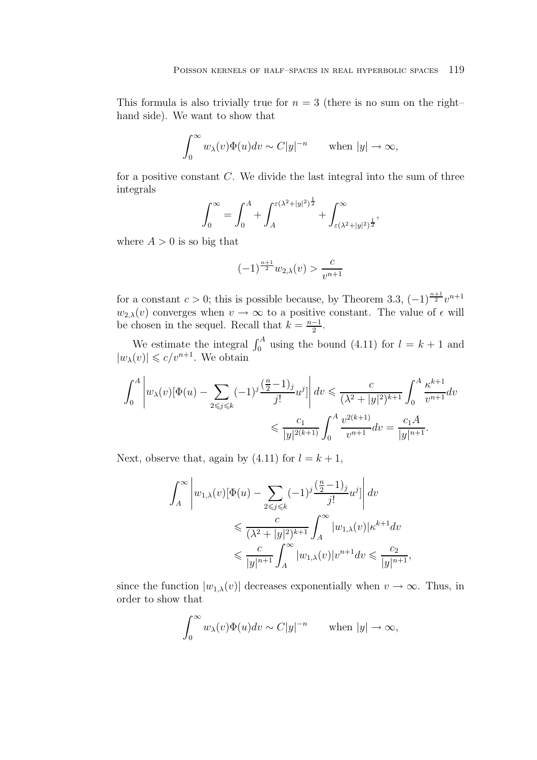This formula is also trivially true for $n = 3$ (there is no sum on the right–hand side). We want to show that

$$\int_0^\infty w_\lambda(v)\Phi(u)dv \sim C|y|^{-n} \qquad \text{when } |y| \to \infty,$$

for a positive constant $C$. We divide the last integral into the sum of three integrals

$$\int_0^\infty = \int_0^A + \int_A^{\varepsilon(\lambda^2+|y|^2)^{\frac{1}{2}}} + \int_{\varepsilon(\lambda^2+|y|^2)^{\frac{1}{2}}}^\infty,$$

where $A > 0$ is so big that

$$(-1)^{\frac{n+1}{2}} w_{2,\lambda}(v) > \frac{c}{v^{n+1}}$$

for a constant $c > 0$; this is possible because, by Theorem 3.3, $(-1)^{\frac{n+1}{2}} v^{n+1}$ $w_{2,\lambda}(v)$ converges when $v \to \infty$ to a positive constant. The value of $\epsilon$ will be chosen in the sequel. Recall that $k = \frac{n-1}{2}$.

We estimate the integral $\int_0^A$ using the bound (4.11) for $l = k+1$ and $|w_\lambda(v)| \leqslant c/v^{n+1}$. We obtain

$$\int_0^A \left| w_\lambda(v)[\Phi(u) - \sum_{2 \leqslant j \leqslant k} (-1)^j \frac{(\frac{n}{2}-1)_j}{j!} u^j] \right| dv \leqslant \frac{c}{(\lambda^2+|y|^2)^{k+1}} \int_0^A \frac{\kappa^{k+1}}{v^{n+1}} dv$$
$$\leqslant \frac{c_1}{|y|^{2(k+1)}} \int_0^A \frac{v^{2(k+1)}}{v^{n+1}} dv = \frac{c_1 A}{|y|^{n+1}}.$$

Next, observe that, again by (4.11) for $l = k+1$,

$$\int_A^\infty \left| w_{1,\lambda}(v)[\Phi(u) - \sum_{2 \leqslant j \leqslant k} (-1)^j \frac{(\frac{n}{2}-1)_j}{j!} u^j] \right| dv$$
$$\leqslant \frac{c}{(\lambda^2+|y|^2)^{k+1}} \int_A^\infty |w_{1,\lambda}(v)| \kappa^{k+1} dv$$
$$\leqslant \frac{c}{|y|^{n+1}} \int_A^\infty |w_{1,\lambda}(v)| v^{n+1} dv \leqslant \frac{c_2}{|y|^{n+1}},$$

since the function $|w_{1,\lambda}(v)|$ decreases exponentially when $v \to \infty$. Thus, in order to show that

$$\int_0^\infty w_\lambda(v)\Phi(u)dv \sim C|y|^{-n} \qquad \text{when } |y| \to \infty,$$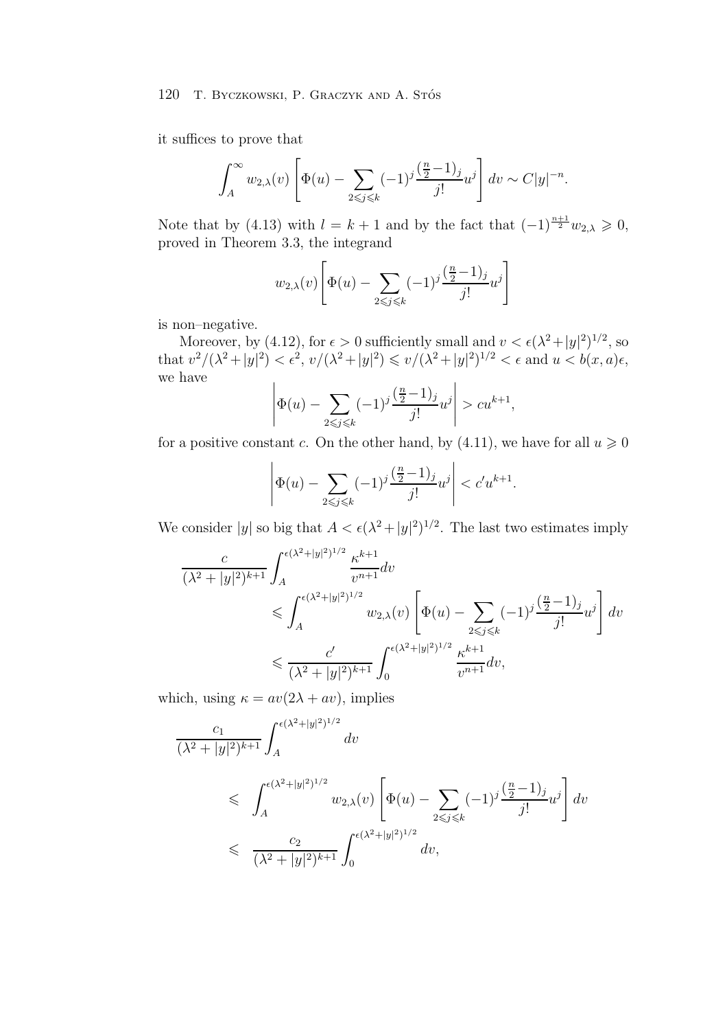it suffices to prove that

$$\int_A^\infty w_{2,\lambda}(v)\left[\Phi(u) - \sum_{2\leqslant j\leqslant k}(-1)^j\frac{(\frac{n}{2}-1)_j}{j!}u^j\right]dv \sim C|y|^{-n}.$$

Note that by (4.13) with $l = k+1$ and by the fact that $(-1)^{\frac{n+1}{2}}w_{2,\lambda} \geqslant 0$, proved in Theorem 3.3, the integrand

$$w_{2,\lambda}(v)\left[\Phi(u) - \sum_{2\leqslant j\leqslant k}(-1)^j\frac{(\frac{n}{2}-1)_j}{j!}u^j\right]$$

is non–negative.

Moreover, by (4.12), for $\epsilon > 0$ sufficiently small and $v < \epsilon(\lambda^2+|y|^2)^{1/2}$, so that $v^2/(\lambda^2+|y|^2) < \epsilon^2$, $v/(\lambda^2+|y|^2) \leqslant v/(\lambda^2+|y|^2)^{1/2} < \epsilon$ and $u < b(x,a)\epsilon$, we have

$$\left|\Phi(u) - \sum_{2\leqslant j\leqslant k}(-1)^j\frac{(\frac{n}{2}-1)_j}{j!}u^j\right| > cu^{k+1},$$

for a positive constant $c$. On the other hand, by (4.11), we have for all $u \geqslant 0$

$$\left|\Phi(u) - \sum_{2\leqslant j\leqslant k}(-1)^j\frac{(\frac{n}{2}-1)_j}{j!}u^j\right| < c'u^{k+1}.$$

We consider $|y|$ so big that $A < \epsilon(\lambda^2+|y|^2)^{1/2}$. The last two estimates imply

$$\begin{aligned}
\frac{c}{(\lambda^2+|y|^2)^{k+1}}&\int_A^{\epsilon(\lambda^2+|y|^2)^{1/2}}\frac{\kappa^{k+1}}{v^{n+1}}dv \\
&\leqslant \int_A^{\epsilon(\lambda^2+|y|^2)^{1/2}} w_{2,\lambda}(v)\left[\Phi(u) - \sum_{2\leqslant j\leqslant k}(-1)^j\frac{(\frac{n}{2}-1)_j}{j!}u^j\right]dv \\
&\leqslant \frac{c'}{(\lambda^2+|y|^2)^{k+1}}\int_0^{\epsilon(\lambda^2+|y|^2)^{1/2}}\frac{\kappa^{k+1}}{v^{n+1}}dv,
\end{aligned}$$

which, using $\kappa = av(2\lambda + av)$, implies

$$\begin{aligned}
\frac{c_1}{(\lambda^2+|y|^2)^{k+1}}&\int_A^{\epsilon(\lambda^2+|y|^2)^{1/2}} dv \\
&\leqslant \int_A^{\epsilon(\lambda^2+|y|^2)^{1/2}} w_{2,\lambda}(v)\left[\Phi(u) - \sum_{2\leqslant j\leqslant k}(-1)^j\frac{(\frac{n}{2}-1)_j}{j!}u^j\right]dv \\
&\leqslant \frac{c_2}{(\lambda^2+|y|^2)^{k+1}}\int_0^{\epsilon(\lambda^2+|y|^2)^{1/2}} dv,
\end{aligned}$$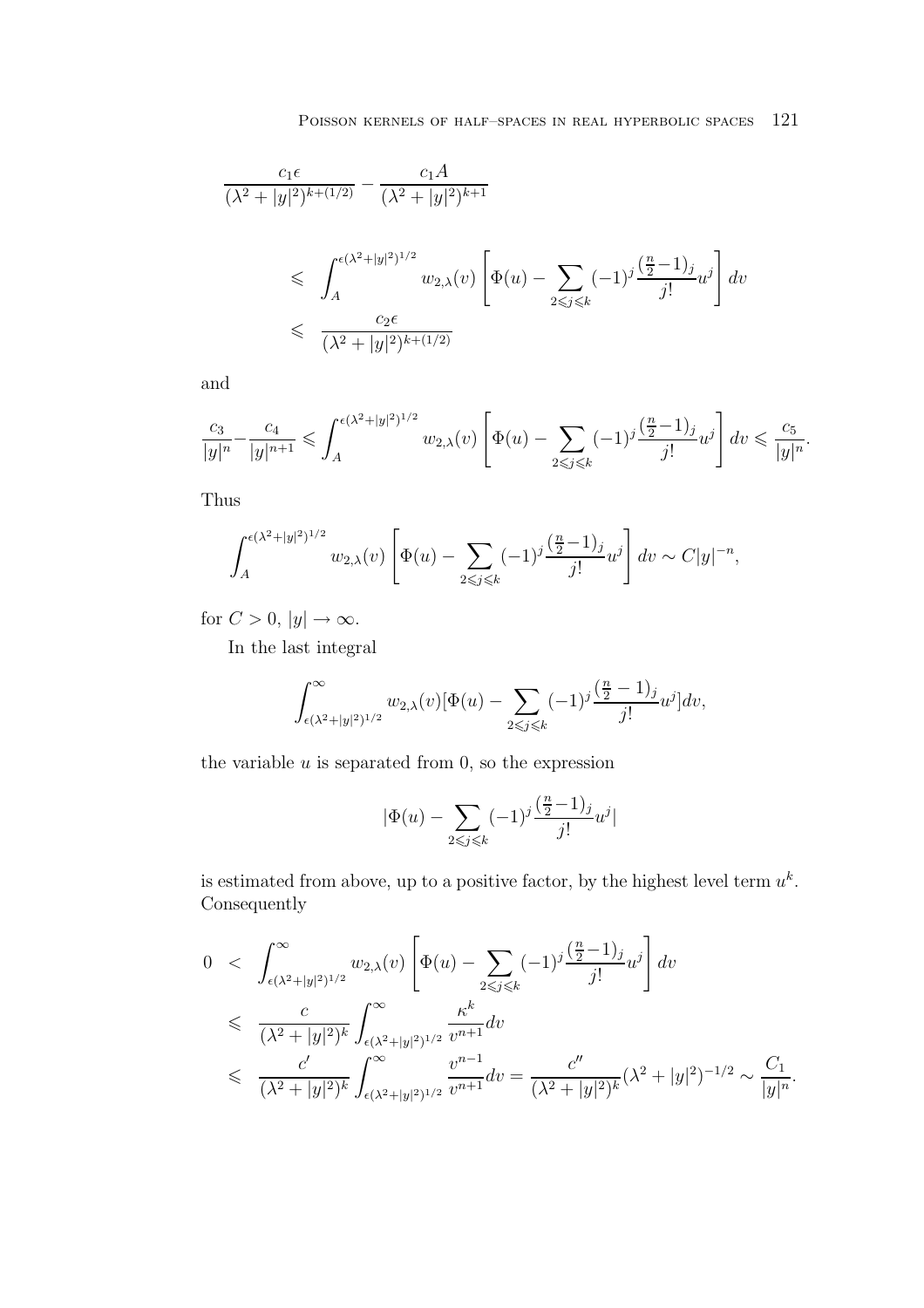$$\frac{c_1\epsilon}{(\lambda^2+|y|^2)^{k+(1/2)}} - \frac{c_1 A}{(\lambda^2+|y|^2)^{k+1}}$$

$$\begin{aligned}
&\leqslant \int_A^{\epsilon(\lambda^2+|y|^2)^{1/2}} w_{2,\lambda}(v)\left[\Phi(u) - \sum_{2\leqslant j\leqslant k}(-1)^j\frac{(\frac{n}{2}-1)_j}{j!}u^j\right]dv \\
&\leqslant \frac{c_2\epsilon}{(\lambda^2+|y|^2)^{k+(1/2)}}
\end{aligned}$$

and

$$\frac{c_3}{|y|^n} - \frac{c_4}{|y|^{n+1}} \leqslant \int_A^{\epsilon(\lambda^2+|y|^2)^{1/2}} w_{2,\lambda}(v)\left[\Phi(u) - \sum_{2\leqslant j\leqslant k}(-1)^j\frac{(\frac{n}{2}-1)_j}{j!}u^j\right]dv \leqslant \frac{c_5}{|y|^n}.$$

Thus

$$\int_A^{\epsilon(\lambda^2+|y|^2)^{1/2}} w_{2,\lambda}(v)\left[\Phi(u) - \sum_{2\leqslant j\leqslant k}(-1)^j\frac{(\frac{n}{2}-1)_j}{j!}u^j\right]dv \sim C|y|^{-n},$$

for $C>0$, $|y|\to\infty$.

In the last integral

$$\int_{\epsilon(\lambda^2+|y|^2)^{1/2}}^{\infty} w_{2,\lambda}(v)[\Phi(u) - \sum_{2\leqslant j\leqslant k}(-1)^j\frac{(\frac{n}{2}-1)_j}{j!}u^j]dv,$$

the variable $u$ is separated from 0, so the expression

$$|\Phi(u) - \sum_{2\leqslant j\leqslant k}(-1)^j\frac{(\frac{n}{2}-1)_j}{j!}u^j|$$

is estimated from above, up to a positive factor, by the highest level term $u^k$. Consequently

$$\begin{aligned}
0 &< \int_{\epsilon(\lambda^2+|y|^2)^{1/2}}^{\infty} w_{2,\lambda}(v)\left[\Phi(u) - \sum_{2\leqslant j\leqslant k}(-1)^j\frac{(\frac{n}{2}-1)_j}{j!}u^j\right]dv \\
&\leqslant \frac{c}{(\lambda^2+|y|^2)^k}\int_{\epsilon(\lambda^2+|y|^2)^{1/2}}^{\infty}\frac{\kappa^k}{v^{n+1}}dv \\
&\leqslant \frac{c'}{(\lambda^2+|y|^2)^k}\int_{\epsilon(\lambda^2+|y|^2)^{1/2}}^{\infty}\frac{v^{n-1}}{v^{n+1}}dv = \frac{c''}{(\lambda^2+|y|^2)^k}(\lambda^2+|y|^2)^{-1/2} \sim \frac{C_1}{|y|^n}.
\end{aligned}$$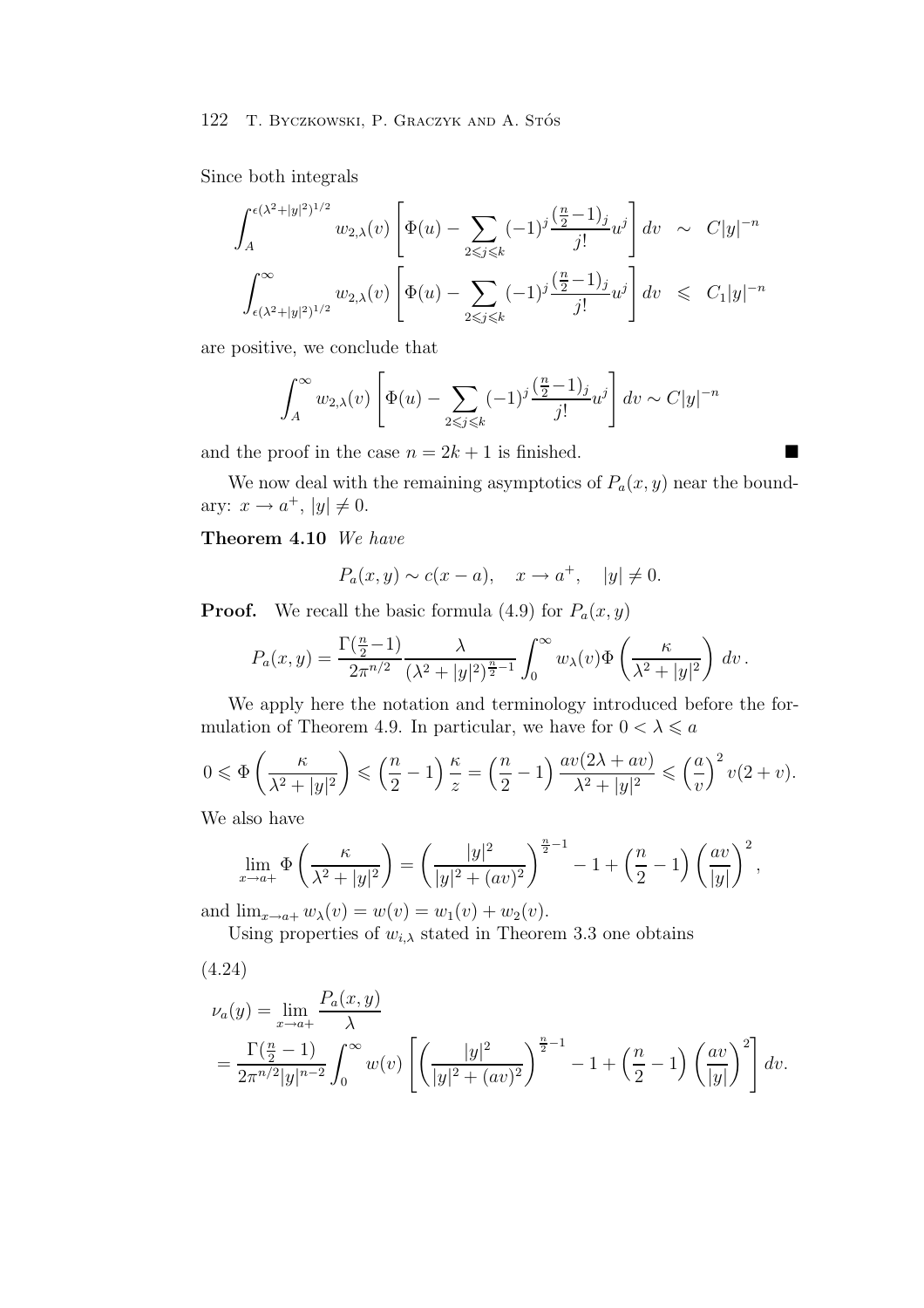Since both integrals

$$\int_A^{\epsilon(\lambda^2+|y|^2)^{1/2}} w_{2,\lambda}(v)\left[\Phi(u) - \sum_{2\leqslant j\leqslant k}(-1)^j\frac{(\frac{n}{2}-1)_j}{j!}u^j\right]dv \quad\sim\quad C|y|^{-n}$$

$$\int_{\epsilon(\lambda^2+|y|^2)^{1/2}}^{\infty} w_{2,\lambda}(v)\left[\Phi(u) - \sum_{2\leqslant j\leqslant k}(-1)^j\frac{(\frac{n}{2}-1)_j}{j!}u^j\right]dv \quad\leqslant\quad C_1|y|^{-n}$$

are positive, we conclude that

$$\int_A^{\infty} w_{2,\lambda}(v)\left[\Phi(u) - \sum_{2\leqslant j\leqslant k}(-1)^j\frac{(\frac{n}{2}-1)_j}{j!}u^j\right]dv \sim C|y|^{-n}$$

and the proof in the case $n = 2k+1$ is finished. ■

We now deal with the remaining asymptotics of $P_a(x,y)$ near the boundary: $x \to a^+$, $|y| \neq 0$.

**Theorem 4.10** *We have*

$$P_a(x,y) \sim c(x-a), \quad x \to a^+, \quad |y| \neq 0.$$

**Proof.** We recall the basic formula (4.9) for $P_a(x,y)$

$$P_a(x,y) = \frac{\Gamma(\frac{n}{2}-1)}{2\pi^{n/2}}\frac{\lambda}{(\lambda^2+|y|^2)^{\frac{n}{2}-1}}\int_0^\infty w_\lambda(v)\Phi\left(\frac{\kappa}{\lambda^2+|y|^2}\right)dv\,.$$

We apply here the notation and terminology introduced before the formulation of Theorem 4.9. In particular, we have for $0 < \lambda \leqslant a$

$$0 \leqslant \Phi\left(\frac{\kappa}{\lambda^2+|y|^2}\right) \leqslant \left(\frac{n}{2}-1\right)\frac{\kappa}{z} = \left(\frac{n}{2}-1\right)\frac{av(2\lambda+av)}{\lambda^2+|y|^2} \leqslant \left(\frac{a}{v}\right)^2 v(2+v).$$

We also have

$$\lim_{x\to a+}\Phi\left(\frac{\kappa}{\lambda^2+|y|^2}\right) = \left(\frac{|y|^2}{|y|^2+(av)^2}\right)^{\frac{n}{2}-1} - 1 + \left(\frac{n}{2}-1\right)\left(\frac{av}{|y|}\right)^2,$$

and $\lim_{x\to a+} w_\lambda(v) = w(v) = w_1(v) + w_2(v)$.

Using properties of $w_{i,\lambda}$ stated in Theorem 3.3 one obtains

(4.24)

$$\begin{aligned}
\nu_a(y) &= \lim_{x\to a+}\frac{P_a(x,y)}{\lambda} \\
&= \frac{\Gamma(\frac{n}{2}-1)}{2\pi^{n/2}|y|^{n-2}}\int_0^\infty w(v)\left[\left(\frac{|y|^2}{|y|^2+(av)^2}\right)^{\frac{n}{2}-1} - 1 + \left(\frac{n}{2}-1\right)\left(\frac{av}{|y|}\right)^2\right]dv.
\end{aligned}$$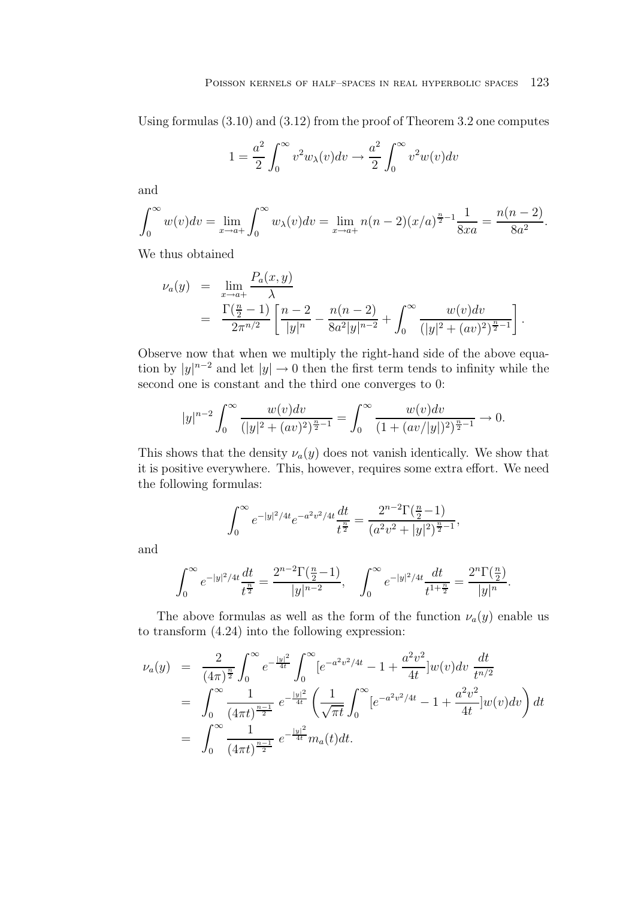Using formulas (3.10) and (3.12) from the proof of Theorem 3.2 one computes

$$1 = \frac{a^2}{2}\int_0^\infty v^2 w_\lambda(v)dv \to \frac{a^2}{2}\int_0^\infty v^2 w(v)dv$$

and

$$\int_0^\infty w(v)dv = \lim_{x\to a+}\int_0^\infty w_\lambda(v)dv = \lim_{x\to a+} n(n-2)(x/a)^{\frac{n}{2}-1}\frac{1}{8xa} = \frac{n(n-2)}{8a^2}.$$

We thus obtained

$$\begin{aligned}
\nu_a(y) &= \lim_{x\to a+}\frac{P_a(x,y)}{\lambda} \\
&= \frac{\Gamma(\frac{n}{2}-1)}{2\pi^{n/2}}\left[\frac{n-2}{|y|^n} - \frac{n(n-2)}{8a^2|y|^{n-2}} + \int_0^\infty \frac{w(v)dv}{(|y|^2+(av)^2)^{\frac{n}{2}-1}}\right].
\end{aligned}$$

Observe now that when we multiply the right-hand side of the above equation by $|y|^{n-2}$ and let $|y|\to 0$ then the first term tends to infinity while the second one is constant and the third one converges to 0:

$$|y|^{n-2}\int_0^\infty \frac{w(v)dv}{(|y|^2+(av)^2)^{\frac{n}{2}-1}} = \int_0^\infty \frac{w(v)dv}{(1+(av/|y|)^2)^{\frac{n}{2}-1}} \to 0.$$

This shows that the density $\nu_a(y)$ does not vanish identically. We show that it is positive everywhere. This, however, requires some extra effort. We need the following formulas:

$$\int_0^\infty e^{-|y|^2/4t}e^{-a^2v^2/4t}\frac{dt}{t^{\frac{n}{2}}} = \frac{2^{n-2}\Gamma(\frac{n}{2}-1)}{(a^2v^2+|y|^2)^{\frac{n}{2}-1}},$$

and

$$\int_0^\infty e^{-|y|^2/4t}\frac{dt}{t^{\frac{n}{2}}} = \frac{2^{n-2}\Gamma(\frac{n}{2}-1)}{|y|^{n-2}}, \quad \int_0^\infty e^{-|y|^2/4t}\frac{dt}{t^{1+\frac{n}{2}}} = \frac{2^n\Gamma(\frac{n}{2})}{|y|^n}.$$

The above formulas as well as the form of the function $\nu_a(y)$ enable us to transform (4.24) into the following expression:

$$\begin{aligned}
\nu_a(y) &= \frac{2}{(4\pi)^{\frac{n}{2}}}\int_0^\infty e^{-\frac{|y|^2}{4t}}\int_0^\infty [e^{-a^2v^2/4t} - 1 + \frac{a^2v^2}{4t}]w(v)dv\,\frac{dt}{t^{n/2}} \\
&= \int_0^\infty \frac{1}{(4\pi t)^{\frac{n-1}{2}}}\,e^{-\frac{|y|^2}{4t}}\left(\frac{1}{\sqrt{\pi t}}\int_0^\infty [e^{-a^2v^2/4t} - 1 + \frac{a^2v^2}{4t}]w(v)dv\right)dt \\
&= \int_0^\infty \frac{1}{(4\pi t)^{\frac{n-1}{2}}}\,e^{-\frac{|y|^2}{4t}}m_a(t)dt.
\end{aligned}$$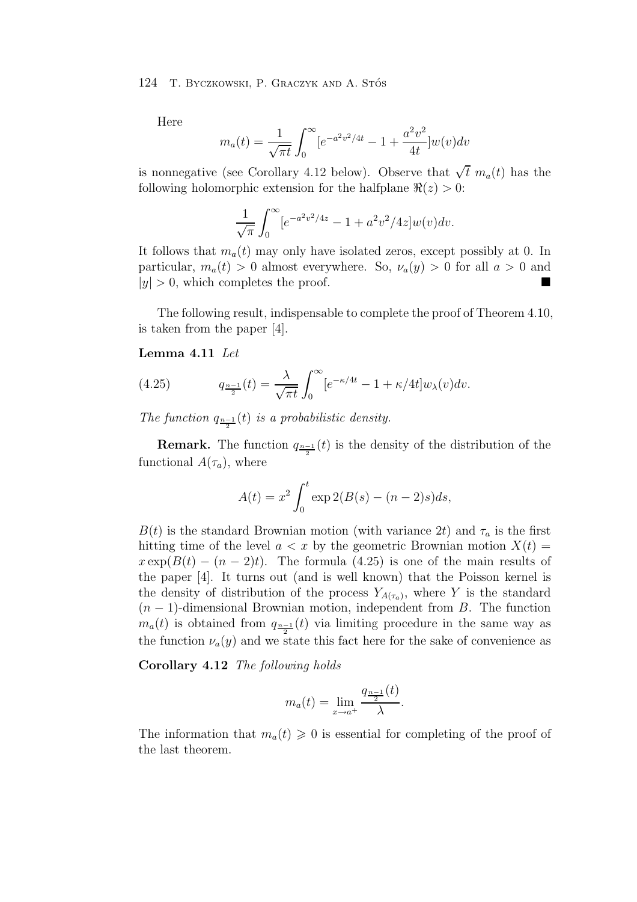Here

$$m_a(t) = \frac{1}{\sqrt{\pi t}} \int_0^\infty [e^{-a^2v^2/4t} - 1 + \frac{a^2v^2}{4t}] w(v) dv$$

is nonnegative (see Corollary 4.12 below). Observe that $\sqrt{t}\; m_a(t)$ has the following holomorphic extension for the halfplane $\Re(z) > 0$:

$$\frac{1}{\sqrt{\pi}} \int_0^\infty [e^{-a^2v^2/4z} - 1 + a^2v^2/4z] w(v) dv.$$

It follows that $m_a(t)$ may only have isolated zeros, except possibly at 0. In particular, $m_a(t) > 0$ almost everywhere. So, $\nu_a(y) > 0$ for all $a > 0$ and $|y| > 0$, which completes the proof. ■

The following result, indispensable to complete the proof of Theorem 4.10, is taken from the paper [4].

**Lemma 4.11** *Let*

$$q_{\frac{n-1}{2}}(t) = \frac{\lambda}{\sqrt{\pi t}} \int_0^\infty [e^{-\kappa/4t} - 1 + \kappa/4t] w_\lambda(v) dv. \tag{4.25}$$

*The function $q_{\frac{n-1}{2}}(t)$ is a probabilistic density.*

**Remark.** The function $q_{\frac{n-1}{2}}(t)$ is the density of the distribution of the functional $A(\tau_a)$, where

$$A(t) = x^2 \int_0^t \exp 2(B(s) - (n-2)s) ds,$$

$B(t)$ is the standard Brownian motion (with variance $2t$) and $\tau_a$ is the first hitting time of the level $a < x$ by the geometric Brownian motion $X(t) = x \exp(B(t) - (n-2)t)$. The formula (4.25) is one of the main results of the paper [4]. It turns out (and is well known) that the Poisson kernel is the density of distribution of the process $Y_{A(\tau_a)}$, where $Y$ is the standard $(n-1)$-dimensional Brownian motion, independent from $B$. The function $m_a(t)$ is obtained from $q_{\frac{n-1}{2}}(t)$ via limiting procedure in the same way as the function $\nu_a(y)$ and we state this fact here for the sake of convenience as

**Corollary 4.12** *The following holds*

$$m_a(t) = \lim_{x \to a^+} \frac{q_{\frac{n-1}{2}}(t)}{\lambda}.$$

The information that $m_a(t) \geqslant 0$ is essential for completing of the proof of the last theorem.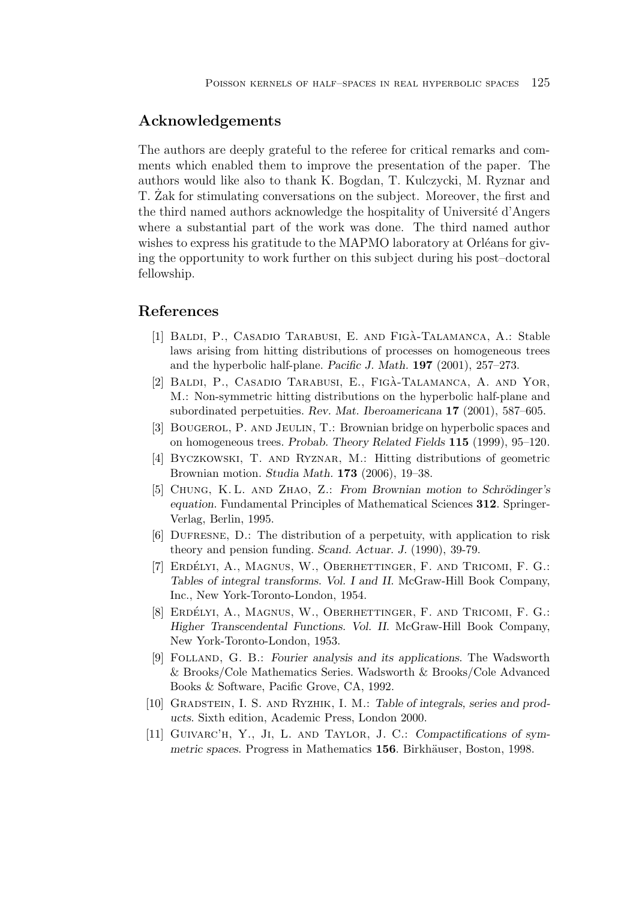## Acknowledgements

The authors are deeply grateful to the referee for critical remarks and comments which enabled them to improve the presentation of the paper. The authors would like also to thank K. Bogdan, T. Kulczycki, M. Ryznar and T. Żak for stimulating conversations on the subject. Moreover, the first and the third named authors acknowledge the hospitality of Université d'Angers where a substantial part of the work was done. The third named author wishes to express his gratitude to the MAPMO laboratory at Orléans for giving the opportunity to work further on this subject during his post–doctoral fellowship.

## References

[1] Baldi, P., Casadio Tarabusi, E. and Figà-Talamanca, A.: Stable laws arising from hitting distributions of processes on homogeneous trees and the hyperbolic half-plane. *Pacific J. Math.* **197** (2001), 257–273.

[2] Baldi, P., Casadio Tarabusi, E., Figà-Talamanca, A. and Yor, M.: Non-symmetric hitting distributions on the hyperbolic half-plane and subordinated perpetuities. *Rev. Mat. Iberoamericana* **17** (2001), 587–605.

[3] Bougerol, P. and Jeulin, T.: Brownian bridge on hyperbolic spaces and on homogeneous trees. *Probab. Theory Related Fields* **115** (1999), 95–120.

[4] Byczkowski, T. and Ryznar, M.: Hitting distributions of geometric Brownian motion. *Studia Math.* **173** (2006), 19–38.

[5] Chung, K. L. and Zhao, Z.: *From Brownian motion to Schrödinger's equation*. Fundamental Principles of Mathematical Sciences **312**. Springer-Verlag, Berlin, 1995.

[6] Dufresne, D.: The distribution of a perpetuity, with application to risk theory and pension funding. *Scand. Actuar. J.* (1990), 39-79.

[7] Erdélyi, A., Magnus, W., Oberhettinger, F. and Tricomi, F. G.: *Tables of integral transforms. Vol. I and II*. McGraw-Hill Book Company, Inc., New York-Toronto-London, 1954.

[8] Erdélyi, A., Magnus, W., Oberhettinger, F. and Tricomi, F. G.: *Higher Transcendental Functions. Vol. II*. McGraw-Hill Book Company, New York-Toronto-London, 1953.

[9] Folland, G. B.: *Fourier analysis and its applications*. The Wadsworth & Brooks/Cole Mathematics Series. Wadsworth & Brooks/Cole Advanced Books & Software, Pacific Grove, CA, 1992.

[10] Gradstein, I. S. and Ryzhik, I. M.: *Table of integrals, series and products*. Sixth edition, Academic Press, London 2000.

[11] Guivarc'h, Y., Ji, L. and Taylor, J. C.: *Compactifications of symmetric spaces*. Progress in Mathematics **156**. Birkhäuser, Boston, 1998.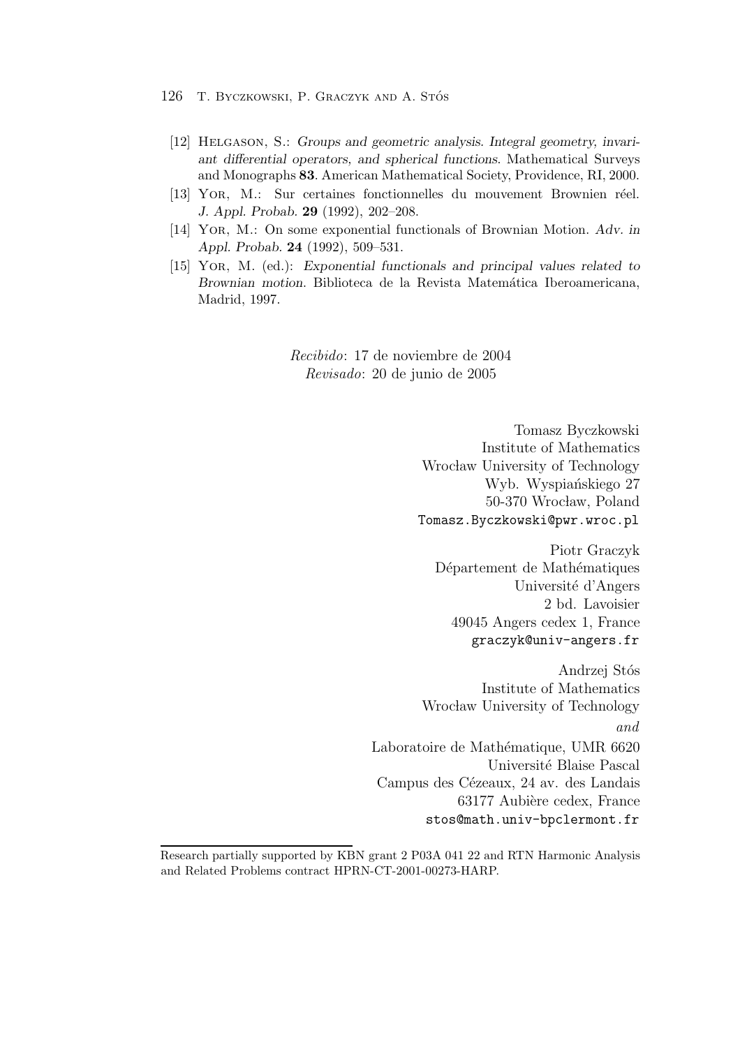[12] Helgason, S.: *Groups and geometric analysis. Integral geometry, invariant differential operators, and spherical functions*. Mathematical Surveys and Monographs **83**. American Mathematical Society, Providence, RI, 2000.

[13] Yor, M.: Sur certaines fonctionnelles du mouvement Brownien réel. *J. Appl. Probab.* **29** (1992), 202–208.

[14] Yor, M.: On some exponential functionals of Brownian Motion. *Adv. in Appl. Probab.* **24** (1992), 509–531.

[15] Yor, M. (ed.): *Exponential functionals and principal values related to Brownian motion*. Biblioteca de la Revista Matemática Iberoamericana, Madrid, 1997.

*Recibido*: 17 de noviembre de 2004
*Revisado*: 20 de junio de 2005

Tomasz Byczkowski
Institute of Mathematics
Wrocław University of Technology
Wyb. Wyspiańskiego 27
50-370 Wrocław, Poland
Tomasz.Byczkowski@pwr.wroc.pl

Piotr Graczyk
Département de Mathématiques
Université d'Angers
2 bd. Lavoisier
49045 Angers cedex 1, France
graczyk@univ-angers.fr

Andrzej Stós
Institute of Mathematics
Wrocław University of Technology
*and*
Laboratoire de Mathématique, UMR 6620
Université Blaise Pascal
Campus des Cézeaux, 24 av. des Landais
63177 Aubière cedex, France
stos@math.univ-bpclermont.fr

---

Research partially supported by KBN grant 2 P03A 041 22 and RTN Harmonic Analysis and Related Problems contract HPRN-CT-2001-00273-HARP.